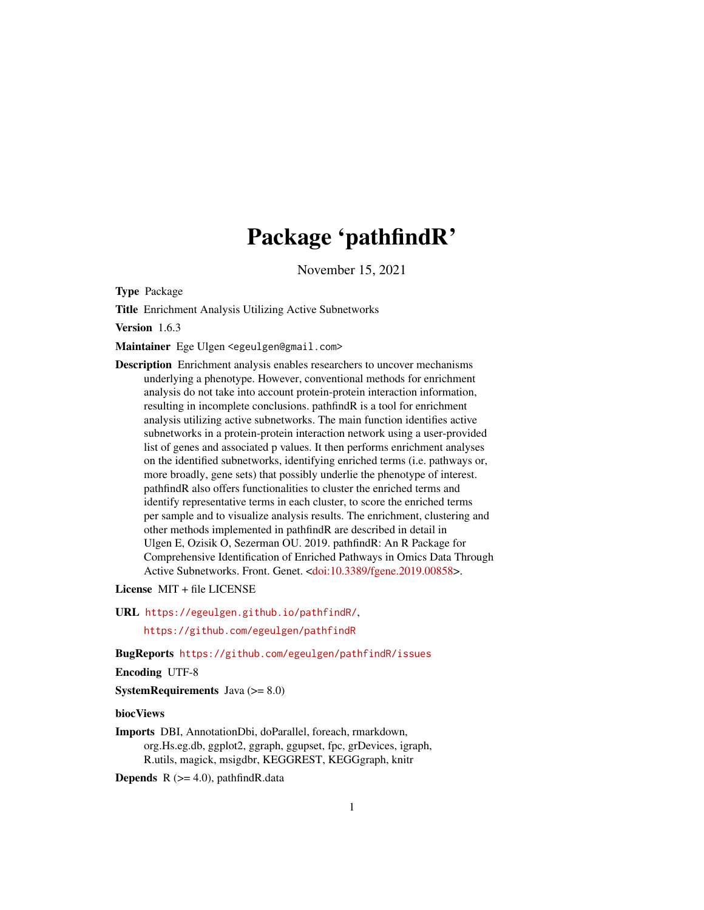# Package 'pathfindR'

November 15, 2021

**Type** Package

**Title** Enrichment Analysis Utilizing Active Subnetworks

**Version** 1.6.3

**Maintainer** Ege Ulgen <egeulgen@gmail.com>

**Description** Enrichment analysis enables researchers to uncover mechanisms underlying a phenotype. However, conventional methods for enrichment analysis do not take into account protein-protein interaction information, resulting in incomplete conclusions. pathfindR is a tool for enrichment analysis utilizing active subnetworks. The main function identifies active subnetworks in a protein-protein interaction network using a user-provided list of genes and associated p values. It then performs enrichment analyses on the identified subnetworks, identifying enriched terms (i.e. pathways or, more broadly, gene sets) that possibly underlie the phenotype of interest. pathfindR also offers functionalities to cluster the enriched terms and identify representative terms in each cluster, to score the enriched terms per sample and to visualize analysis results. The enrichment, clustering and other methods implemented in pathfindR are described in detail in Ulgen E, Ozisik O, Sezerman OU. 2019. pathfindR: An R Package for Comprehensive Identification of Enriched Pathways in Omics Data Through Active Subnetworks. Front. Genet. <doi:10.3389/fgene.2019.00858>.

**License** MIT + file LICENSE

**URL** https://egeulgen.github.io/pathfindR/,
https://github.com/egeulgen/pathfindR

**BugReports** https://github.com/egeulgen/pathfindR/issues

**Encoding** UTF-8

**SystemRequirements** Java (>= 8.0)

**biocViews**

**Imports** DBI, AnnotationDbi, doParallel, foreach, rmarkdown, org.Hs.eg.db, ggplot2, ggraph, ggupset, fpc, grDevices, igraph, R.utils, magick, msigdbr, KEGGREST, KEGGgraph, knitr

**Depends** R (>= 4.0), pathfindR.data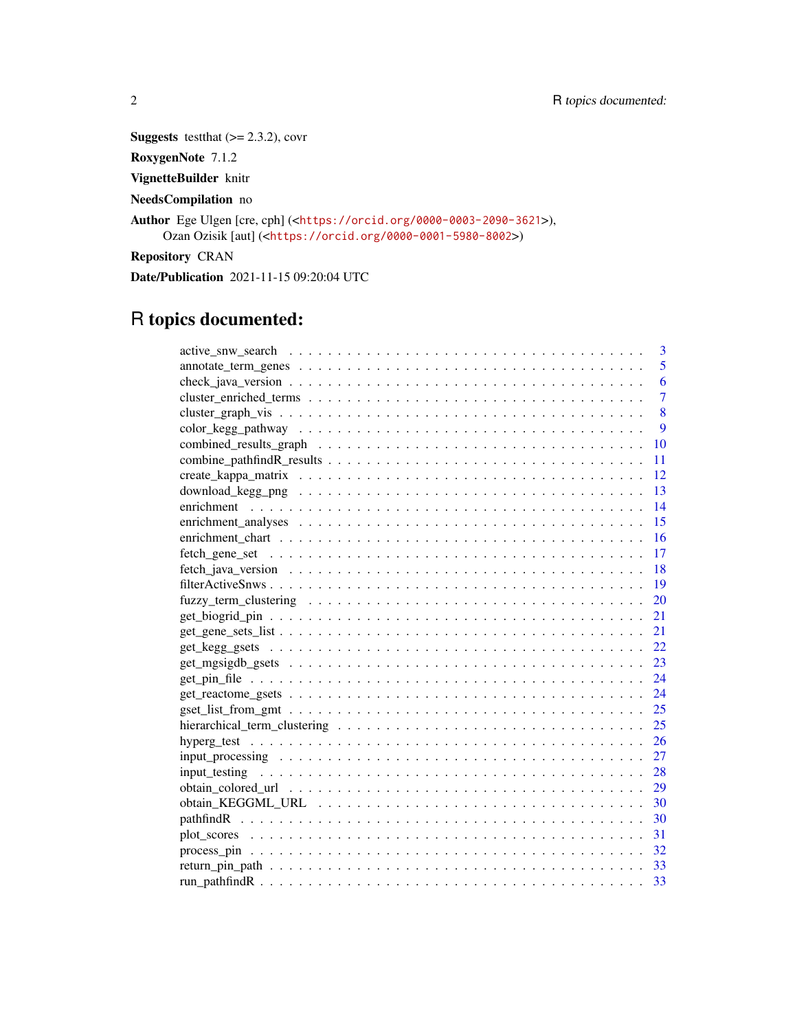**Suggests** testthat (>= 2.3.2), covr

**RoxygenNote** 7.1.2

**VignetteBuilder** knitr

**NeedsCompilation** no

**Author** Ege Ulgen [cre, cph] (<https://orcid.org/0000-0003-2090-3621>),
Ozan Ozisik [aut] (<https://orcid.org/0000-0001-5980-8002>)

**Repository** CRAN

**Date/Publication** 2021-11-15 09:20:04 UTC

# R topics documented:

- active_snw_search . . . . . . . . . . . . . . . . . . . . . . . . . . . . . . . . . . . 3
- annotate_term_genes . . . . . . . . . . . . . . . . . . . . . . . . . . . . . . . . . 5
- check_java_version . . . . . . . . . . . . . . . . . . . . . . . . . . . . . . . . . . 6
- cluster_enriched_terms . . . . . . . . . . . . . . . . . . . . . . . . . . . . . . . . 7
- cluster_graph_vis . . . . . . . . . . . . . . . . . . . . . . . . . . . . . . . . . . . 8
- color_kegg_pathway . . . . . . . . . . . . . . . . . . . . . . . . . . . . . . . . . 9
- combined_results_graph . . . . . . . . . . . . . . . . . . . . . . . . . . . . . . . 10
- combine_pathfindR_results . . . . . . . . . . . . . . . . . . . . . . . . . . . . . 11
- create_kappa_matrix . . . . . . . . . . . . . . . . . . . . . . . . . . . . . . . . . 12
- download_kegg_png . . . . . . . . . . . . . . . . . . . . . . . . . . . . . . . . . 13
- enrichment . . . . . . . . . . . . . . . . . . . . . . . . . . . . . . . . . . . . . . 14
- enrichment_analyses . . . . . . . . . . . . . . . . . . . . . . . . . . . . . . . . . 15
- enrichment_chart . . . . . . . . . . . . . . . . . . . . . . . . . . . . . . . . . . . 16
- fetch_gene_set . . . . . . . . . . . . . . . . . . . . . . . . . . . . . . . . . . . . 17
- fetch_java_version . . . . . . . . . . . . . . . . . . . . . . . . . . . . . . . . . . 18
- filterActiveSnws . . . . . . . . . . . . . . . . . . . . . . . . . . . . . . . . . . . 19
- fuzzy_term_clustering . . . . . . . . . . . . . . . . . . . . . . . . . . . . . . . . 20
- get_biogrid_pin . . . . . . . . . . . . . . . . . . . . . . . . . . . . . . . . . . . . 21
- get_gene_sets_list . . . . . . . . . . . . . . . . . . . . . . . . . . . . . . . . . . 21
- get_kegg_gsets . . . . . . . . . . . . . . . . . . . . . . . . . . . . . . . . . . . . 22
- get_mgsigdb_gsets . . . . . . . . . . . . . . . . . . . . . . . . . . . . . . . . . . 23
- get_pin_file . . . . . . . . . . . . . . . . . . . . . . . . . . . . . . . . . . . . . . 24
- get_reactome_gsets . . . . . . . . . . . . . . . . . . . . . . . . . . . . . . . . . . 24
- gset_list_from_gmt . . . . . . . . . . . . . . . . . . . . . . . . . . . . . . . . . . 25
- hierarchical_term_clustering . . . . . . . . . . . . . . . . . . . . . . . . . . . . . 25
- hyperg_test . . . . . . . . . . . . . . . . . . . . . . . . . . . . . . . . . . . . . . 26
- input_processing . . . . . . . . . . . . . . . . . . . . . . . . . . . . . . . . . . . 27
- input_testing . . . . . . . . . . . . . . . . . . . . . . . . . . . . . . . . . . . . . 28
- obtain_colored_url . . . . . . . . . . . . . . . . . . . . . . . . . . . . . . . . . . 29
- obtain_KEGGML_URL . . . . . . . . . . . . . . . . . . . . . . . . . . . . . . . . 30
- pathfindR . . . . . . . . . . . . . . . . . . . . . . . . . . . . . . . . . . . . . . . 30
- plot_scores . . . . . . . . . . . . . . . . . . . . . . . . . . . . . . . . . . . . . . 31
- process_pin . . . . . . . . . . . . . . . . . . . . . . . . . . . . . . . . . . . . . . 32
- return_pin_path . . . . . . . . . . . . . . . . . . . . . . . . . . . . . . . . . . . . 33
- run_pathfindR . . . . . . . . . . . . . . . . . . . . . . . . . . . . . . . . . . . . . 33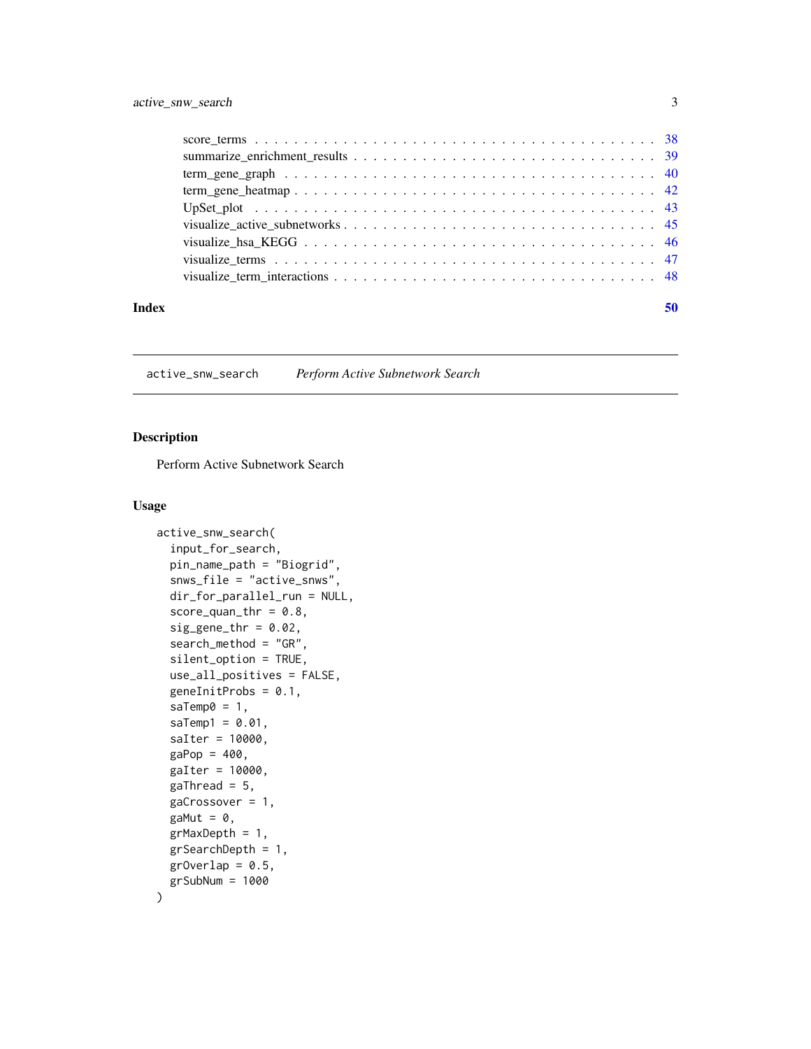score_terms . . . . . . . . . . . . . . . . . . . . . . . . . . . . . . . . . . . . . . . . . 38
summarize_enrichment_results . . . . . . . . . . . . . . . . . . . . . . . . . . . . . . . 39
term_gene_graph . . . . . . . . . . . . . . . . . . . . . . . . . . . . . . . . . . . . . . . 40
term_gene_heatmap . . . . . . . . . . . . . . . . . . . . . . . . . . . . . . . . . . . . . . 42
UpSet_plot . . . . . . . . . . . . . . . . . . . . . . . . . . . . . . . . . . . . . . . . . . 43
visualize_active_subnetworks . . . . . . . . . . . . . . . . . . . . . . . . . . . . . . . . 45
visualize_hsa_KEGG . . . . . . . . . . . . . . . . . . . . . . . . . . . . . . . . . . . . . 46
visualize_terms . . . . . . . . . . . . . . . . . . . . . . . . . . . . . . . . . . . . . . . . 47
visualize_term_interactions . . . . . . . . . . . . . . . . . . . . . . . . . . . . . . . . . 48

**Index** **50**

---

`active_snw_search` *Perform Active Subnetwork Search*

---

## Description

Perform Active Subnetwork Search

## Usage

```
active_snw_search(
  input_for_search,
  pin_name_path = "Biogrid",
  snws_file = "active_snws",
  dir_for_parallel_run = NULL,
  score_quan_thr = 0.8,
  sig_gene_thr = 0.02,
  search_method = "GR",
  silent_option = TRUE,
  use_all_positives = FALSE,
  geneInitProbs = 0.1,
  saTemp0 = 1,
  saTemp1 = 0.01,
  saIter = 10000,
  gaPop = 400,
  gaIter = 10000,
  gaThread = 5,
  gaCrossover = 1,
  gaMut = 0,
  grMaxDepth = 1,
  grSearchDepth = 1,
  grOverlap = 0.5,
  grSubNum = 1000
)
```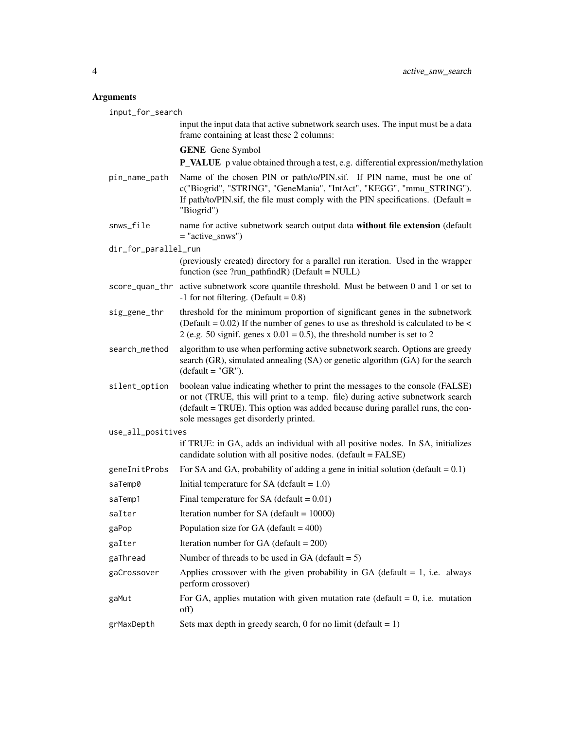## Arguments

`input_for_search`
: input the input data that active subnetwork search uses. The input must be a data frame containing at least these 2 columns:

  **GENE** Gene Symbol

  **P_VALUE** p value obtained through a test, e.g. differential expression/methylation

`pin_name_path`
: Name of the chosen PIN or path/to/PIN.sif. If PIN name, must be one of c("Biogrid", "STRING", "GeneMania", "IntAct", "KEGG", "mmu_STRING"). If path/to/PIN.sif, the file must comply with the PIN specifications. (Default = "Biogrid")

`snws_file`
: name for active subnetwork search output data **without file extension** (default = "active_snws")

`dir_for_parallel_run`
: (previously created) directory for a parallel run iteration. Used in the wrapper function (see ?run_pathfindR) (Default = NULL)

`score_quan_thr`
: active subnetwork score quantile threshold. Must be between 0 and 1 or set to -1 for not filtering. (Default = 0.8)

`sig_gene_thr`
: threshold for the minimum proportion of significant genes in the subnetwork (Default = 0.02) If the number of genes to use as threshold is calculated to be < 2 (e.g. 50 signif. genes x 0.01 = 0.5), the threshold number is set to 2

`search_method`
: algorithm to use when performing active subnetwork search. Options are greedy search (GR), simulated annealing (SA) or genetic algorithm (GA) for the search (default = "GR").

`silent_option`
: boolean value indicating whether to print the messages to the console (FALSE) or not (TRUE, this will print to a temp. file) during active subnetwork search (default = TRUE). This option was added because during parallel runs, the console messages get disorderly printed.

`use_all_positives`
: if TRUE: in GA, adds an individual with all positive nodes. In SA, initializes candidate solution with all positive nodes. (default = FALSE)

`geneInitProbs`
: For SA and GA, probability of adding a gene in initial solution (default = 0.1)

`saTemp0`
: Initial temperature for SA (default = 1.0)

`saTemp1`
: Final temperature for SA (default = 0.01)

`saIter`
: Iteration number for SA (default = 10000)

`gaPop`
: Population size for GA (default = 400)

`gaIter`
: Iteration number for GA (default = 200)

`gaThread`
: Number of threads to be used in GA (default = 5)

`gaCrossover`
: Applies crossover with the given probability in GA (default = 1, i.e. always perform crossover)

`gaMut`
: For GA, applies mutation with given mutation rate (default = 0, i.e. mutation off)

`grMaxDepth`
: Sets max depth in greedy search, 0 for no limit (default = 1)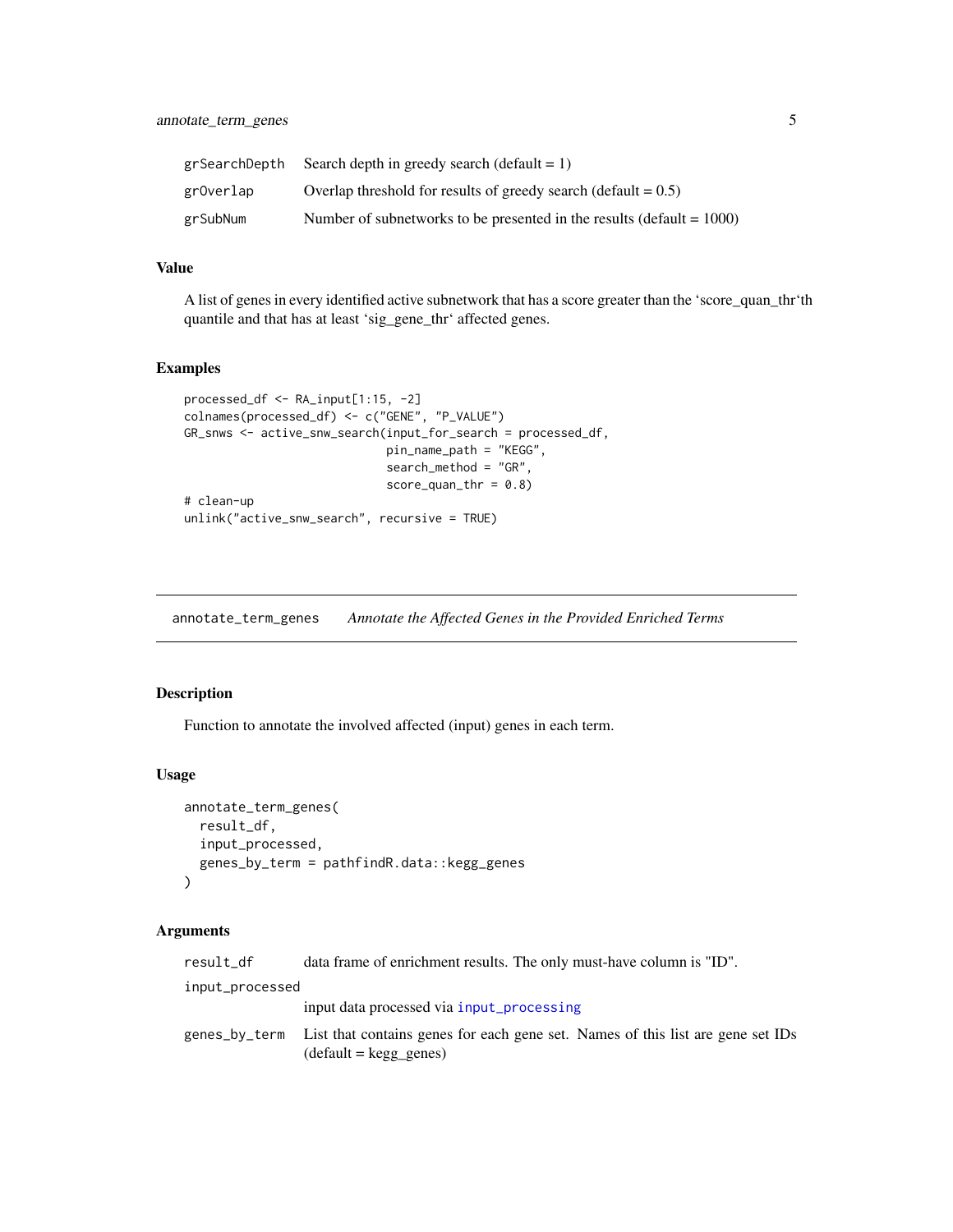| | |
|---|---|
| grSearchDepth | Search depth in greedy search (default = 1) |
| grOverlap | Overlap threshold for results of greedy search (default = 0.5) |
| grSubNum | Number of subnetworks to be presented in the results (default = 1000) |

### Value

A list of genes in every identified active subnetwork that has a score greater than the 'score_quan_thr'th quantile and that has at least 'sig_gene_thr' affected genes.

### Examples

```
processed_df <- RA_input[1:15, -2]
colnames(processed_df) <- c("GENE", "P_VALUE")
GR_snws <- active_snw_search(input_for_search = processed_df,
                             pin_name_path = "KEGG",
                             search_method = "GR",
                             score_quan_thr = 0.8)
# clean-up
unlink("active_snw_search", recursive = TRUE)
```

---

## annotate_term_genes — *Annotate the Affected Genes in the Provided Enriched Terms*

### Description

Function to annotate the involved affected (input) genes in each term.

### Usage

```
annotate_term_genes(
  result_df,
  input_processed,
  genes_by_term = pathfindR.data::kegg_genes
)
```

### Arguments

| | |
|---|---|
| result_df | data frame of enrichment results. The only must-have column is "ID". |
| input_processed | input data processed via input_processing |
| genes_by_term | List that contains genes for each gene set. Names of this list are gene set IDs (default = kegg_genes) |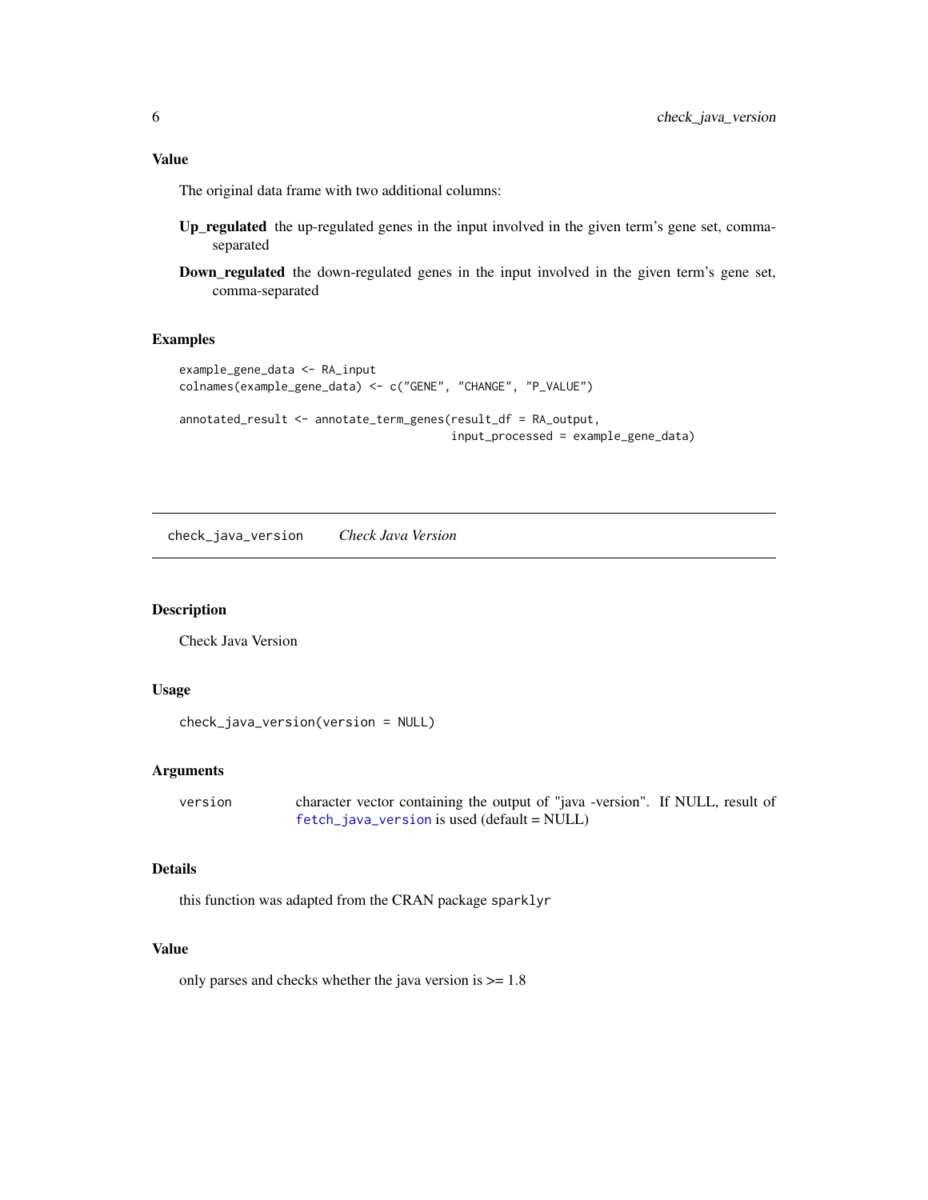### Value

The original data frame with two additional columns:

**Up_regulated** the up-regulated genes in the input involved in the given term's gene set, comma-separated

**Down_regulated** the down-regulated genes in the input involved in the given term's gene set, comma-separated

### Examples

```
example_gene_data <- RA_input
colnames(example_gene_data) <- c("GENE", "CHANGE", "P_VALUE")

annotated_result <- annotate_term_genes(result_df = RA_output,
                                        input_processed = example_gene_data)
```

---

## check_java_version    *Check Java Version*

---

### Description

Check Java Version

### Usage

```
check_java_version(version = NULL)
```

### Arguments

| | |
|---|---|
| `version` | character vector containing the output of "java -version". If NULL, result of `fetch_java_version` is used (default = NULL) |

### Details

this function was adapted from the CRAN package `sparklyr`

### Value

only parses and checks whether the java version is >= 1.8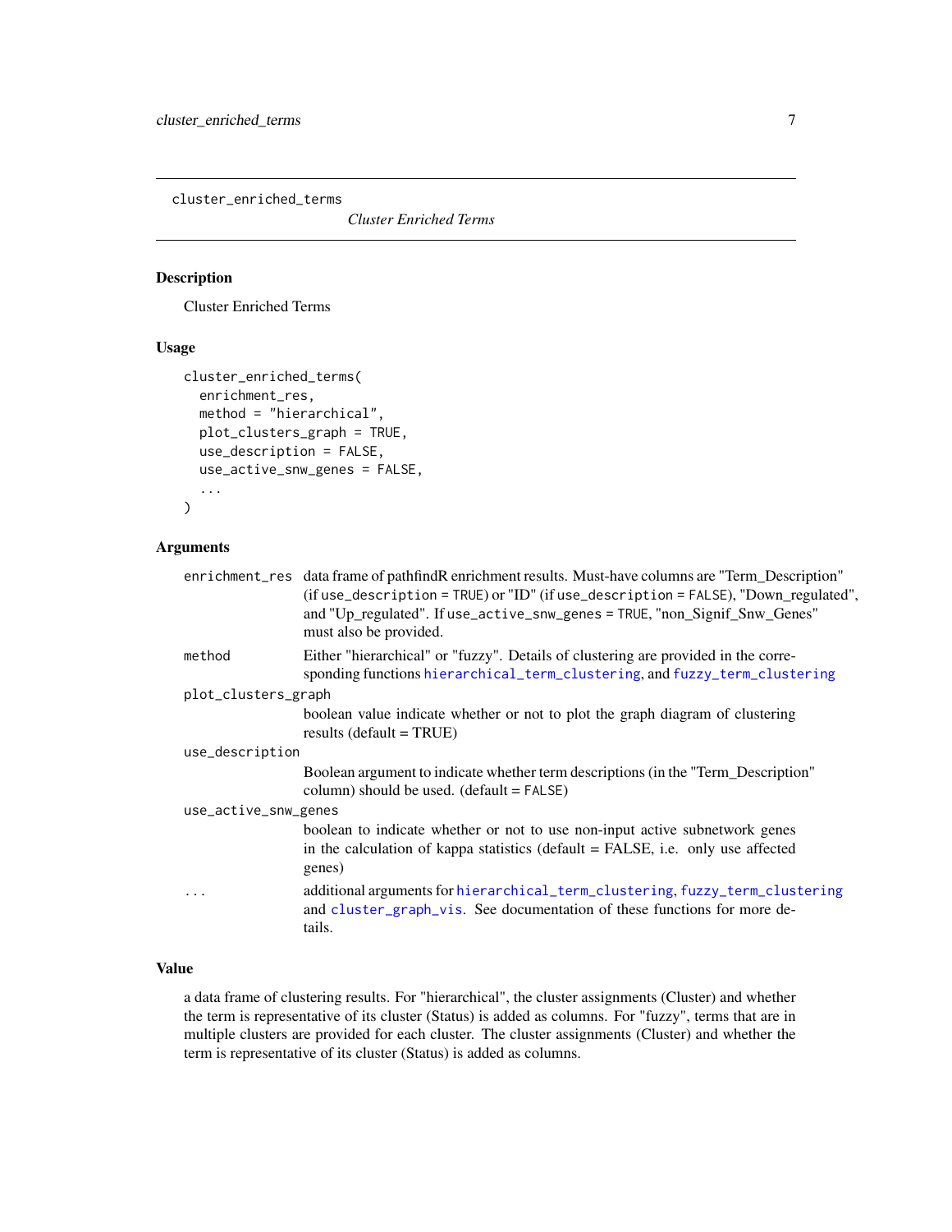```
cluster_enriched_terms
```

*Cluster Enriched Terms*

## Description

Cluster Enriched Terms

## Usage

```
cluster_enriched_terms(
  enrichment_res,
  method = "hierarchical",
  plot_clusters_graph = TRUE,
  use_description = FALSE,
  use_active_snw_genes = FALSE,
  ...
)
```

## Arguments

| Argument | Description |
| --- | --- |
| `enrichment_res` | data frame of pathfindR enrichment results. Must-have columns are "Term_Description" (if `use_description = TRUE`) or "ID" (if `use_description = FALSE`), "Down_regulated", and "Up_regulated". If `use_active_snw_genes = TRUE`, "non_Signif_Snw_Genes" must also be provided. |
| `method` | Either "hierarchical" or "fuzzy". Details of clustering are provided in the corresponding functions `hierarchical_term_clustering`, and `fuzzy_term_clustering` |
| `plot_clusters_graph` | boolean value indicate whether or not to plot the graph diagram of clustering results (default = TRUE) |
| `use_description` | Boolean argument to indicate whether term descriptions (in the "Term_Description" column) should be used. (default = `FALSE`) |
| `use_active_snw_genes` | boolean to indicate whether or not to use non-input active subnetwork genes in the calculation of kappa statistics (default = FALSE, i.e. only use affected genes) |
| `...` | additional arguments for `hierarchical_term_clustering`, `fuzzy_term_clustering` and `cluster_graph_vis`. See documentation of these functions for more details. |

## Value

a data frame of clustering results. For "hierarchical", the cluster assignments (Cluster) and whether the term is representative of its cluster (Status) is added as columns. For "fuzzy", terms that are in multiple clusters are provided for each cluster. The cluster assignments (Cluster) and whether the term is representative of its cluster (Status) is added as columns.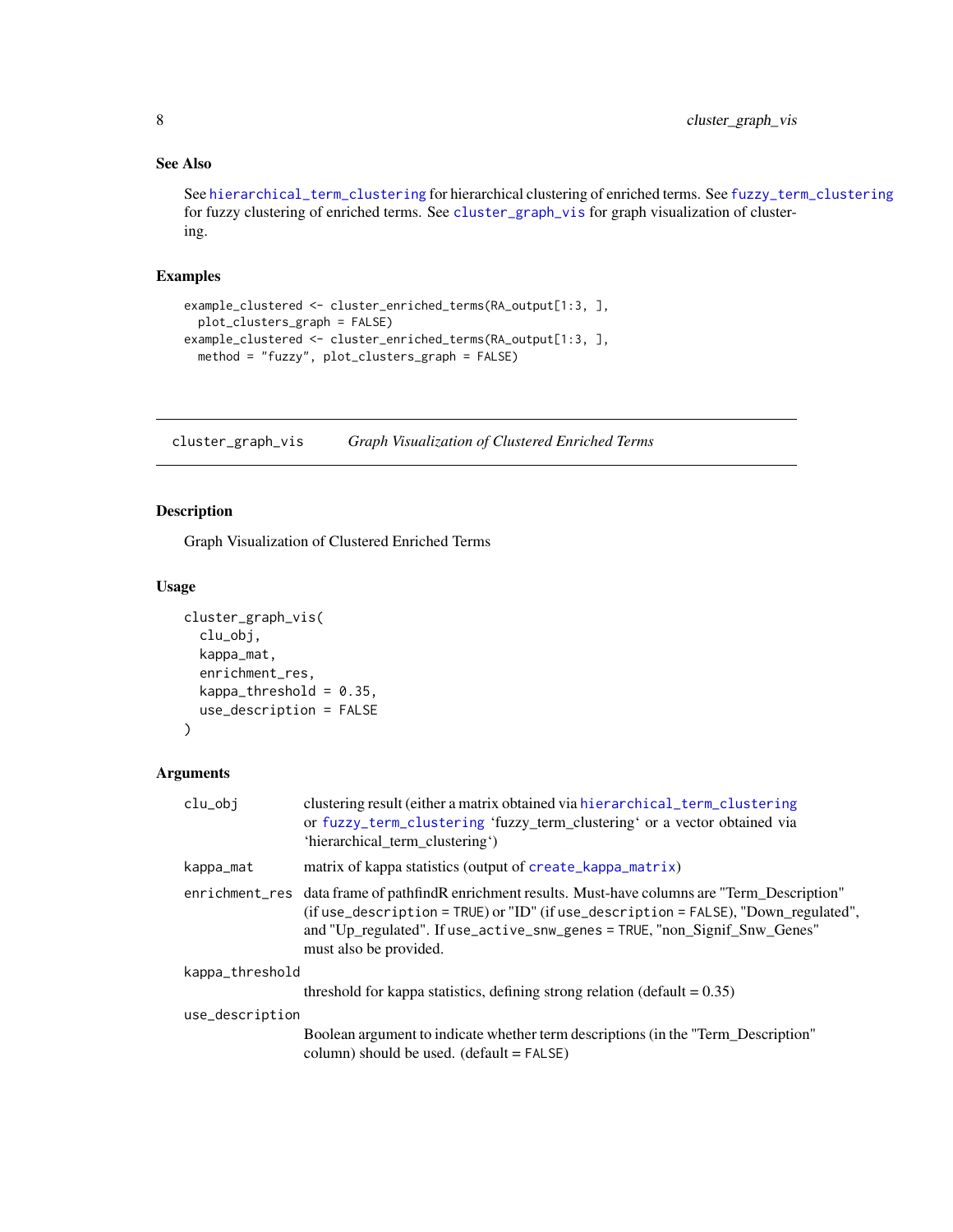### See Also

See `hierarchical_term_clustering` for hierarchical clustering of enriched terms. See `fuzzy_term_clustering` for fuzzy clustering of enriched terms. See `cluster_graph_vis` for graph visualization of clustering.

### Examples

```
example_clustered <- cluster_enriched_terms(RA_output[1:3, ],
  plot_clusters_graph = FALSE)
example_clustered <- cluster_enriched_terms(RA_output[1:3, ],
  method = "fuzzy", plot_clusters_graph = FALSE)
```

---

## cluster_graph_vis *Graph Visualization of Clustered Enriched Terms*

---

### Description

Graph Visualization of Clustered Enriched Terms

### Usage

```
cluster_graph_vis(
  clu_obj,
  kappa_mat,
  enrichment_res,
  kappa_threshold = 0.35,
  use_description = FALSE
)
```

### Arguments

| | |
|---|---|
| `clu_obj` | clustering result (either a matrix obtained via `hierarchical_term_clustering` or `fuzzy_term_clustering` 'fuzzy_term_clustering' or a vector obtained via 'hierarchical_term_clustering') |
| `kappa_mat` | matrix of kappa statistics (output of `create_kappa_matrix`) |
| `enrichment_res` | data frame of pathfindR enrichment results. Must-have columns are "Term_Description" (if `use_description = TRUE`) or "ID" (if `use_description = FALSE`), "Down_regulated", and "Up_regulated". If `use_active_snw_genes = TRUE`, "non_Signif_Snw_Genes" must also be provided. |
| `kappa_threshold` | threshold for kappa statistics, defining strong relation (default = 0.35) |
| `use_description` | Boolean argument to indicate whether term descriptions (in the "Term_Description" column) should be used. (default = `FALSE`) |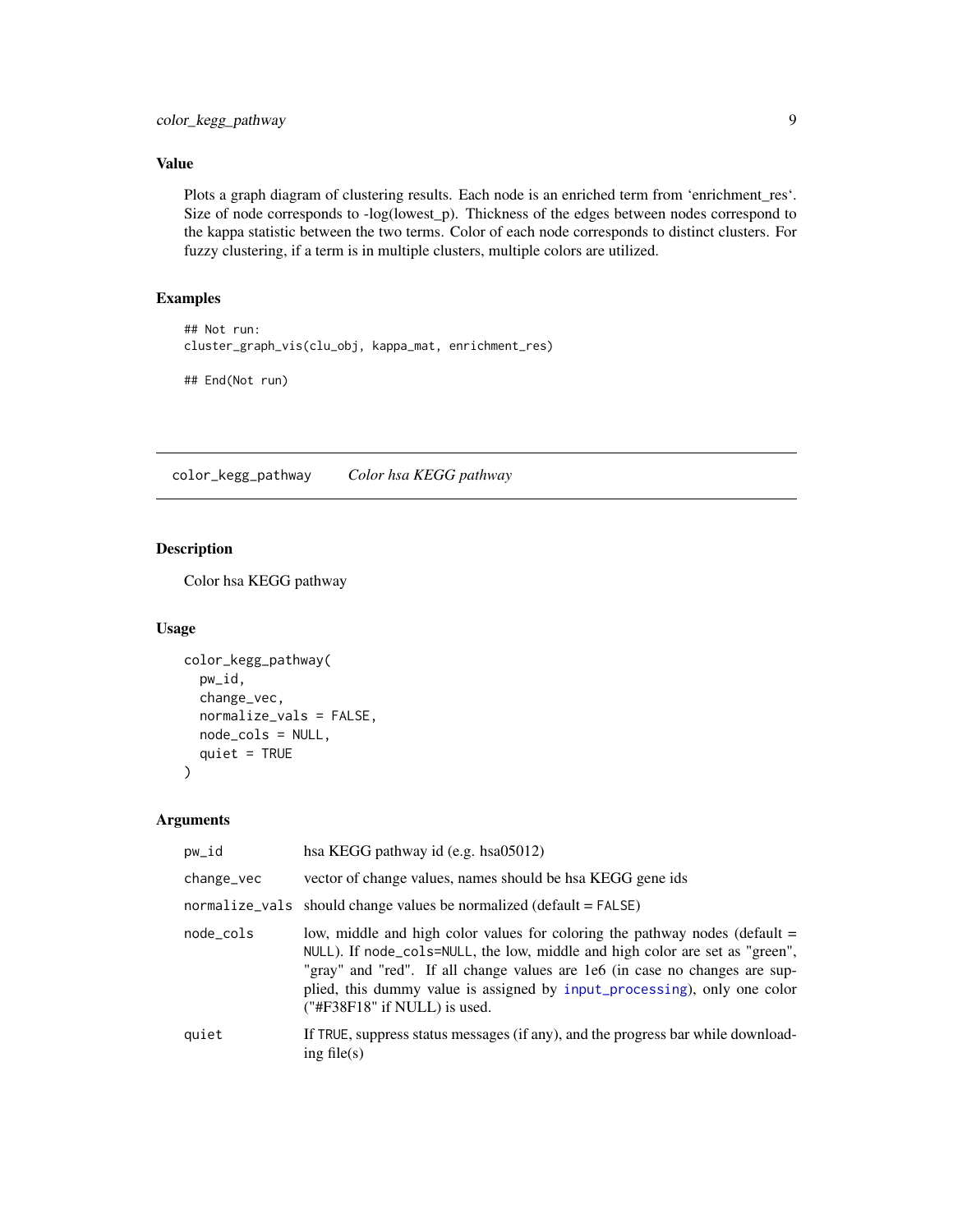### Value

Plots a graph diagram of clustering results. Each node is an enriched term from 'enrichment_res'. Size of node corresponds to -log(lowest_p). Thickness of the edges between nodes correspond to the kappa statistic between the two terms. Color of each node corresponds to distinct clusters. For fuzzy clustering, if a term is in multiple clusters, multiple colors are utilized.

### Examples

```
## Not run:
cluster_graph_vis(clu_obj, kappa_mat, enrichment_res)

## End(Not run)
```

## color_kegg_pathway *Color hsa KEGG pathway*

### Description

Color hsa KEGG pathway

### Usage

```
color_kegg_pathway(
  pw_id,
  change_vec,
  normalize_vals = FALSE,
  node_cols = NULL,
  quiet = TRUE
)
```

### Arguments

| | |
|---|---|
| pw_id | hsa KEGG pathway id (e.g. hsa05012) |
| change_vec | vector of change values, names should be hsa KEGG gene ids |
| normalize_vals | should change values be normalized (default = FALSE) |
| node_cols | low, middle and high color values for coloring the pathway nodes (default = NULL). If node_cols=NULL, the low, middle and high color are set as "green", "gray" and "red". If all change values are 1e6 (in case no changes are supplied, this dummy value is assigned by input_processing), only one color ("#F38F18" if NULL) is used. |
| quiet | If TRUE, suppress status messages (if any), and the progress bar while downloading file(s) |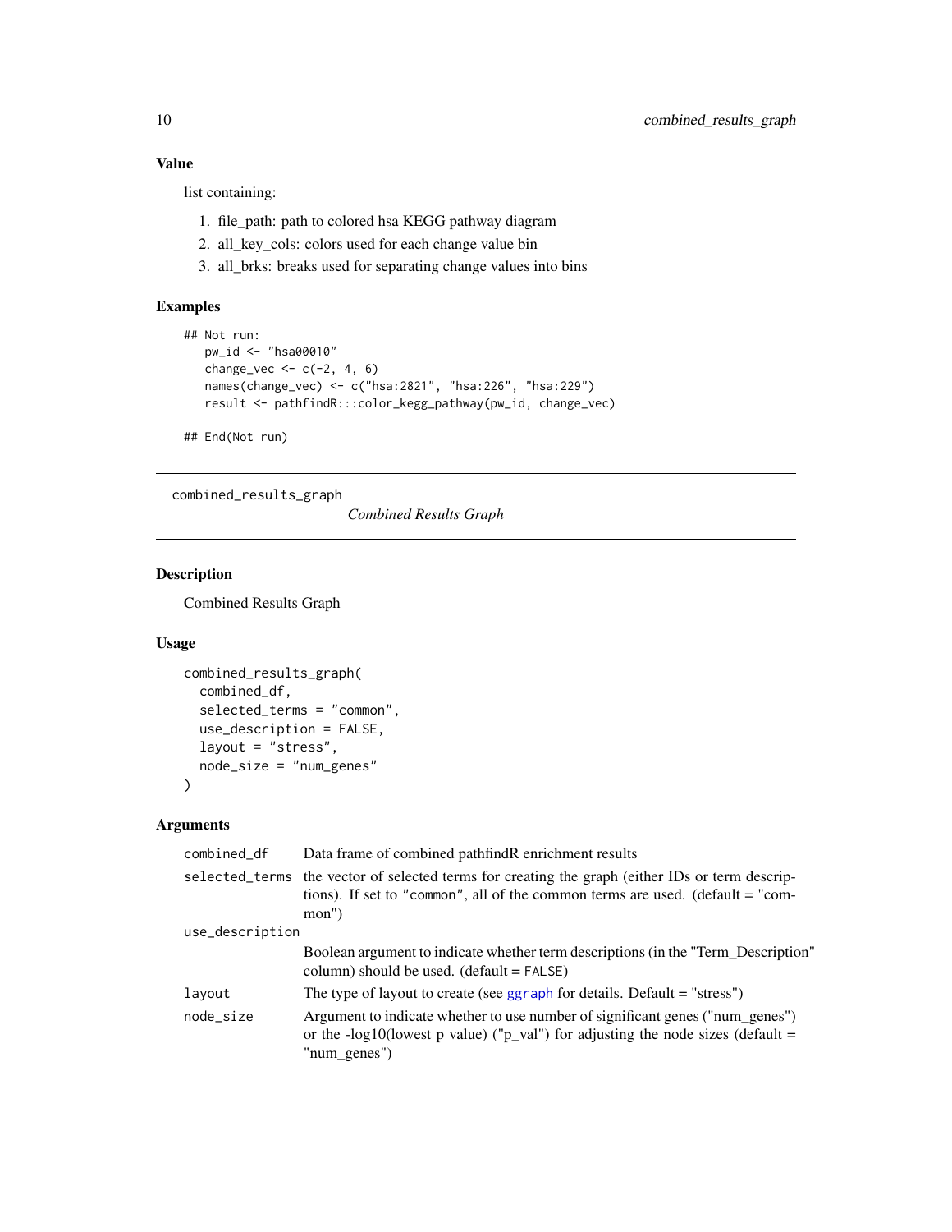## Value

list containing:

1. file_path: path to colored hsa KEGG pathway diagram
2. all_key_cols: colors used for each change value bin
3. all_brks: breaks used for separating change values into bins

## Examples

```
## Not run:
   pw_id <- "hsa00010"
   change_vec <- c(-2, 4, 6)
   names(change_vec) <- c("hsa:2821", "hsa:226", "hsa:229")
   result <- pathfindR:::color_kegg_pathway(pw_id, change_vec)

## End(Not run)
```

---

# combined_results_graph

*Combined Results Graph*

---

## Description

Combined Results Graph

## Usage

```
combined_results_graph(
  combined_df,
  selected_terms = "common",
  use_description = FALSE,
  layout = "stress",
  node_size = "num_genes"
)
```

## Arguments

| Argument | Description |
|---|---|
| `combined_df` | Data frame of combined pathfindR enrichment results |
| `selected_terms` | the vector of selected terms for creating the graph (either IDs or term descriptions). If set to "common", all of the common terms are used. (default = "common") |
| `use_description` | Boolean argument to indicate whether term descriptions (in the "Term_Description" column) should be used. (default = FALSE) |
| `layout` | The type of layout to create (see ggraph for details. Default = "stress") |
| `node_size` | Argument to indicate whether to use number of significant genes ("num_genes") or the -log10(lowest p value) ("p_val") for adjusting the node sizes (default = "num_genes") |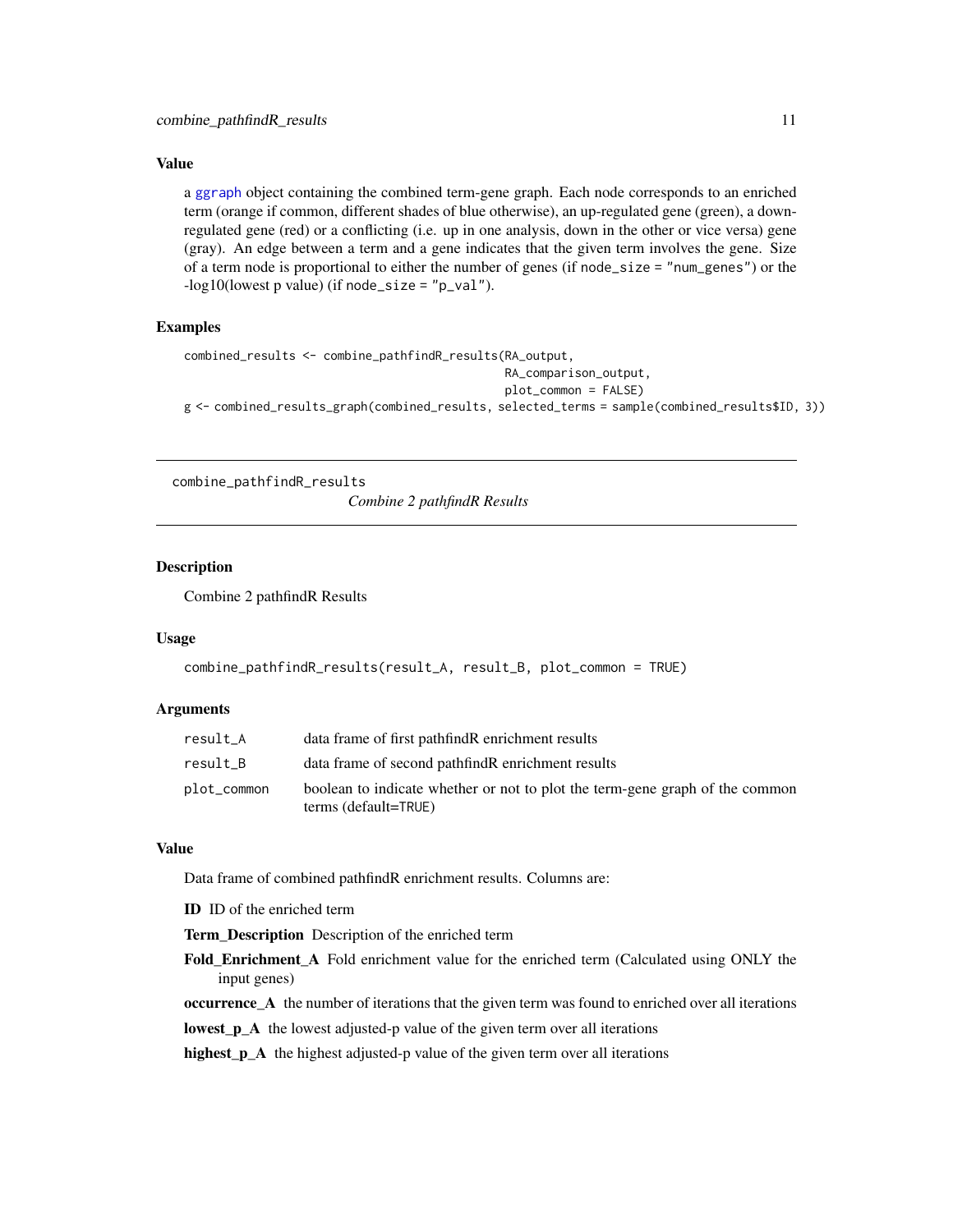### Value

a ggraph object containing the combined term-gene graph. Each node corresponds to an enriched term (orange if common, different shades of blue otherwise), an up-regulated gene (green), a down-regulated gene (red) or a conflicting (i.e. up in one analysis, down in the other or vice versa) gene (gray). An edge between a term and a gene indicates that the given term involves the gene. Size of a term node is proportional to either the number of genes (if `node_size = "num_genes"`) or the -log10(lowest p value) (if `node_size = "p_val"`).

### Examples

```
combined_results <- combine_pathfindR_results(RA_output,
                                              RA_comparison_output,
                                              plot_common = FALSE)
g <- combined_results_graph(combined_results, selected_terms = sample(combined_results$ID, 3))
```

---

## combine_pathfindR_results    *Combine 2 pathfindR Results*

---

### Description

Combine 2 pathfindR Results

### Usage

```
combine_pathfindR_results(result_A, result_B, plot_common = TRUE)
```

### Arguments

| | |
|---|---|
| result_A | data frame of first pathfindR enrichment results |
| result_B | data frame of second pathfindR enrichment results |
| plot_common | boolean to indicate whether or not to plot the term-gene graph of the common terms (default=TRUE) |

### Value

Data frame of combined pathfindR enrichment results. Columns are:

**ID** ID of the enriched term

**Term_Description** Description of the enriched term

**Fold_Enrichment_A** Fold enrichment value for the enriched term (Calculated using ONLY the input genes)

**occurrence_A** the number of iterations that the given term was found to enriched over all iterations

**lowest_p_A** the lowest adjusted-p value of the given term over all iterations

**highest_p_A** the highest adjusted-p value of the given term over all iterations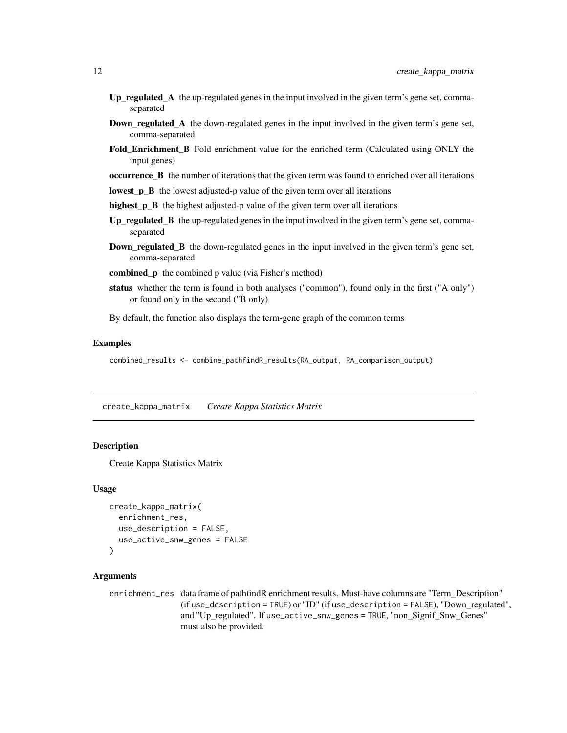**Up_regulated_A** the up-regulated genes in the input involved in the given term's gene set, comma-separated

**Down_regulated_A** the down-regulated genes in the input involved in the given term's gene set, comma-separated

**Fold_Enrichment_B** Fold enrichment value for the enriched term (Calculated using ONLY the input genes)

**occurrence_B** the number of iterations that the given term was found to enriched over all iterations

**lowest_p_B** the lowest adjusted-p value of the given term over all iterations

**highest_p_B** the highest adjusted-p value of the given term over all iterations

**Up_regulated_B** the up-regulated genes in the input involved in the given term's gene set, comma-separated

**Down_regulated_B** the down-regulated genes in the input involved in the given term's gene set, comma-separated

**combined_p** the combined p value (via Fisher's method)

**status** whether the term is found in both analyses ("common"), found only in the first ("A only") or found only in the second ("B only)

By default, the function also displays the term-gene graph of the common terms

### Examples

```
combined_results <- combine_pathfindR_results(RA_output, RA_comparison_output)
```

---

## create_kappa_matrix *Create Kappa Statistics Matrix*

---

### Description

Create Kappa Statistics Matrix

### Usage

```
create_kappa_matrix(
  enrichment_res,
  use_description = FALSE,
  use_active_snw_genes = FALSE
)
```

### Arguments

`enrichment_res` data frame of pathfindR enrichment results. Must-have columns are "Term_Description" (if `use_description = TRUE`) or "ID" (if `use_description = FALSE`), "Down_regulated", and "Up_regulated". If `use_active_snw_genes = TRUE`, "non_Signif_Snw_Genes" must also be provided.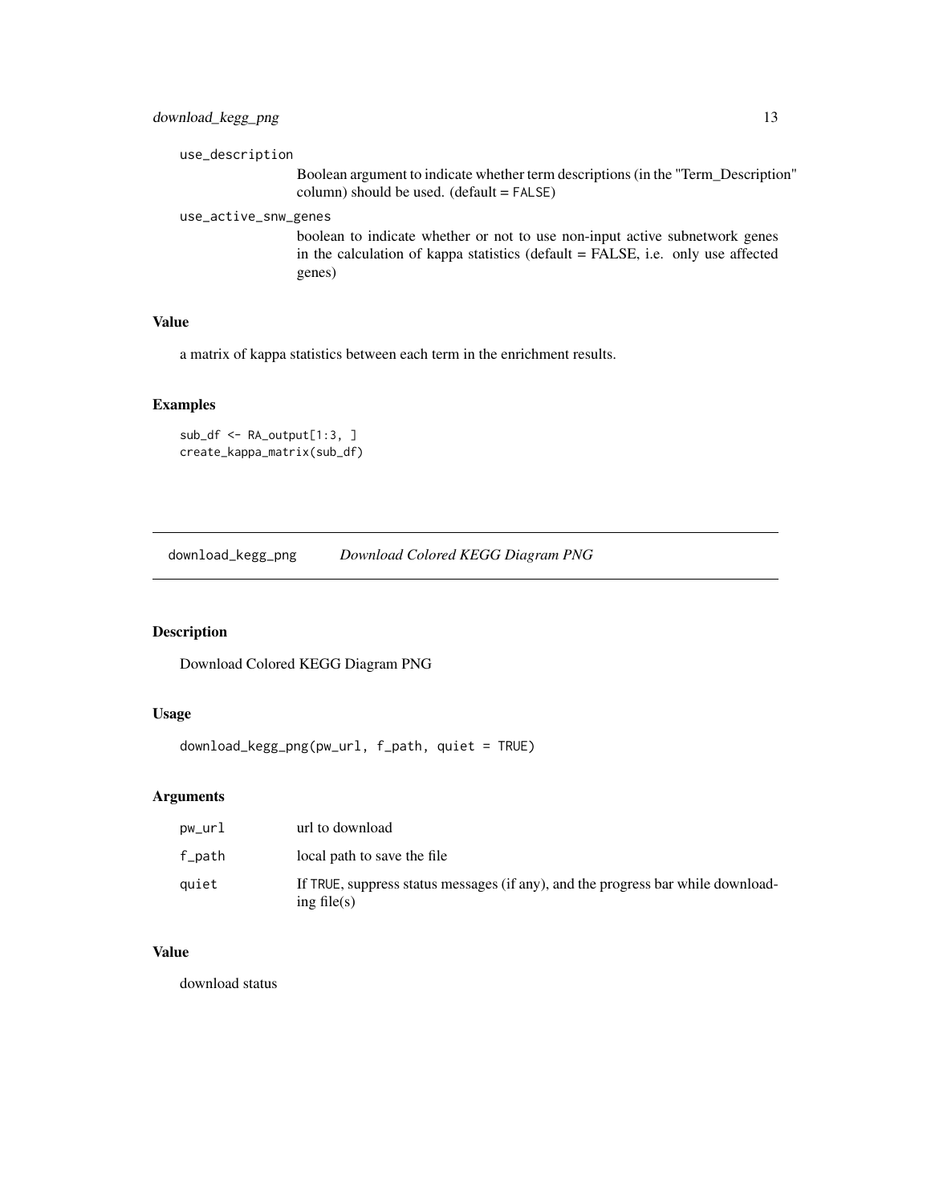use_description
: Boolean argument to indicate whether term descriptions (in the "Term_Description" column) should be used. (default = FALSE)

use_active_snw_genes
: boolean to indicate whether or not to use non-input active subnetwork genes in the calculation of kappa statistics (default = FALSE, i.e. only use affected genes)

### Value

a matrix of kappa statistics between each term in the enrichment results.

### Examples

```
sub_df <- RA_output[1:3, ]
create_kappa_matrix(sub_df)
```

---

## download_kegg_png *Download Colored KEGG Diagram PNG*

---

### Description

Download Colored KEGG Diagram PNG

### Usage

```
download_kegg_png(pw_url, f_path, quiet = TRUE)
```

### Arguments

| | |
|---|---|
| pw_url | url to download |
| f_path | local path to save the file |
| quiet | If TRUE, suppress status messages (if any), and the progress bar while downloading file(s) |

### Value

download status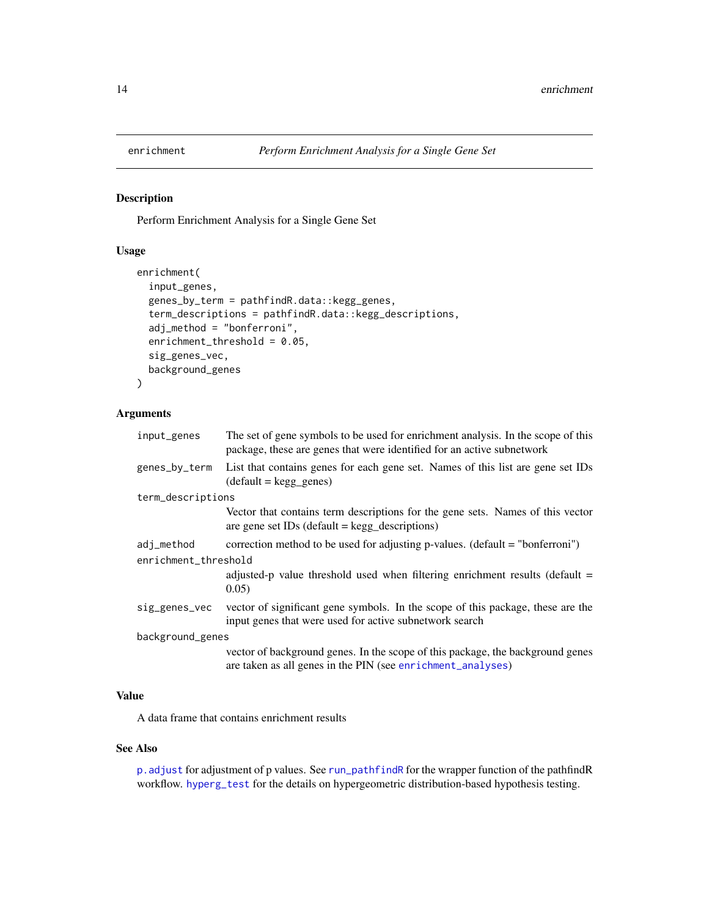# enrichment — *Perform Enrichment Analysis for a Single Gene Set*

## Description

Perform Enrichment Analysis for a Single Gene Set

## Usage

```
enrichment(
  input_genes,
  genes_by_term = pathfindR.data::kegg_genes,
  term_descriptions = pathfindR.data::kegg_descriptions,
  adj_method = "bonferroni",
  enrichment_threshold = 0.05,
  sig_genes_vec,
  background_genes
)
```

## Arguments

`input_genes`
: The set of gene symbols to be used for enrichment analysis. In the scope of this package, these are genes that were identified for an active subnetwork

`genes_by_term`
: List that contains genes for each gene set. Names of this list are gene set IDs (default = kegg_genes)

`term_descriptions`
: Vector that contains term descriptions for the gene sets. Names of this vector are gene set IDs (default = kegg_descriptions)

`adj_method`
: correction method to be used for adjusting p-values. (default = "bonferroni")

`enrichment_threshold`
: adjusted-p value threshold used when filtering enrichment results (default = 0.05)

`sig_genes_vec`
: vector of significant gene symbols. In the scope of this package, these are the input genes that were used for active subnetwork search

`background_genes`
: vector of background genes. In the scope of this package, the background genes are taken as all genes in the PIN (see `enrichment_analyses`)

## Value

A data frame that contains enrichment results

## See Also

`p.adjust` for adjustment of p values. See `run_pathfindR` for the wrapper function of the pathfindR workflow. `hyperg_test` for the details on hypergeometric distribution-based hypothesis testing.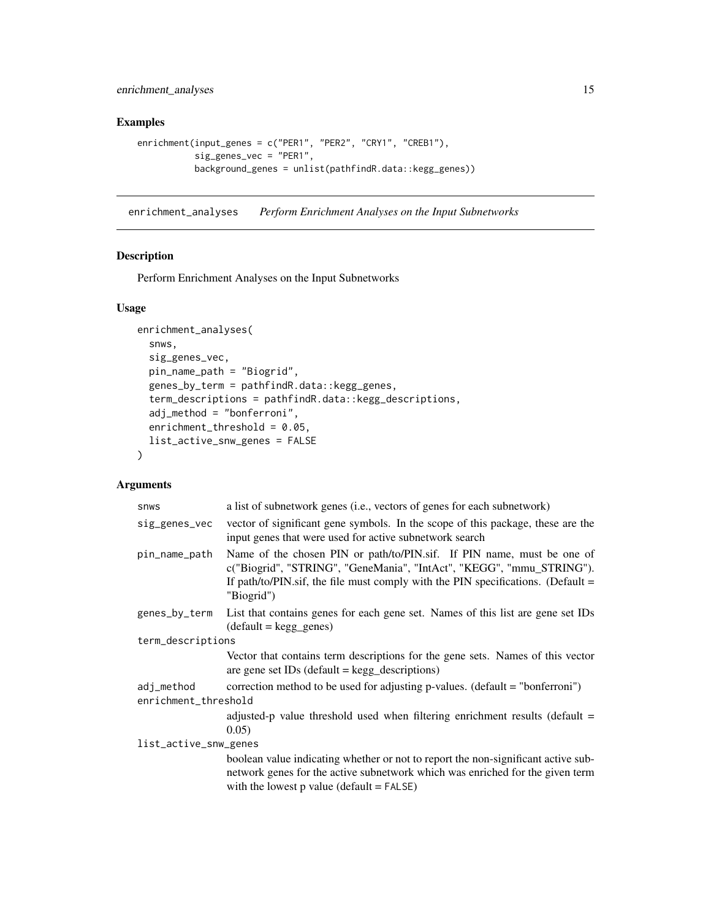### Examples

```
enrichment(input_genes = c("PER1", "PER2", "CRY1", "CREB1"),
           sig_genes_vec = "PER1",
           background_genes = unlist(pathfindR.data::kegg_genes))
```

## enrichment_analyses *Perform Enrichment Analyses on the Input Subnetworks*

### Description

Perform Enrichment Analyses on the Input Subnetworks

### Usage

```
enrichment_analyses(
  snws,
  sig_genes_vec,
  pin_name_path = "Biogrid",
  genes_by_term = pathfindR.data::kegg_genes,
  term_descriptions = pathfindR.data::kegg_descriptions,
  adj_method = "bonferroni",
  enrichment_threshold = 0.05,
  list_active_snw_genes = FALSE
)
```

### Arguments

| | |
|---|---|
| snws | a list of subnetwork genes (i.e., vectors of genes for each subnetwork) |
| sig_genes_vec | vector of significant gene symbols. In the scope of this package, these are the input genes that were used for active subnetwork search |
| pin_name_path | Name of the chosen PIN or path/to/PIN.sif. If PIN name, must be one of c("Biogrid", "STRING", "GeneMania", "IntAct", "KEGG", "mmu_STRING"). If path/to/PIN.sif, the file must comply with the PIN specifications. (Default = "Biogrid") |
| genes_by_term | List that contains genes for each gene set. Names of this list are gene set IDs (default = kegg_genes) |
| term_descriptions | Vector that contains term descriptions for the gene sets. Names of this vector are gene set IDs (default = kegg_descriptions) |
| adj_method | correction method to be used for adjusting p-values. (default = "bonferroni") |
| enrichment_threshold | adjusted-p value threshold used when filtering enrichment results (default = 0.05) |
| list_active_snw_genes | boolean value indicating whether or not to report the non-significant active subnetwork genes for the active subnetwork which was enriched for the given term with the lowest p value (default = FALSE) |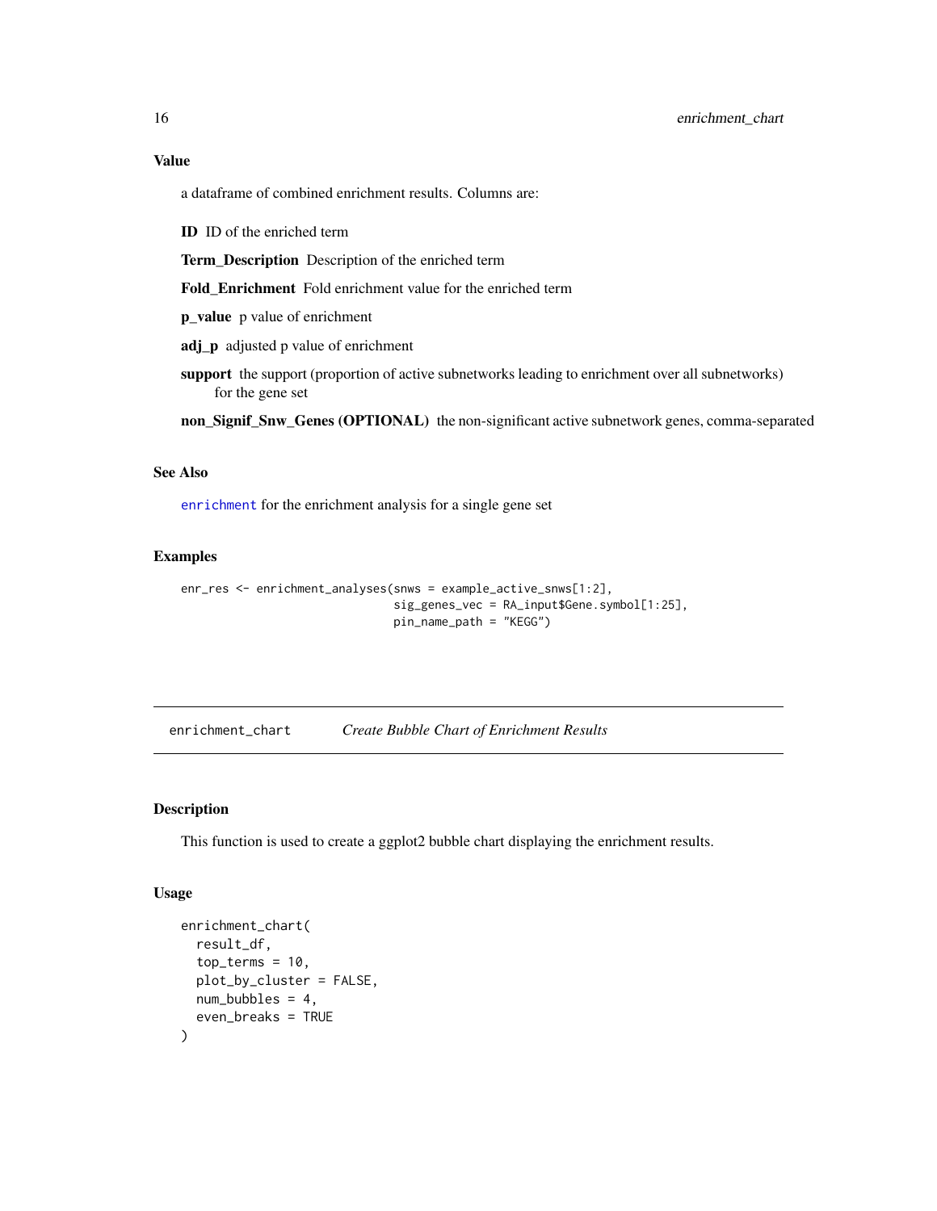### Value

a dataframe of combined enrichment results. Columns are:

**ID** ID of the enriched term

**Term_Description** Description of the enriched term

**Fold_Enrichment** Fold enrichment value for the enriched term

**p_value** p value of enrichment

**adj_p** adjusted p value of enrichment

**support** the support (proportion of active subnetworks leading to enrichment over all subnetworks) for the gene set

**non_Signif_Snw_Genes (OPTIONAL)** the non-significant active subnetwork genes, comma-separated

### See Also

`enrichment` for the enrichment analysis for a single gene set

### Examples

```
enr_res <- enrichment_analyses(snws = example_active_snws[1:2],
                               sig_genes_vec = RA_input$Gene.symbol[1:25],
                               pin_name_path = "KEGG")
```

---

## enrichment_chart &nbsp;&nbsp;&nbsp; *Create Bubble Chart of Enrichment Results*

---

### Description

This function is used to create a ggplot2 bubble chart displaying the enrichment results.

### Usage

```
enrichment_chart(
  result_df,
  top_terms = 10,
  plot_by_cluster = FALSE,
  num_bubbles = 4,
  even_breaks = TRUE
)
```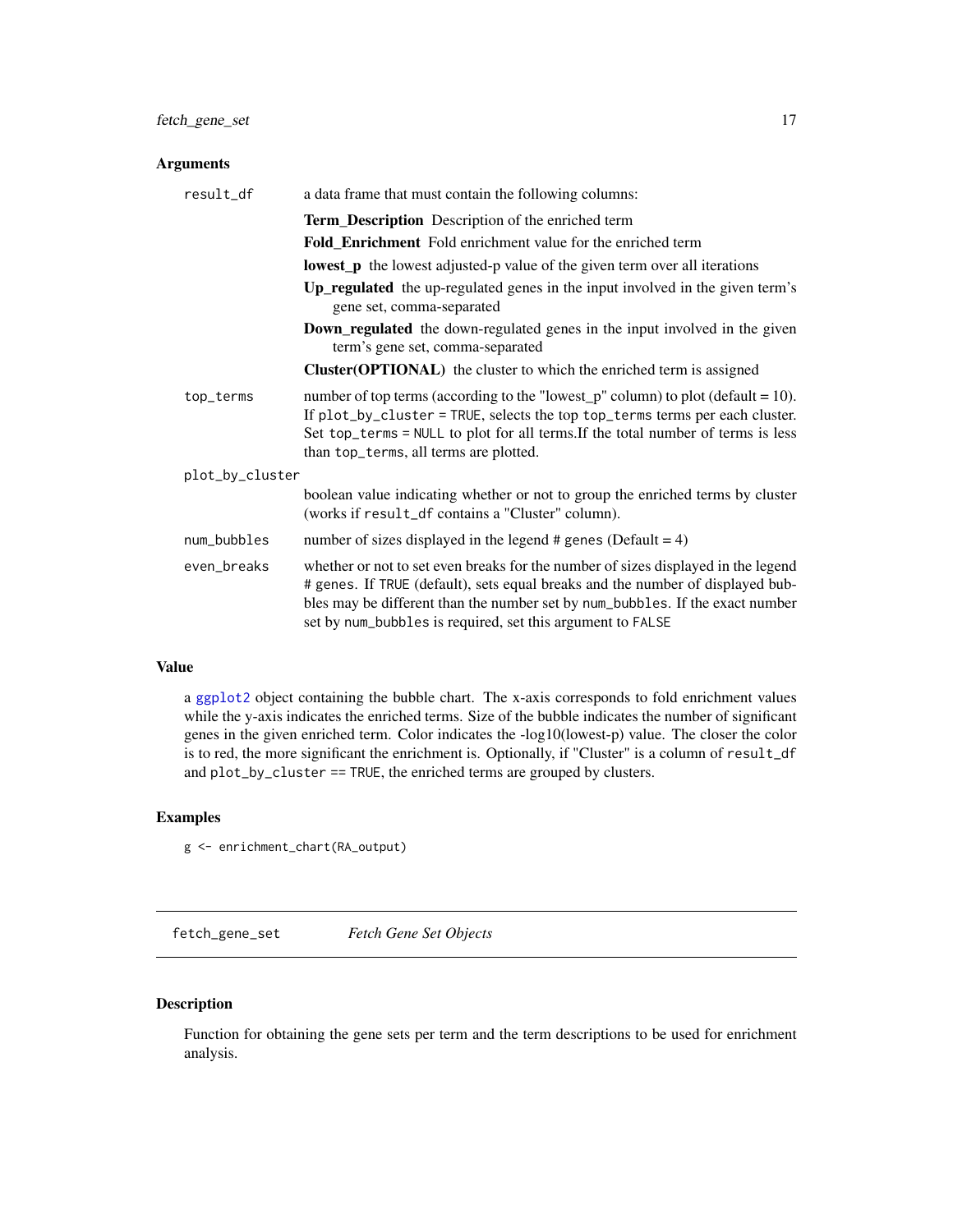### Arguments

- `result_df`: a data frame that must contain the following columns:
  - **Term_Description** Description of the enriched term
  - **Fold_Enrichment** Fold enrichment value for the enriched term
  - **lowest_p** the lowest adjusted-p value of the given term over all iterations
  - **Up_regulated** the up-regulated genes in the input involved in the given term's gene set, comma-separated
  - **Down_regulated** the down-regulated genes in the input involved in the given term's gene set, comma-separated
  - **Cluster(OPTIONAL)** the cluster to which the enriched term is assigned
- `top_terms`: number of top terms (according to the "lowest_p" column) to plot (default = 10). If `plot_by_cluster = TRUE`, selects the top `top_terms` terms per each cluster. Set `top_terms = NULL` to plot for all terms.If the total number of terms is less than `top_terms`, all terms are plotted.
- `plot_by_cluster`: boolean value indicating whether or not to group the enriched terms by cluster (works if `result_df` contains a "Cluster" column).
- `num_bubbles`: number of sizes displayed in the legend # genes (Default = 4)
- `even_breaks`: whether or not to set even breaks for the number of sizes displayed in the legend `# genes`. If `TRUE` (default), sets equal breaks and the number of displayed bubbles may be different than the number set by `num_bubbles`. If the exact number set by `num_bubbles` is required, set this argument to `FALSE`

### Value

a ggplot2 object containing the bubble chart. The x-axis corresponds to fold enrichment values while the y-axis indicates the enriched terms. Size of the bubble indicates the number of significant genes in the given enriched term. Color indicates the -log10(lowest-p) value. The closer the color is to red, the more significant the enrichment is. Optionally, if "Cluster" is a column of `result_df` and `plot_by_cluster == TRUE`, the enriched terms are grouped by clusters.

### Examples

```
g <- enrichment_chart(RA_output)
```

---

## fetch_gene_set — *Fetch Gene Set Objects*

### Description

Function for obtaining the gene sets per term and the term descriptions to be used for enrichment analysis.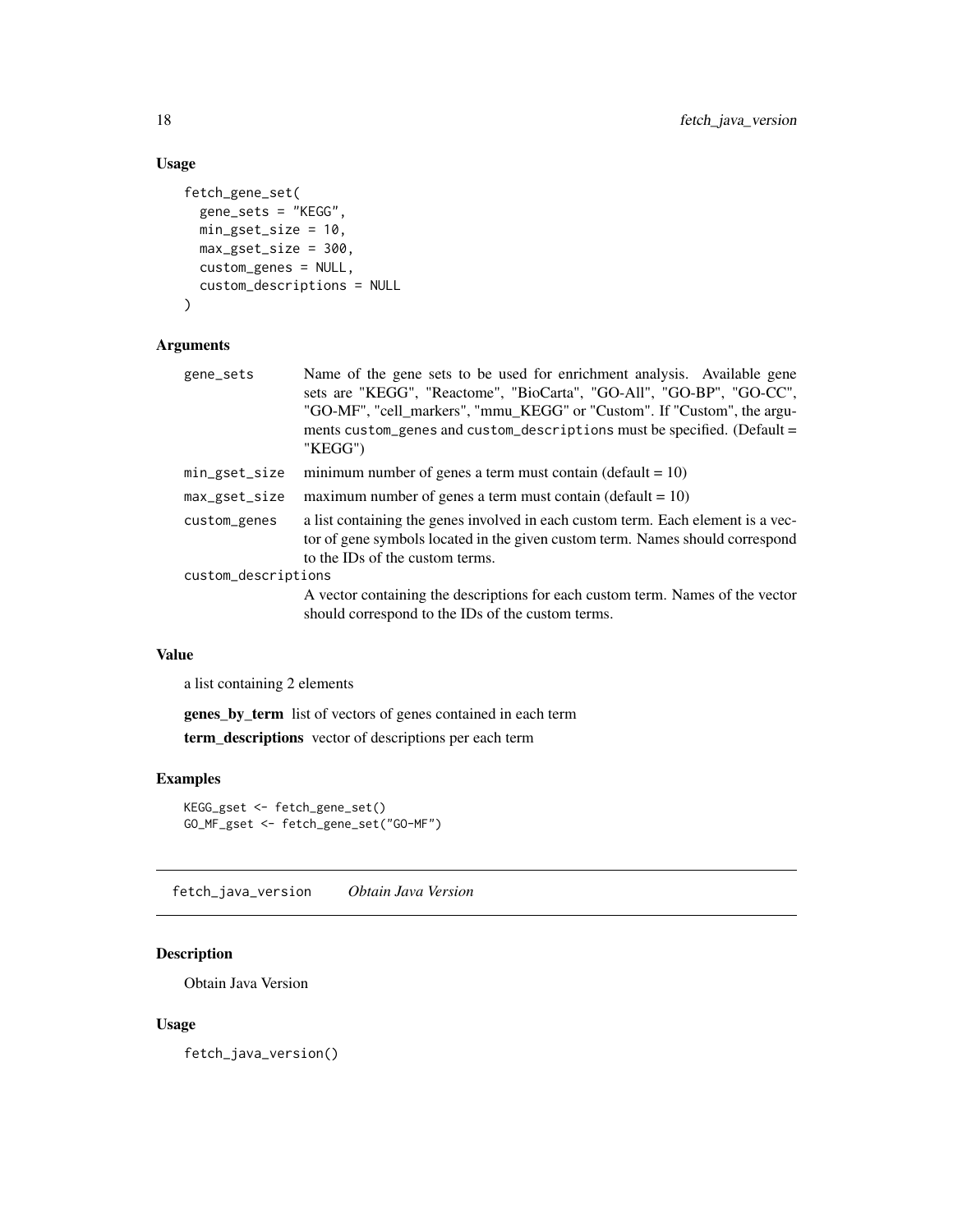### Usage

```
fetch_gene_set(
  gene_sets = "KEGG",
  min_gset_size = 10,
  max_gset_size = 300,
  custom_genes = NULL,
  custom_descriptions = NULL
)
```

### Arguments

| | |
|---|---|
| `gene_sets` | Name of the gene sets to be used for enrichment analysis. Available gene sets are "KEGG", "Reactome", "BioCarta", "GO-All", "GO-BP", "GO-CC", "GO-MF", "cell_markers", "mmu_KEGG" or "Custom". If "Custom", the arguments `custom_genes` and `custom_descriptions` must be specified. (Default = "KEGG") |
| `min_gset_size` | minimum number of genes a term must contain (default = 10) |
| `max_gset_size` | maximum number of genes a term must contain (default = 10) |
| `custom_genes` | a list containing the genes involved in each custom term. Each element is a vector of gene symbols located in the given custom term. Names should correspond to the IDs of the custom terms. |
| `custom_descriptions` | A vector containing the descriptions for each custom term. Names of the vector should correspond to the IDs of the custom terms. |

### Value

a list containing 2 elements

**genes_by_term** list of vectors of genes contained in each term

**term_descriptions** vector of descriptions per each term

### Examples

```
KEGG_gset <- fetch_gene_set()
GO_MF_gset <- fetch_gene_set("GO-MF")
```

---

## `fetch_java_version` *Obtain Java Version*

---

### Description

Obtain Java Version

### Usage

```
fetch_java_version()
```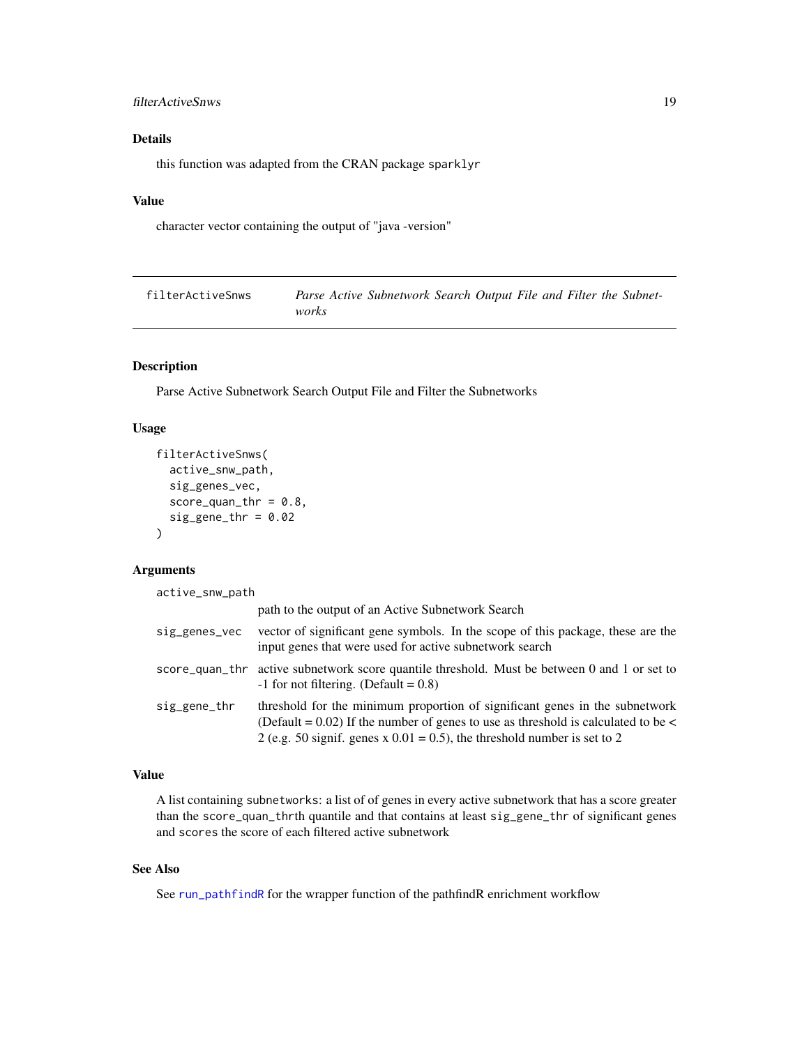## Details

this function was adapted from the CRAN package `sparklyr`

## Value

character vector containing the output of "java -version"

---

# filterActiveSnws — *Parse Active Subnetwork Search Output File and Filter the Subnetworks*

---

## Description

Parse Active Subnetwork Search Output File and Filter the Subnetworks

## Usage

```
filterActiveSnws(
  active_snw_path,
  sig_genes_vec,
  score_quan_thr = 0.8,
  sig_gene_thr = 0.02
)
```

## Arguments

| Argument | Description |
|---|---|
| `active_snw_path` | path to the output of an Active Subnetwork Search |
| `sig_genes_vec` | vector of significant gene symbols. In the scope of this package, these are the input genes that were used for active subnetwork search |
| `score_quan_thr` | active subnetwork score quantile threshold. Must be between 0 and 1 or set to -1 for not filtering. (Default = 0.8) |
| `sig_gene_thr` | threshold for the minimum proportion of significant genes in the subnetwork (Default = 0.02) If the number of genes to use as threshold is calculated to be < 2 (e.g. 50 signif. genes x 0.01 = 0.5), the threshold number is set to 2 |

## Value

A list containing `subnetworks`: a list of of genes in every active subnetwork that has a score greater than the `score_quan_thr`th quantile and that contains at least `sig_gene_thr` of significant genes and `scores` the score of each filtered active subnetwork

## See Also

See `run_pathfindR` for the wrapper function of the pathfindR enrichment workflow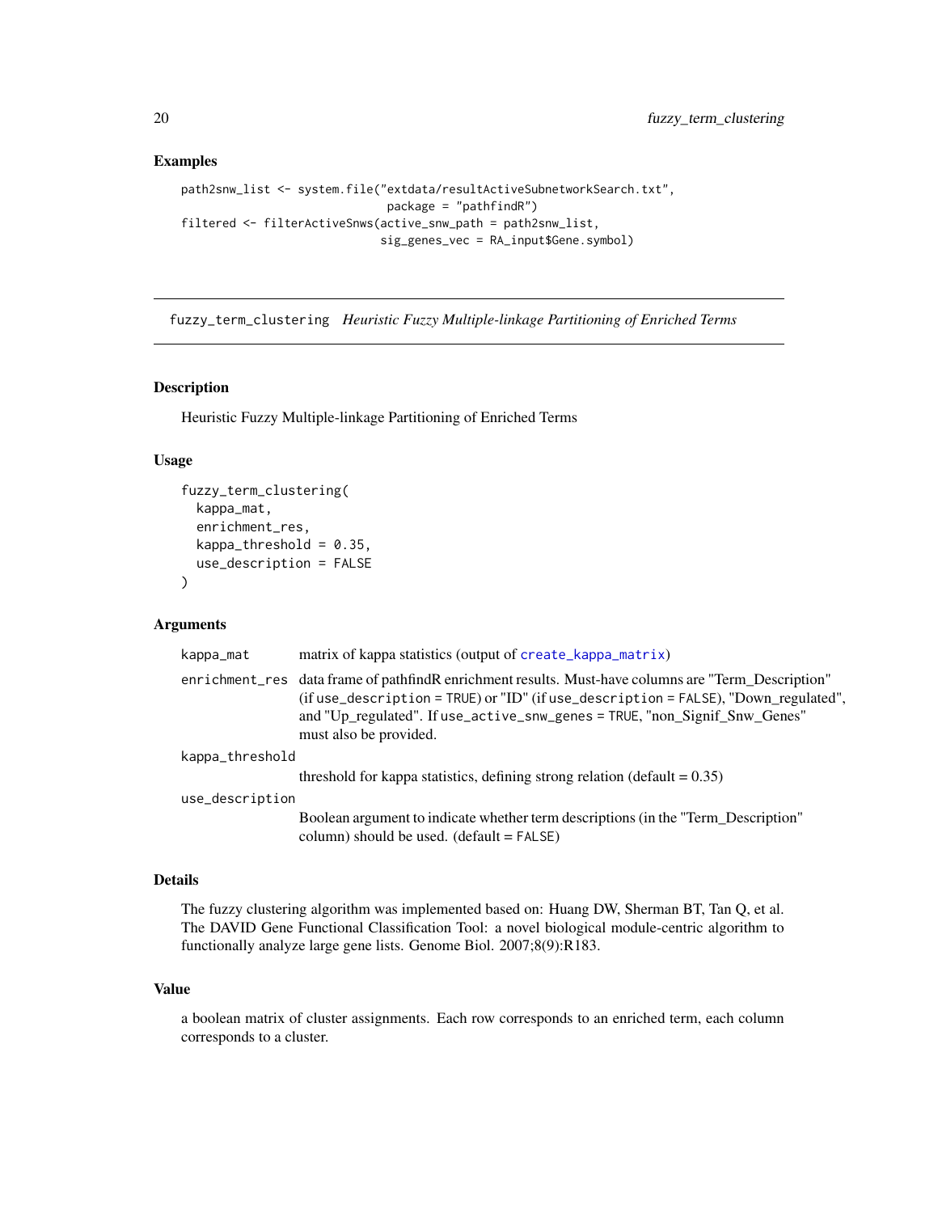## Examples

```
path2snw_list <- system.file("extdata/resultActiveSubnetworkSearch.txt",
                             package = "pathfindR")
filtered <- filterActiveSnws(active_snw_path = path2snw_list,
                             sig_genes_vec = RA_input$Gene.symbol)
```

---

# fuzzy_term_clustering *Heuristic Fuzzy Multiple-linkage Partitioning of Enriched Terms*

---

## Description

Heuristic Fuzzy Multiple-linkage Partitioning of Enriched Terms

## Usage

```
fuzzy_term_clustering(
  kappa_mat,
  enrichment_res,
  kappa_threshold = 0.35,
  use_description = FALSE
)
```

## Arguments

`kappa_mat` matrix of kappa statistics (output of `create_kappa_matrix`)

`enrichment_res` data frame of pathfindR enrichment results. Must-have columns are "Term_Description" (if `use_description = TRUE`) or "ID" (if `use_description = FALSE`), "Down_regulated", and "Up_regulated". If `use_active_snw_genes = TRUE`, "non_Signif_Snw_Genes" must also be provided.

`kappa_threshold` threshold for kappa statistics, defining strong relation (default = 0.35)

`use_description` Boolean argument to indicate whether term descriptions (in the "Term_Description" column) should be used. (default = `FALSE`)

## Details

The fuzzy clustering algorithm was implemented based on: Huang DW, Sherman BT, Tan Q, et al. The DAVID Gene Functional Classification Tool: a novel biological module-centric algorithm to functionally analyze large gene lists. Genome Biol. 2007;8(9):R183.

## Value

a boolean matrix of cluster assignments. Each row corresponds to an enriched term, each column corresponds to a cluster.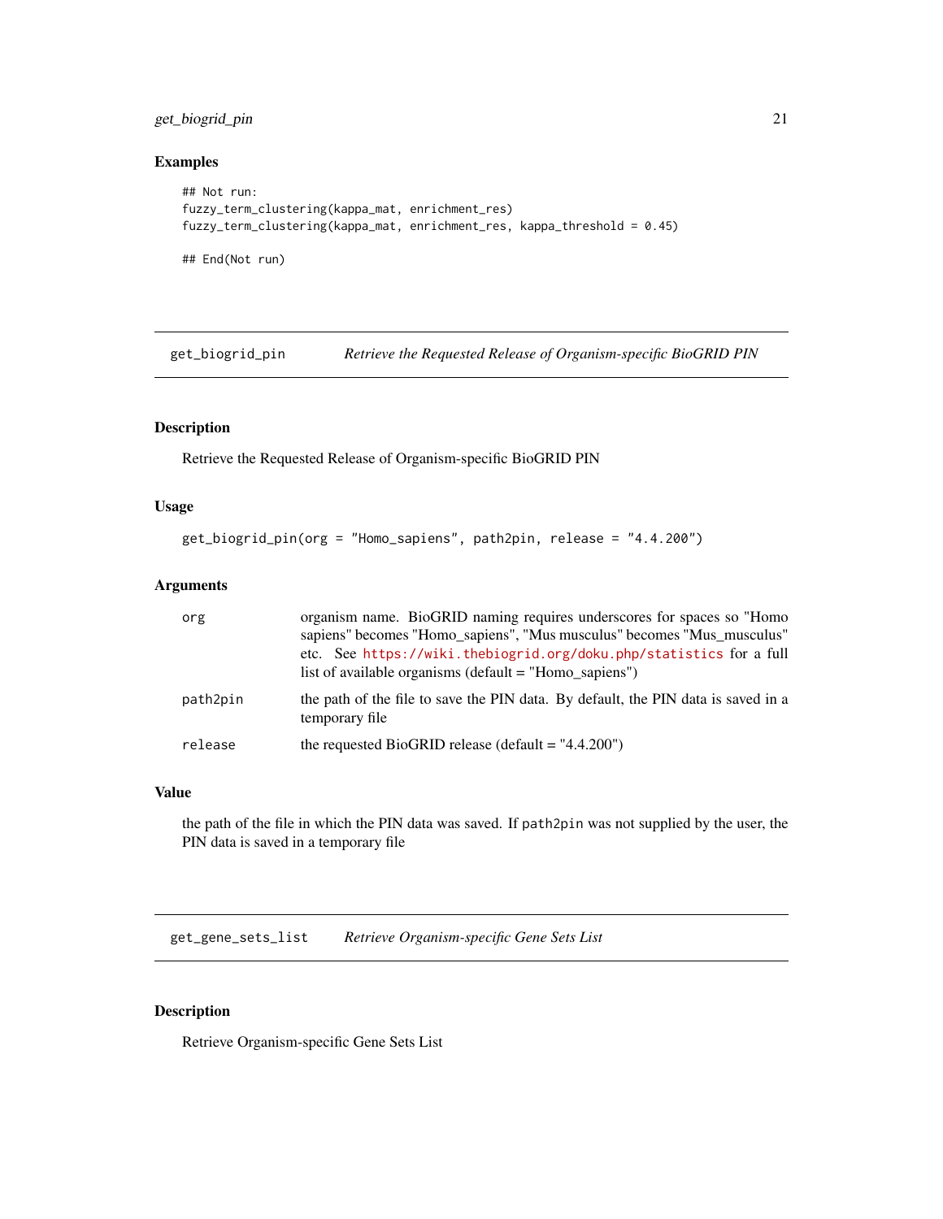## Examples

```
## Not run:
fuzzy_term_clustering(kappa_mat, enrichment_res)
fuzzy_term_clustering(kappa_mat, enrichment_res, kappa_threshold = 0.45)

## End(Not run)
```

---

`get_biogrid_pin` *Retrieve the Requested Release of Organism-specific BioGRID PIN*

---

## Description

Retrieve the Requested Release of Organism-specific BioGRID PIN

## Usage

```
get_biogrid_pin(org = "Homo_sapiens", path2pin, release = "4.4.200")
```

## Arguments

| | |
|---|---|
| `org` | organism name. BioGRID naming requires underscores for spaces so "Homo sapiens" becomes "Homo_sapiens", "Mus musculus" becomes "Mus_musculus" etc. See https://wiki.thebiogrid.org/doku.php/statistics for a full list of available organisms (default = "Homo_sapiens") |
| `path2pin` | the path of the file to save the PIN data. By default, the PIN data is saved in a temporary file |
| `release` | the requested BioGRID release (default = "4.4.200") |

## Value

the path of the file in which the PIN data was saved. If `path2pin` was not supplied by the user, the PIN data is saved in a temporary file

---

`get_gene_sets_list` *Retrieve Organism-specific Gene Sets List*

---

## Description

Retrieve Organism-specific Gene Sets List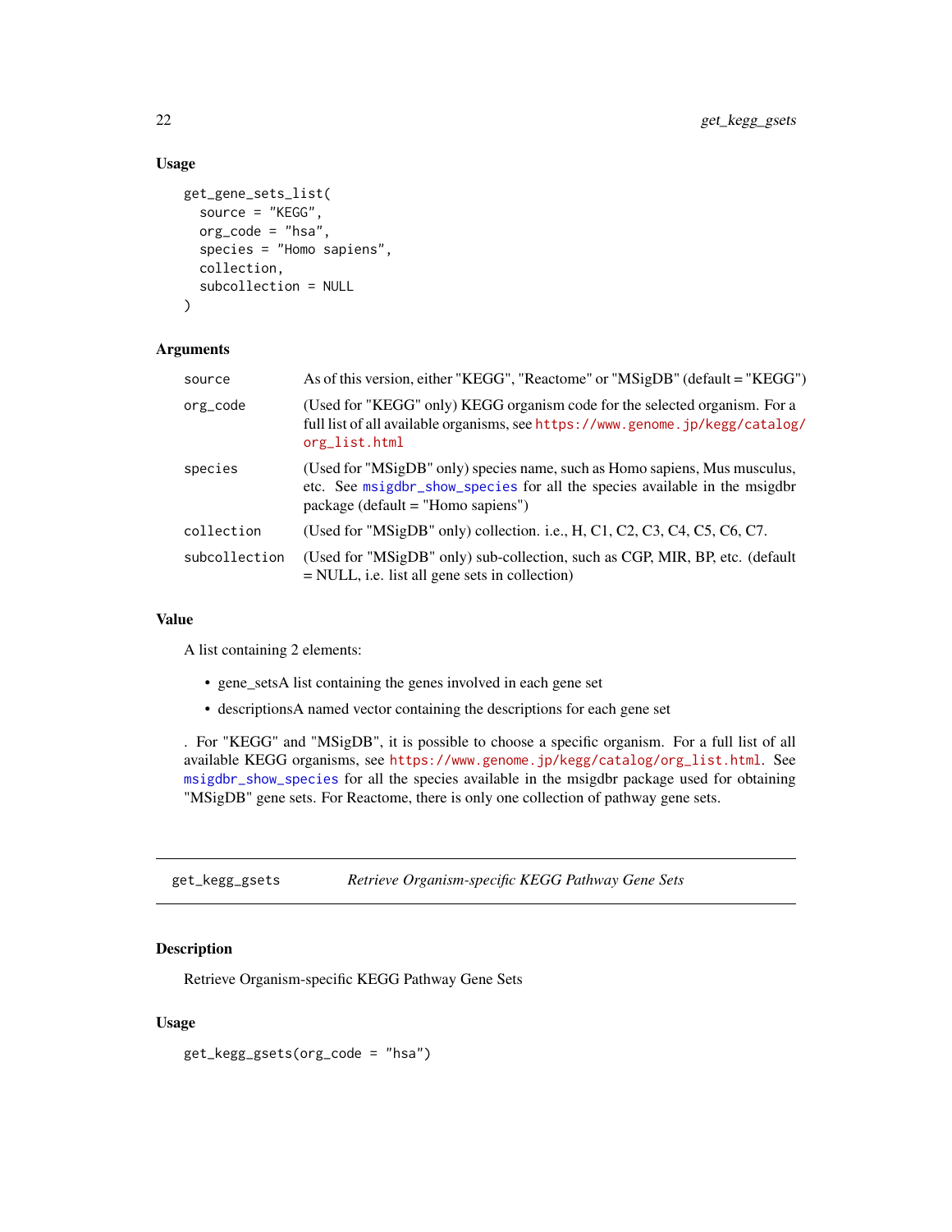### Usage

```
get_gene_sets_list(
  source = "KEGG",
  org_code = "hsa",
  species = "Homo sapiens",
  collection,
  subcollection = NULL
)
```

### Arguments

| | |
|---|---|
| source | As of this version, either "KEGG", "Reactome" or "MSigDB" (default = "KEGG") |
| org_code | (Used for "KEGG" only) KEGG organism code for the selected organism. For a full list of all available organisms, see https://www.genome.jp/kegg/catalog/org_list.html |
| species | (Used for "MSigDB" only) species name, such as Homo sapiens, Mus musculus, etc. See msigdbr_show_species for all the species available in the msigdbr package (default = "Homo sapiens") |
| collection | (Used for "MSigDB" only) collection. i.e., H, C1, C2, C3, C4, C5, C6, C7. |
| subcollection | (Used for "MSigDB" only) sub-collection, such as CGP, MIR, BP, etc. (default = NULL, i.e. list all gene sets in collection) |

### Value

A list containing 2 elements:

- gene_setsA list containing the genes involved in each gene set
- descriptionsA named vector containing the descriptions for each gene set

. For "KEGG" and "MSigDB", it is possible to choose a specific organism. For a full list of all available KEGG organisms, see https://www.genome.jp/kegg/catalog/org_list.html. See msigdbr_show_species for all the species available in the msigdbr package used for obtaining "MSigDB" gene sets. For Reactome, there is only one collection of pathway gene sets.

---

## get_kegg_gsets *Retrieve Organism-specific KEGG Pathway Gene Sets*

### Description

Retrieve Organism-specific KEGG Pathway Gene Sets

### Usage

```
get_kegg_gsets(org_code = "hsa")
```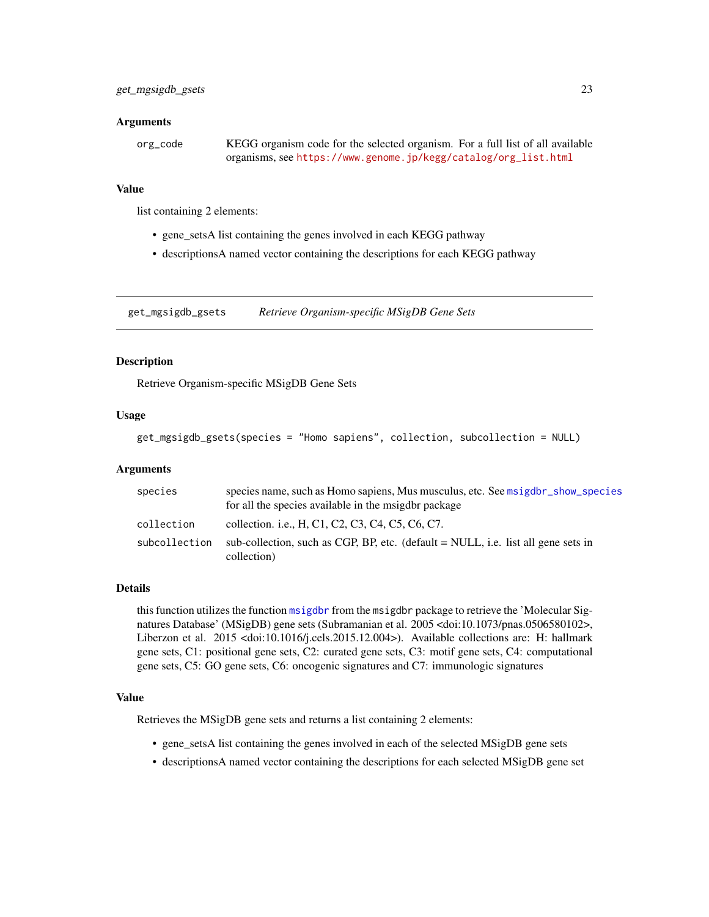### Arguments

| | |
|---|---|
| org_code | KEGG organism code for the selected organism. For a full list of all available organisms, see https://www.genome.jp/kegg/catalog/org_list.html |

### Value

list containing 2 elements:

- gene_setsA list containing the genes involved in each KEGG pathway
- descriptionsA named vector containing the descriptions for each KEGG pathway

---

## get_mgsigdb_gsets — *Retrieve Organism-specific MSigDB Gene Sets*

### Description

Retrieve Organism-specific MSigDB Gene Sets

### Usage

```
get_mgsigdb_gsets(species = "Homo sapiens", collection, subcollection = NULL)
```

### Arguments

| | |
|---|---|
| species | species name, such as Homo sapiens, Mus musculus, etc. See msigdbr_show_species for all the species available in the msigdbr package |
| collection | collection. i.e., H, C1, C2, C3, C4, C5, C6, C7. |
| subcollection | sub-collection, such as CGP, BP, etc. (default = NULL, i.e. list all gene sets in collection) |

### Details

this function utilizes the function msigdbr from the msigdbr package to retrieve the 'Molecular Signatures Database' (MSigDB) gene sets (Subramanian et al. 2005 <doi:10.1073/pnas.0506580102>, Liberzon et al. 2015 <doi:10.1016/j.cels.2015.12.004>). Available collections are: H: hallmark gene sets, C1: positional gene sets, C2: curated gene sets, C3: motif gene sets, C4: computational gene sets, C5: GO gene sets, C6: oncogenic signatures and C7: immunologic signatures

### Value

Retrieves the MSigDB gene sets and returns a list containing 2 elements:

- gene_setsA list containing the genes involved in each of the selected MSigDB gene sets
- descriptionsA named vector containing the descriptions for each selected MSigDB gene set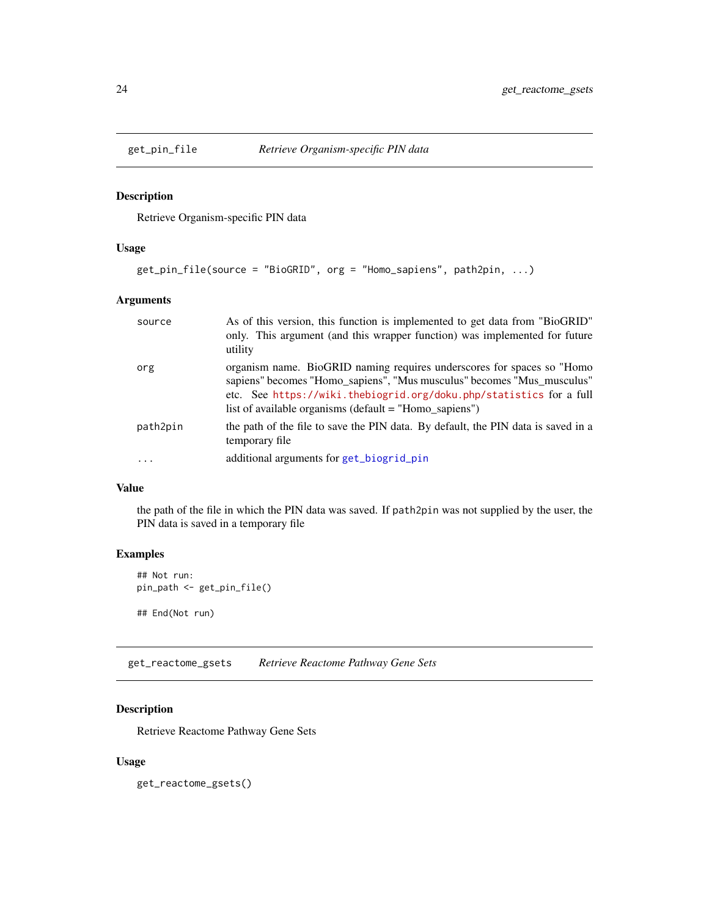## get_pin_file — *Retrieve Organism-specific PIN data*

### Description

Retrieve Organism-specific PIN data

### Usage

```
get_pin_file(source = "BioGRID", org = "Homo_sapiens", path2pin, ...)
```

### Arguments

| | |
|---|---|
| `source` | As of this version, this function is implemented to get data from "BioGRID" only. This argument (and this wrapper function) was implemented for future utility |
| `org` | organism name. BioGRID naming requires underscores for spaces so "Homo sapiens" becomes "Homo_sapiens", "Mus musculus" becomes "Mus_musculus" etc. See https://wiki.thebiogrid.org/doku.php/statistics for a full list of available organisms (default = "Homo_sapiens") |
| `path2pin` | the path of the file to save the PIN data. By default, the PIN data is saved in a temporary file |
| `...` | additional arguments for `get_biogrid_pin` |

### Value

the path of the file in which the PIN data was saved. If `path2pin` was not supplied by the user, the PIN data is saved in a temporary file

### Examples

```
## Not run:
pin_path <- get_pin_file()

## End(Not run)
```

## get_reactome_gsets — *Retrieve Reactome Pathway Gene Sets*

### Description

Retrieve Reactome Pathway Gene Sets

### Usage

```
get_reactome_gsets()
```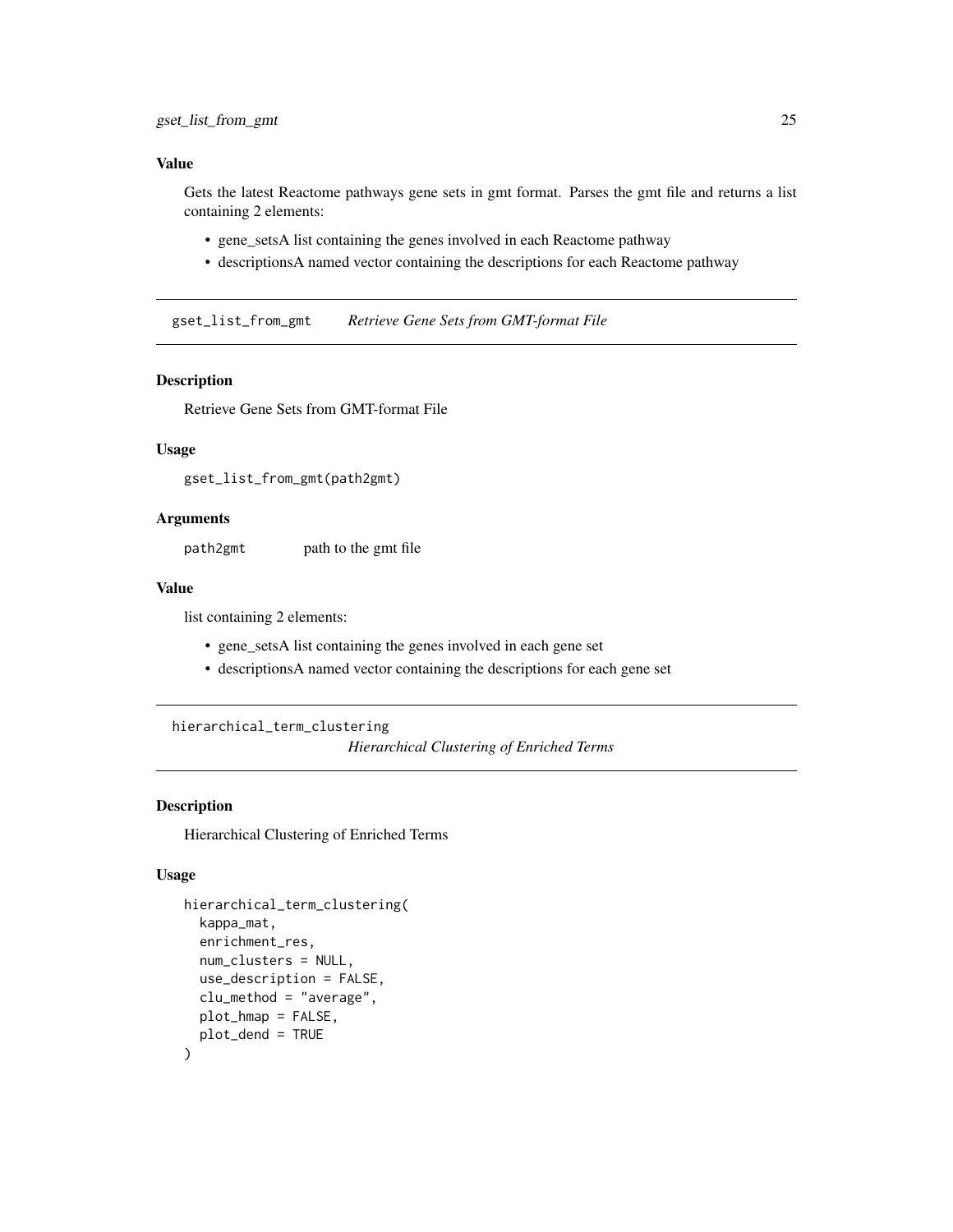### Value

Gets the latest Reactome pathways gene sets in gmt format. Parses the gmt file and returns a list containing 2 elements:

- gene_setsA list containing the genes involved in each Reactome pathway
- descriptionsA named vector containing the descriptions for each Reactome pathway

---

## gset_list_from_gmt    *Retrieve Gene Sets from GMT-format File*

### Description

Retrieve Gene Sets from GMT-format File

### Usage

```
gset_list_from_gmt(path2gmt)
```

### Arguments

| | |
|---|---|
| path2gmt | path to the gmt file |

### Value

list containing 2 elements:

- gene_setsA list containing the genes involved in each gene set
- descriptionsA named vector containing the descriptions for each gene set

---

## hierarchical_term_clustering    *Hierarchical Clustering of Enriched Terms*

### Description

Hierarchical Clustering of Enriched Terms

### Usage

```
hierarchical_term_clustering(
  kappa_mat,
  enrichment_res,
  num_clusters = NULL,
  use_description = FALSE,
  clu_method = "average",
  plot_hmap = FALSE,
  plot_dend = TRUE
)
```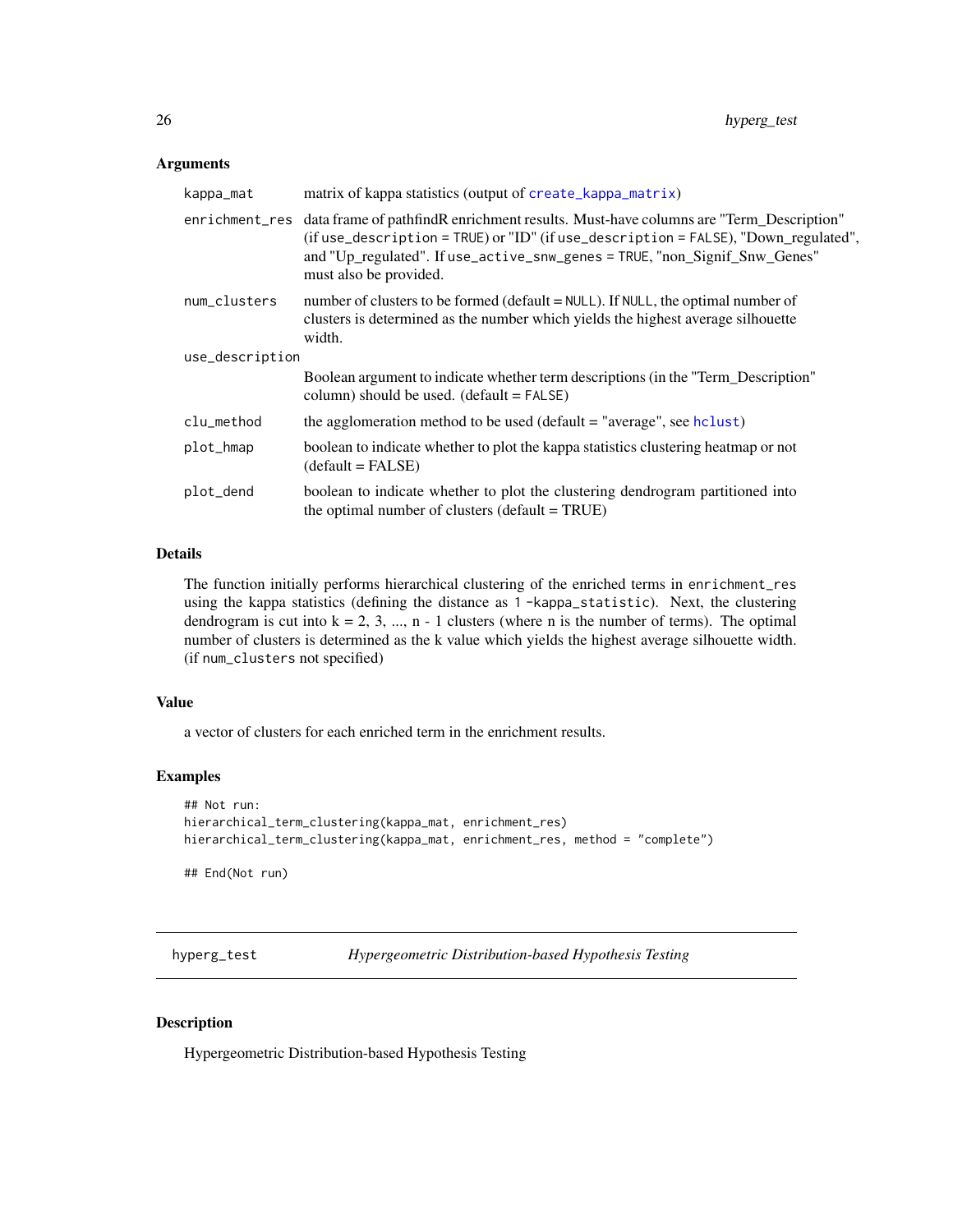### Arguments

| | |
|---|---|
| `kappa_mat` | matrix of kappa statistics (output of `create_kappa_matrix`) |
| `enrichment_res` | data frame of pathfindR enrichment results. Must-have columns are "Term_Description" (if `use_description = TRUE`) or "ID" (if `use_description = FALSE`), "Down_regulated", and "Up_regulated". If `use_active_snw_genes = TRUE`, "non_Signif_Snw_Genes" must also be provided. |
| `num_clusters` | number of clusters to be formed (default = `NULL`). If `NULL`, the optimal number of clusters is determined as the number which yields the highest average silhouette width. |
| `use_description` | Boolean argument to indicate whether term descriptions (in the "Term_Description" column) should be used. (default = `FALSE`) |
| `clu_method` | the agglomeration method to be used (default = "average", see `hclust`) |
| `plot_hmap` | boolean to indicate whether to plot the kappa statistics clustering heatmap or not (default = FALSE) |
| `plot_dend` | boolean to indicate whether to plot the clustering dendrogram partitioned into the optimal number of clusters (default = TRUE) |

### Details

The function initially performs hierarchical clustering of the enriched terms in `enrichment_res` using the kappa statistics (defining the distance as `1 -kappa_statistic`). Next, the clustering dendrogram is cut into k = 2, 3, ..., n - 1 clusters (where n is the number of terms). The optimal number of clusters is determined as the k value which yields the highest average silhouette width. (if `num_clusters` not specified)

### Value

a vector of clusters for each enriched term in the enrichment results.

### Examples

```
## Not run:
hierarchical_term_clustering(kappa_mat, enrichment_res)
hierarchical_term_clustering(kappa_mat, enrichment_res, method = "complete")

## End(Not run)
```

---

## `hyperg_test` *Hypergeometric Distribution-based Hypothesis Testing*

---

### Description

Hypergeometric Distribution-based Hypothesis Testing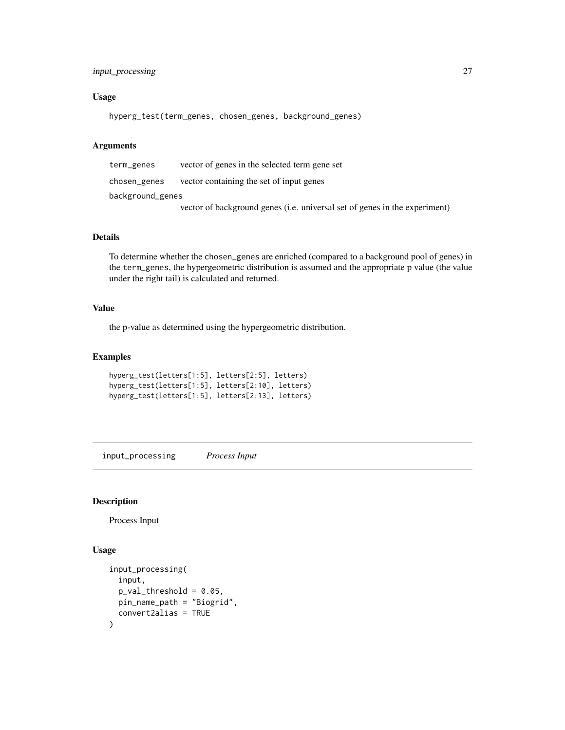### Usage

```
hyperg_test(term_genes, chosen_genes, background_genes)
```

### Arguments

| | |
|---|---|
| term_genes | vector of genes in the selected term gene set |
| chosen_genes | vector containing the set of input genes |
| background_genes | vector of background genes (i.e. universal set of genes in the experiment) |

### Details

To determine whether the chosen_genes are enriched (compared to a background pool of genes) in the term_genes, the hypergeometric distribution is assumed and the appropriate p value (the value under the right tail) is calculated and returned.

### Value

the p-value as determined using the hypergeometric distribution.

### Examples

```
hyperg_test(letters[1:5], letters[2:5], letters)
hyperg_test(letters[1:5], letters[2:10], letters)
hyperg_test(letters[1:5], letters[2:13], letters)
```

---

## input_processing    *Process Input*

---

### Description

Process Input

### Usage

```
input_processing(
  input,
  p_val_threshold = 0.05,
  pin_name_path = "Biogrid",
  convert2alias = TRUE
)
```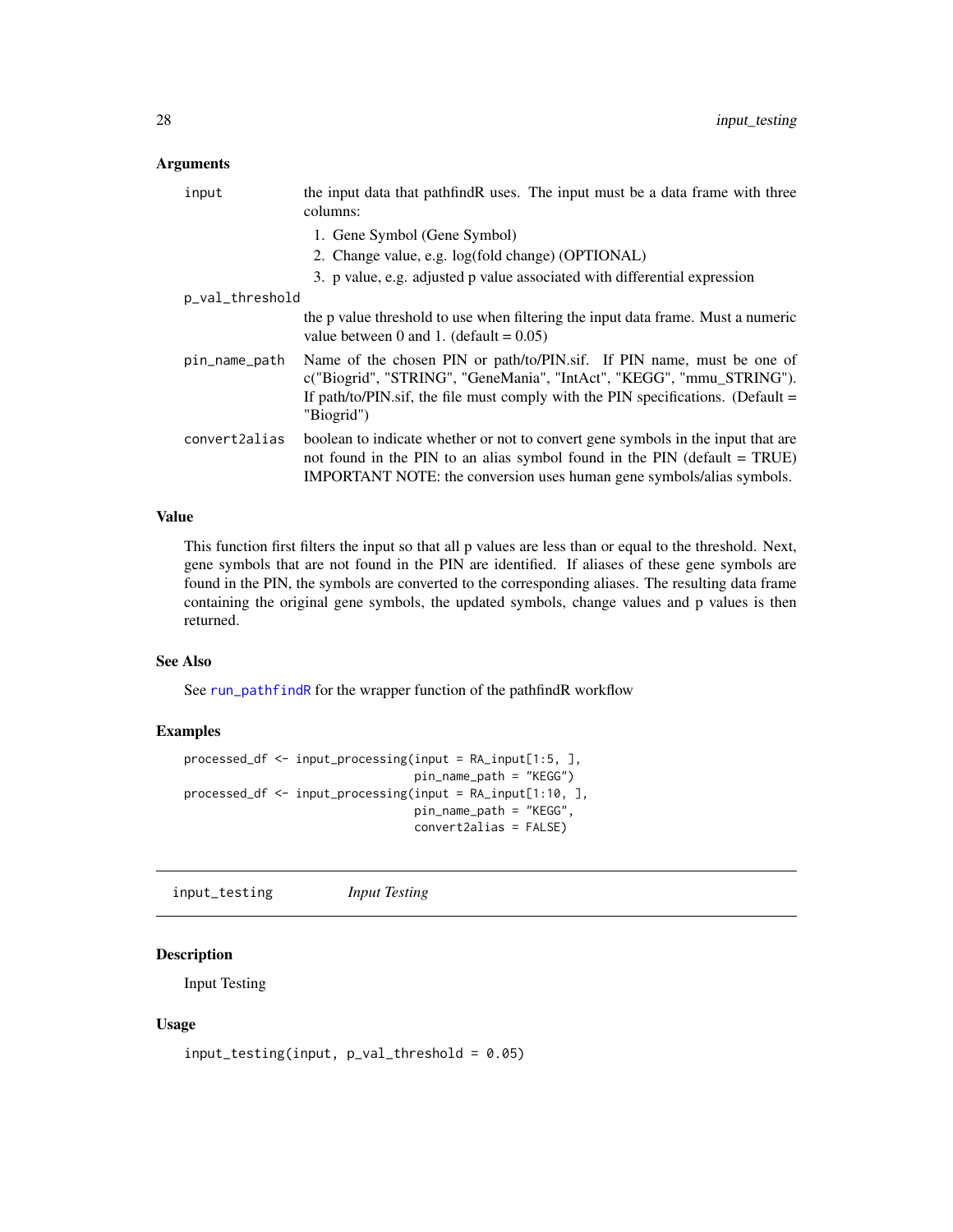### Arguments

- `input` — the input data that pathfindR uses. The input must be a data frame with three columns:
  1. Gene Symbol (Gene Symbol)
  2. Change value, e.g. log(fold change) (OPTIONAL)
  3. p value, e.g. adjusted p value associated with differential expression
- `p_val_threshold` — the p value threshold to use when filtering the input data frame. Must a numeric value between 0 and 1. (default = 0.05)
- `pin_name_path` — Name of the chosen PIN or path/to/PIN.sif. If PIN name, must be one of c("Biogrid", "STRING", "GeneMania", "IntAct", "KEGG", "mmu_STRING"). If path/to/PIN.sif, the file must comply with the PIN specifications. (Default = "Biogrid")
- `convert2alias` — boolean to indicate whether or not to convert gene symbols in the input that are not found in the PIN to an alias symbol found in the PIN (default = TRUE) IMPORTANT NOTE: the conversion uses human gene symbols/alias symbols.

### Value

This function first filters the input so that all p values are less than or equal to the threshold. Next, gene symbols that are not found in the PIN are identified. If aliases of these gene symbols are found in the PIN, the symbols are converted to the corresponding aliases. The resulting data frame containing the original gene symbols, the updated symbols, change values and p values is then returned.

### See Also

See `run_pathfindR` for the wrapper function of the pathfindR workflow

### Examples

```
processed_df <- input_processing(input = RA_input[1:5, ],
                                 pin_name_path = "KEGG")
processed_df <- input_processing(input = RA_input[1:10, ],
                                 pin_name_path = "KEGG",
                                 convert2alias = FALSE)
```

---

## input_testing &nbsp;&nbsp;&nbsp; *Input Testing*

### Description

Input Testing

### Usage

```
input_testing(input, p_val_threshold = 0.05)
```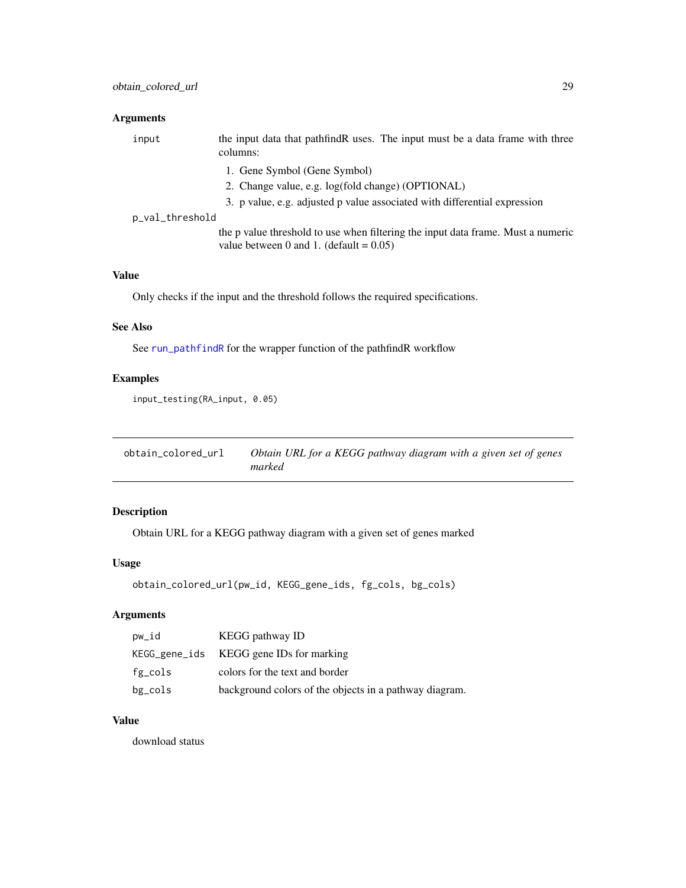### Arguments

| | |
|---|---|
| `input` | the input data that pathfindR uses. The input must be a data frame with three columns: 1. Gene Symbol (Gene Symbol) 2. Change value, e.g. log(fold change) (OPTIONAL) 3. p value, e.g. adjusted p value associated with differential expression |
| `p_val_threshold` | the p value threshold to use when filtering the input data frame. Must a numeric value between 0 and 1. (default = 0.05) |

### Value

Only checks if the input and the threshold follows the required specifications.

### See Also

See run_pathfindR for the wrapper function of the pathfindR workflow

### Examples

```
input_testing(RA_input, 0.05)
```

---

## obtain_colored_url — *Obtain URL for a KEGG pathway diagram with a given set of genes marked*

### Description

Obtain URL for a KEGG pathway diagram with a given set of genes marked

### Usage

```
obtain_colored_url(pw_id, KEGG_gene_ids, fg_cols, bg_cols)
```

### Arguments

| | |
|---|---|
| `pw_id` | KEGG pathway ID |
| `KEGG_gene_ids` | KEGG gene IDs for marking |
| `fg_cols` | colors for the text and border |
| `bg_cols` | background colors of the objects in a pathway diagram. |

### Value

download status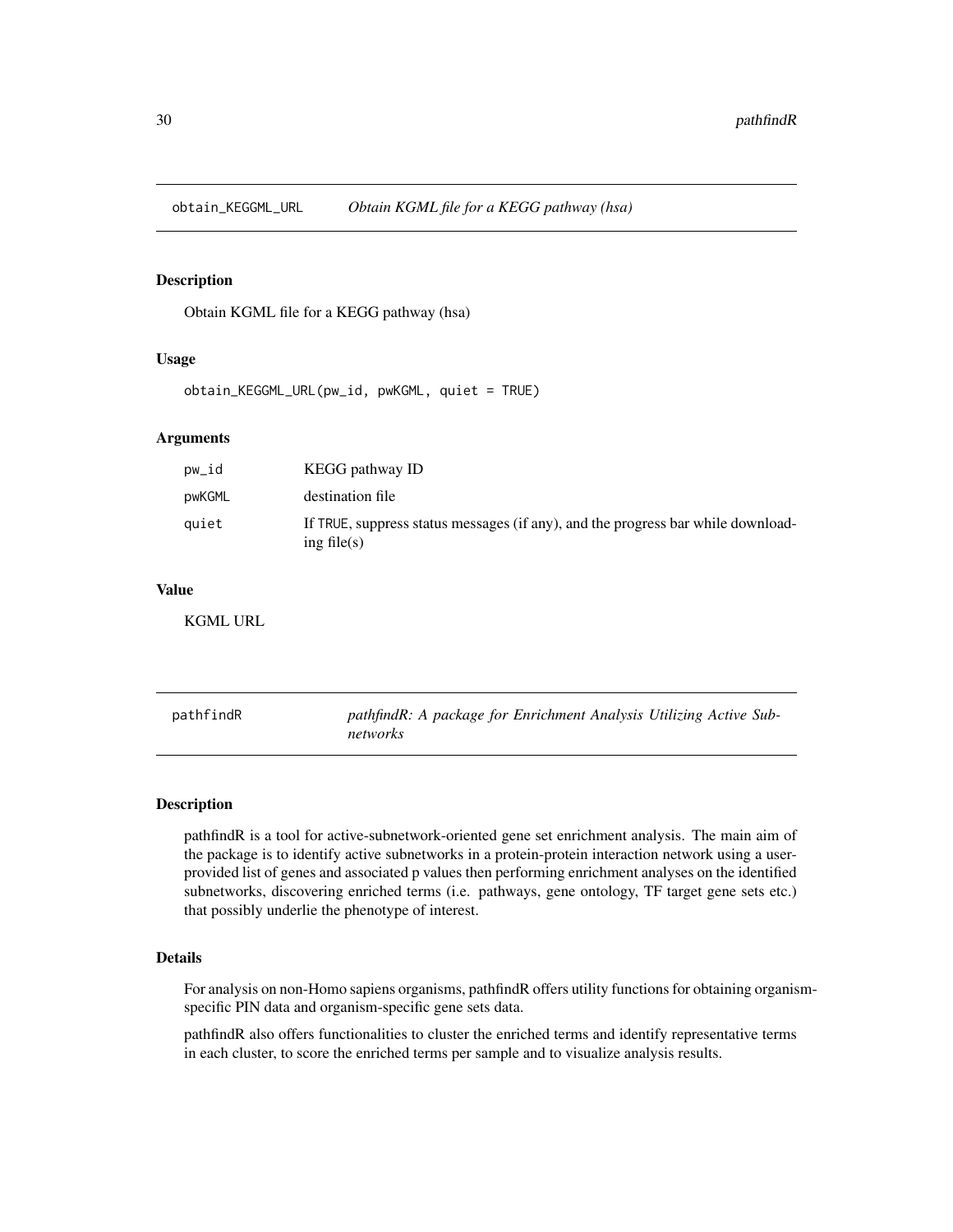## obtain_KEGGML_URL — *Obtain KGML file for a KEGG pathway (hsa)*

### Description

Obtain KGML file for a KEGG pathway (hsa)

### Usage

```
obtain_KEGGML_URL(pw_id, pwKGML, quiet = TRUE)
```

### Arguments

| | |
|---|---|
| pw_id | KEGG pathway ID |
| pwKGML | destination file |
| quiet | If TRUE, suppress status messages (if any), and the progress bar while downloading file(s) |

### Value

KGML URL

## pathfindR — *pathfindR: A package for Enrichment Analysis Utilizing Active Subnetworks*

### Description

pathfindR is a tool for active-subnetwork-oriented gene set enrichment analysis. The main aim of the package is to identify active subnetworks in a protein-protein interaction network using a user-provided list of genes and associated p values then performing enrichment analyses on the identified subnetworks, discovering enriched terms (i.e. pathways, gene ontology, TF target gene sets etc.) that possibly underlie the phenotype of interest.

### Details

For analysis on non-Homo sapiens organisms, pathfindR offers utility functions for obtaining organism-specific PIN data and organism-specific gene sets data.

pathfindR also offers functionalities to cluster the enriched terms and identify representative terms in each cluster, to score the enriched terms per sample and to visualize analysis results.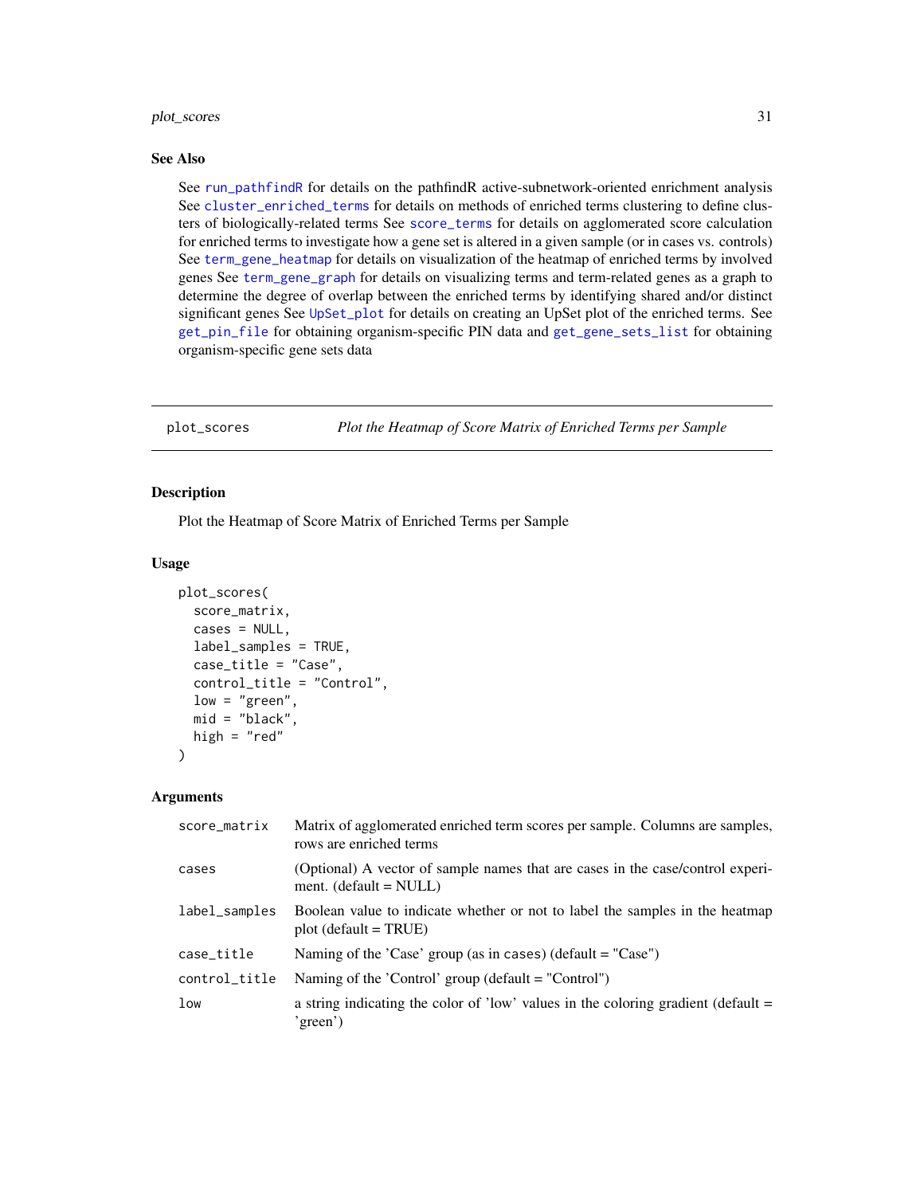### See Also

See run_pathfindR for details on the pathfindR active-subnetwork-oriented enrichment analysis See cluster_enriched_terms for details on methods of enriched terms clustering to define clusters of biologically-related terms See score_terms for details on agglomerated score calculation for enriched terms to investigate how a gene set is altered in a given sample (or in cases vs. controls) See term_gene_heatmap for details on visualization of the heatmap of enriched terms by involved genes See term_gene_graph for details on visualizing terms and term-related genes as a graph to determine the degree of overlap between the enriched terms by identifying shared and/or distinct significant genes See UpSet_plot for details on creating an UpSet plot of the enriched terms. See get_pin_file for obtaining organism-specific PIN data and get_gene_sets_list for obtaining organism-specific gene sets data

---

## plot_scores — *Plot the Heatmap of Score Matrix of Enriched Terms per Sample*

### Description

Plot the Heatmap of Score Matrix of Enriched Terms per Sample

### Usage

```
plot_scores(
  score_matrix,
  cases = NULL,
  label_samples = TRUE,
  case_title = "Case",
  control_title = "Control",
  low = "green",
  mid = "black",
  high = "red"
)
```

### Arguments

| | |
|---|---|
| score_matrix | Matrix of agglomerated enriched term scores per sample. Columns are samples, rows are enriched terms |
| cases | (Optional) A vector of sample names that are cases in the case/control experiment. (default = NULL) |
| label_samples | Boolean value to indicate whether or not to label the samples in the heatmap plot (default = TRUE) |
| case_title | Naming of the 'Case' group (as in cases) (default = "Case") |
| control_title | Naming of the 'Control' group (default = "Control") |
| low | a string indicating the color of 'low' values in the coloring gradient (default = 'green') |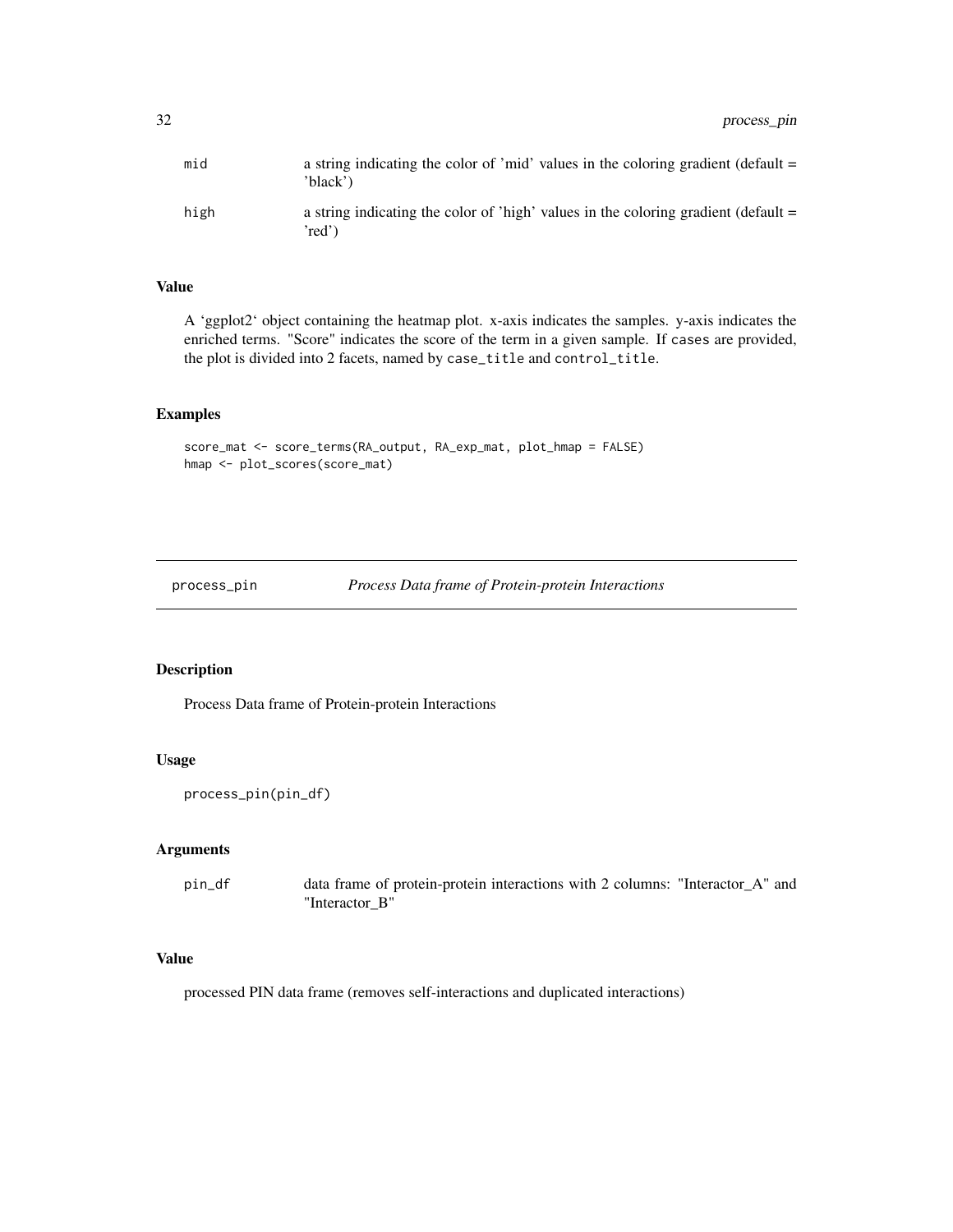| | |
|---|---|
| mid | a string indicating the color of 'mid' values in the coloring gradient (default = 'black') |
| high | a string indicating the color of 'high' values in the coloring gradient (default = 'red') |

### Value

A 'ggplot2' object containing the heatmap plot. x-axis indicates the samples. y-axis indicates the enriched terms. "Score" indicates the score of the term in a given sample. If cases are provided, the plot is divided into 2 facets, named by case_title and control_title.

### Examples

```
score_mat <- score_terms(RA_output, RA_exp_mat, plot_hmap = FALSE)
hmap <- plot_scores(score_mat)
```

---

## process_pin *Process Data frame of Protein-protein Interactions*

---

### Description

Process Data frame of Protein-protein Interactions

### Usage

```
process_pin(pin_df)
```

### Arguments

| | |
|---|---|
| pin_df | data frame of protein-protein interactions with 2 columns: "Interactor_A" and "Interactor_B" |

### Value

processed PIN data frame (removes self-interactions and duplicated interactions)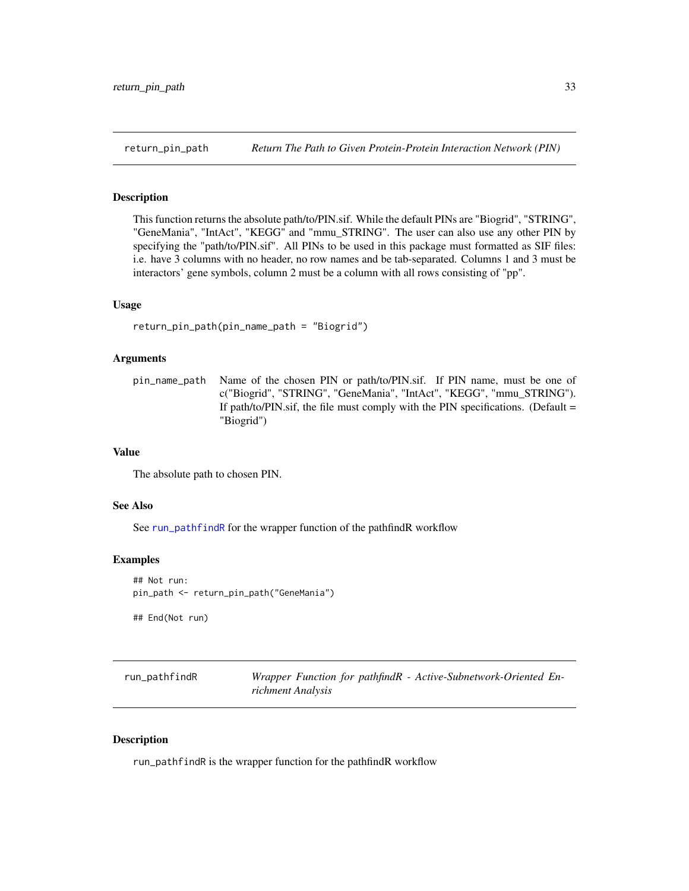## return_pin_path — *Return The Path to Given Protein-Protein Interaction Network (PIN)*

### Description

This function returns the absolute path/to/PIN.sif. While the default PINs are "Biogrid", "STRING", "GeneMania", "IntAct", "KEGG" and "mmu_STRING". The user can also use any other PIN by specifying the "path/to/PIN.sif". All PINs to be used in this package must formatted as SIF files: i.e. have 3 columns with no header, no row names and be tab-separated. Columns 1 and 3 must be interactors' gene symbols, column 2 must be a column with all rows consisting of "pp".

### Usage

```
return_pin_path(pin_name_path = "Biogrid")
```

### Arguments

| | |
|---|---|
| pin_name_path | Name of the chosen PIN or path/to/PIN.sif. If PIN name, must be one of c("Biogrid", "STRING", "GeneMania", "IntAct", "KEGG", "mmu_STRING"). If path/to/PIN.sif, the file must comply with the PIN specifications. (Default = "Biogrid") |

### Value

The absolute path to chosen PIN.

### See Also

See run_pathfindR for the wrapper function of the pathfindR workflow

### Examples

```
## Not run:
pin_path <- return_pin_path("GeneMania")

## End(Not run)
```

## run_pathfindR — *Wrapper Function for pathfindR - Active-Subnetwork-Oriented Enrichment Analysis*

### Description

run_pathfindR is the wrapper function for the pathfindR workflow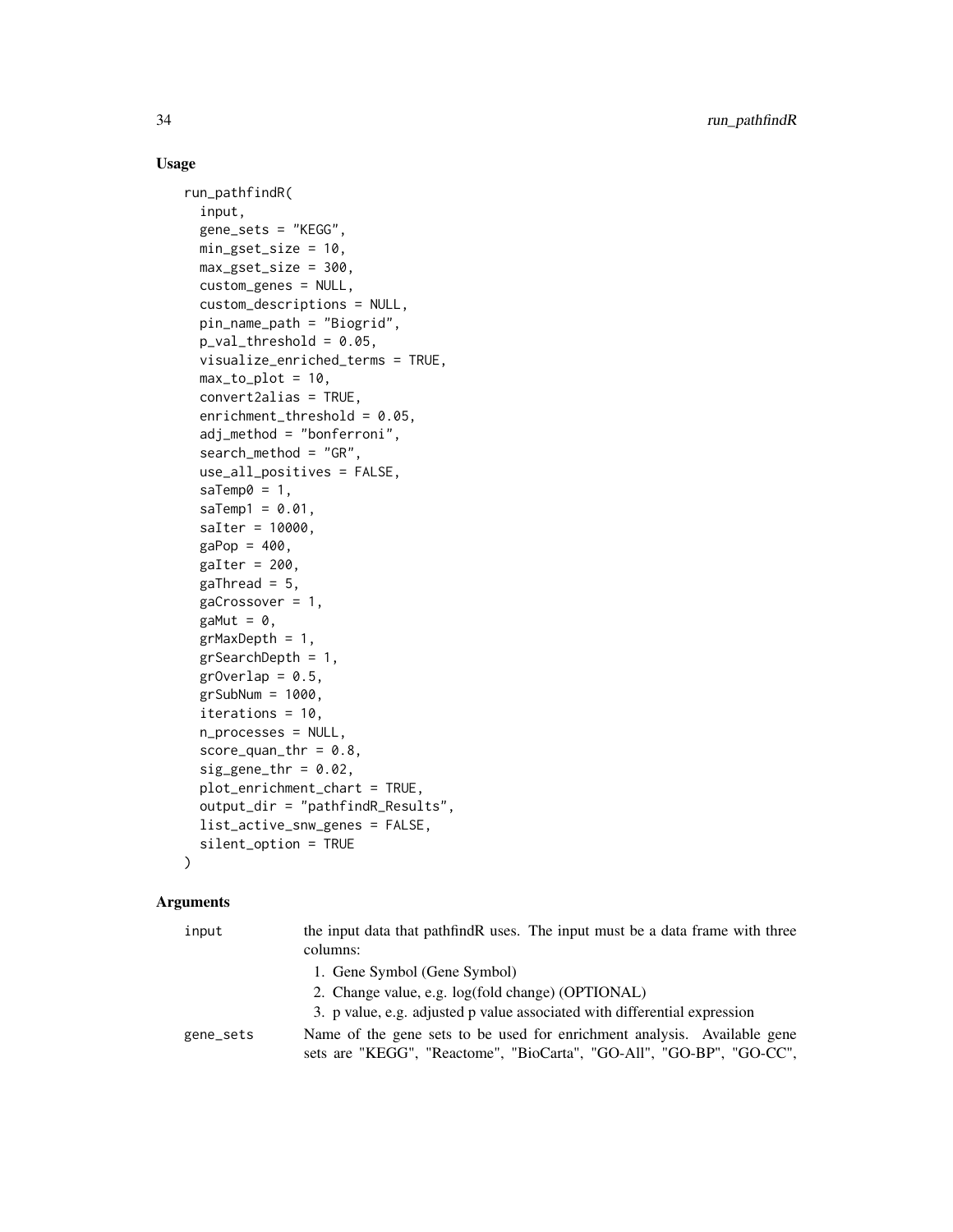### Usage

```
run_pathfindR(
  input,
  gene_sets = "KEGG",
  min_gset_size = 10,
  max_gset_size = 300,
  custom_genes = NULL,
  custom_descriptions = NULL,
  pin_name_path = "Biogrid",
  p_val_threshold = 0.05,
  visualize_enriched_terms = TRUE,
  max_to_plot = 10,
  convert2alias = TRUE,
  enrichment_threshold = 0.05,
  adj_method = "bonferroni",
  search_method = "GR",
  use_all_positives = FALSE,
  saTemp0 = 1,
  saTemp1 = 0.01,
  saIter = 10000,
  gaPop = 400,
  gaIter = 200,
  gaThread = 5,
  gaCrossover = 1,
  gaMut = 0,
  grMaxDepth = 1,
  grSearchDepth = 1,
  grOverlap = 0.5,
  grSubNum = 1000,
  iterations = 10,
  n_processes = NULL,
  score_quan_thr = 0.8,
  sig_gene_thr = 0.02,
  plot_enrichment_chart = TRUE,
  output_dir = "pathfindR_Results",
  list_active_snw_genes = FALSE,
  silent_option = TRUE
)
```

### Arguments

`input` the input data that pathfindR uses. The input must be a data frame with three columns:

1. Gene Symbol (Gene Symbol)
2. Change value, e.g. log(fold change) (OPTIONAL)
3. p value, e.g. adjusted p value associated with differential expression

`gene_sets` Name of the gene sets to be used for enrichment analysis. Available gene sets are "KEGG", "Reactome", "BioCarta", "GO-All", "GO-BP", "GO-CC",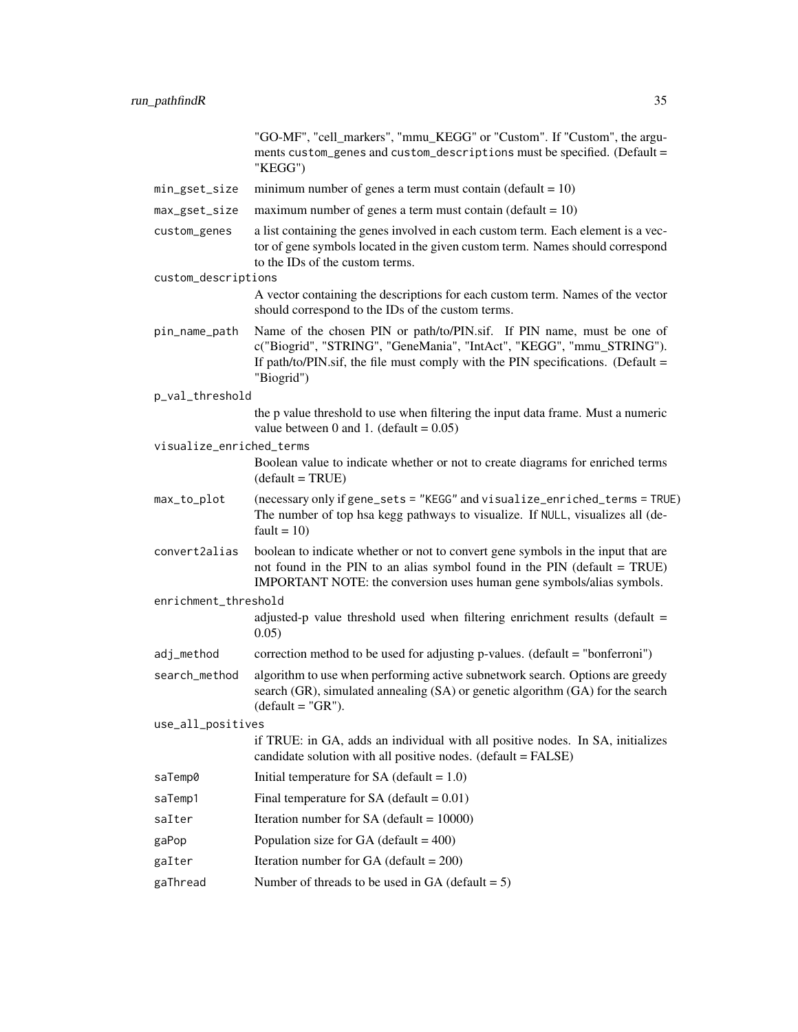"GO-MF", "cell_markers", "mmu_KEGG" or "Custom". If "Custom", the arguments custom_genes and custom_descriptions must be specified. (Default = "KEGG")

- `min_gset_size` minimum number of genes a term must contain (default = 10)
- `max_gset_size` maximum number of genes a term must contain (default = 10)
- `custom_genes` a list containing the genes involved in each custom term. Each element is a vector of gene symbols located in the given custom term. Names should correspond to the IDs of the custom terms.
- `custom_descriptions` A vector containing the descriptions for each custom term. Names of the vector should correspond to the IDs of the custom terms.
- `pin_name_path` Name of the chosen PIN or path/to/PIN.sif. If PIN name, must be one of c("Biogrid", "STRING", "GeneMania", "IntAct", "KEGG", "mmu_STRING"). If path/to/PIN.sif, the file must comply with the PIN specifications. (Default = "Biogrid")
- `p_val_threshold` the p value threshold to use when filtering the input data frame. Must a numeric value between 0 and 1. (default = 0.05)
- `visualize_enriched_terms` Boolean value to indicate whether or not to create diagrams for enriched terms (default = TRUE)
- `max_to_plot` (necessary only if gene_sets = "KEGG" and visualize_enriched_terms = TRUE) The number of top hsa kegg pathways to visualize. If NULL, visualizes all (default = 10)
- `convert2alias` boolean to indicate whether or not to convert gene symbols in the input that are not found in the PIN to an alias symbol found in the PIN (default = TRUE) IMPORTANT NOTE: the conversion uses human gene symbols/alias symbols.
- `enrichment_threshold` adjusted-p value threshold used when filtering enrichment results (default = 0.05)
- `adj_method` correction method to be used for adjusting p-values. (default = "bonferroni")
- `search_method` algorithm to use when performing active subnetwork search. Options are greedy search (GR), simulated annealing (SA) or genetic algorithm (GA) for the search (default = "GR").
- `use_all_positives` if TRUE: in GA, adds an individual with all positive nodes. In SA, initializes candidate solution with all positive nodes. (default = FALSE)
- `saTemp0` Initial temperature for SA (default = 1.0)
- `saTemp1` Final temperature for SA (default = 0.01)
- `saIter` Iteration number for SA (default = 10000)
- `gaPop` Population size for GA (default = 400)
- `gaIter` Iteration number for GA (default = 200)
- `gaThread` Number of threads to be used in GA (default = 5)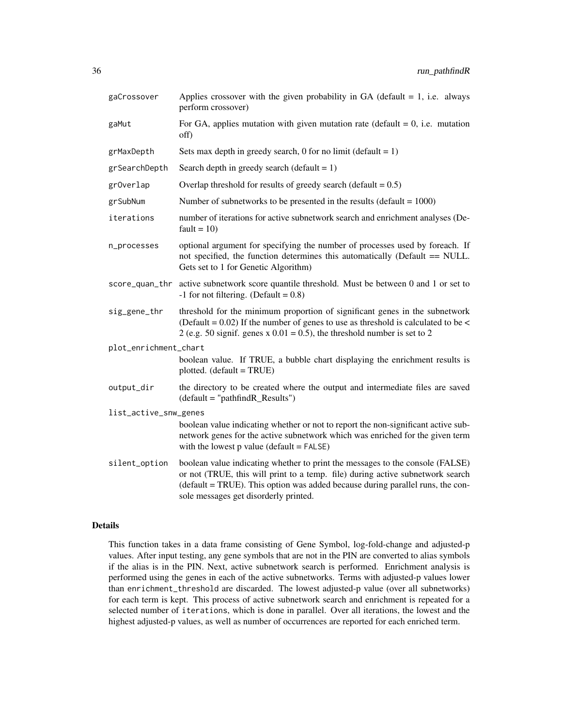| | |
|---|---|
| `gaCrossover` | Applies crossover with the given probability in GA (default = 1, i.e. always perform crossover) |
| `gaMut` | For GA, applies mutation with given mutation rate (default = 0, i.e. mutation off) |
| `grMaxDepth` | Sets max depth in greedy search, 0 for no limit (default = 1) |
| `grSearchDepth` | Search depth in greedy search (default = 1) |
| `grOverlap` | Overlap threshold for results of greedy search (default = 0.5) |
| `grSubNum` | Number of subnetworks to be presented in the results (default = 1000) |
| `iterations` | number of iterations for active subnetwork search and enrichment analyses (Default = 10) |
| `n_processes` | optional argument for specifying the number of processes used by foreach. If not specified, the function determines this automatically (Default == NULL. Gets set to 1 for Genetic Algorithm) |
| `score_quan_thr` | active subnetwork score quantile threshold. Must be between 0 and 1 or set to -1 for not filtering. (Default = 0.8) |
| `sig_gene_thr` | threshold for the minimum proportion of significant genes in the subnetwork (Default = 0.02) If the number of genes to use as threshold is calculated to be < 2 (e.g. 50 signif. genes x 0.01 = 0.5), the threshold number is set to 2 |
| `plot_enrichment_chart` | boolean value. If TRUE, a bubble chart displaying the enrichment results is plotted. (default = TRUE) |
| `output_dir` | the directory to be created where the output and intermediate files are saved (default = "pathfindR_Results") |
| `list_active_snw_genes` | boolean value indicating whether or not to report the non-significant active subnetwork genes for the active subnetwork which was enriched for the given term with the lowest p value (default = `FALSE`) |
| `silent_option` | boolean value indicating whether to print the messages to the console (FALSE) or not (TRUE, this will print to a temp. file) during active subnetwork search (default = TRUE). This option was added because during parallel runs, the console messages get disorderly printed. |

## Details

This function takes in a data frame consisting of Gene Symbol, log-fold-change and adjusted-p values. After input testing, any gene symbols that are not in the PIN are converted to alias symbols if the alias is in the PIN. Next, active subnetwork search is performed. Enrichment analysis is performed using the genes in each of the active subnetworks. Terms with adjusted-p values lower than `enrichment_threshold` are discarded. The lowest adjusted-p value (over all subnetworks) for each term is kept. This process of active subnetwork search and enrichment is repeated for a selected number of `iterations`, which is done in parallel. Over all iterations, the lowest and the highest adjusted-p values, as well as number of occurrences are reported for each enriched term.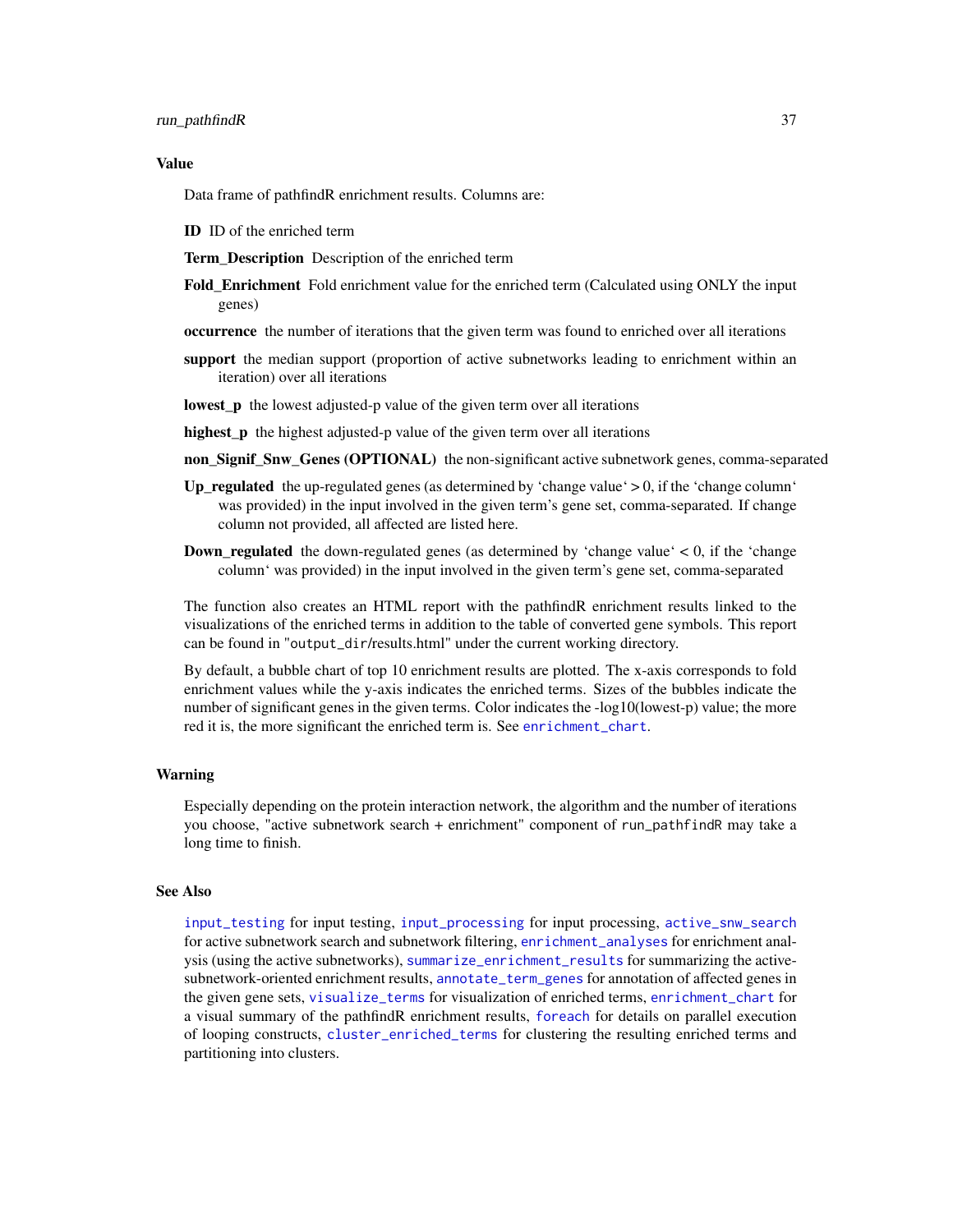## Value

Data frame of pathfindR enrichment results. Columns are:

**ID** ID of the enriched term

**Term_Description** Description of the enriched term

**Fold_Enrichment** Fold enrichment value for the enriched term (Calculated using ONLY the input genes)

**occurrence** the number of iterations that the given term was found to enriched over all iterations

**support** the median support (proportion of active subnetworks leading to enrichment within an iteration) over all iterations

**lowest_p** the lowest adjusted-p value of the given term over all iterations

**highest_p** the highest adjusted-p value of the given term over all iterations

**non_Signif_Snw_Genes (OPTIONAL)** the non-significant active subnetwork genes, comma-separated

**Up_regulated** the up-regulated genes (as determined by 'change value' > 0, if the 'change column' was provided) in the input involved in the given term's gene set, comma-separated. If change column not provided, all affected are listed here.

**Down_regulated** the down-regulated genes (as determined by 'change value' < 0, if the 'change column' was provided) in the input involved in the given term's gene set, comma-separated

The function also creates an HTML report with the pathfindR enrichment results linked to the visualizations of the enriched terms in addition to the table of converted gene symbols. This report can be found in "`output_dir`/results.html" under the current working directory.

By default, a bubble chart of top 10 enrichment results are plotted. The x-axis corresponds to fold enrichment values while the y-axis indicates the enriched terms. Sizes of the bubbles indicate the number of significant genes in the given terms. Color indicates the -log10(lowest-p) value; the more red it is, the more significant the enriched term is. See `enrichment_chart`.

## Warning

Especially depending on the protein interaction network, the algorithm and the number of iterations you choose, "active subnetwork search + enrichment" component of `run_pathfindR` may take a long time to finish.

## See Also

`input_testing` for input testing, `input_processing` for input processing, `active_snw_search` for active subnetwork search and subnetwork filtering, `enrichment_analyses` for enrichment analysis (using the active subnetworks), `summarize_enrichment_results` for summarizing the active-subnetwork-oriented enrichment results, `annotate_term_genes` for annotation of affected genes in the given gene sets, `visualize_terms` for visualization of enriched terms, `enrichment_chart` for a visual summary of the pathfindR enrichment results, `foreach` for details on parallel execution of looping constructs, `cluster_enriched_terms` for clustering the resulting enriched terms and partitioning into clusters.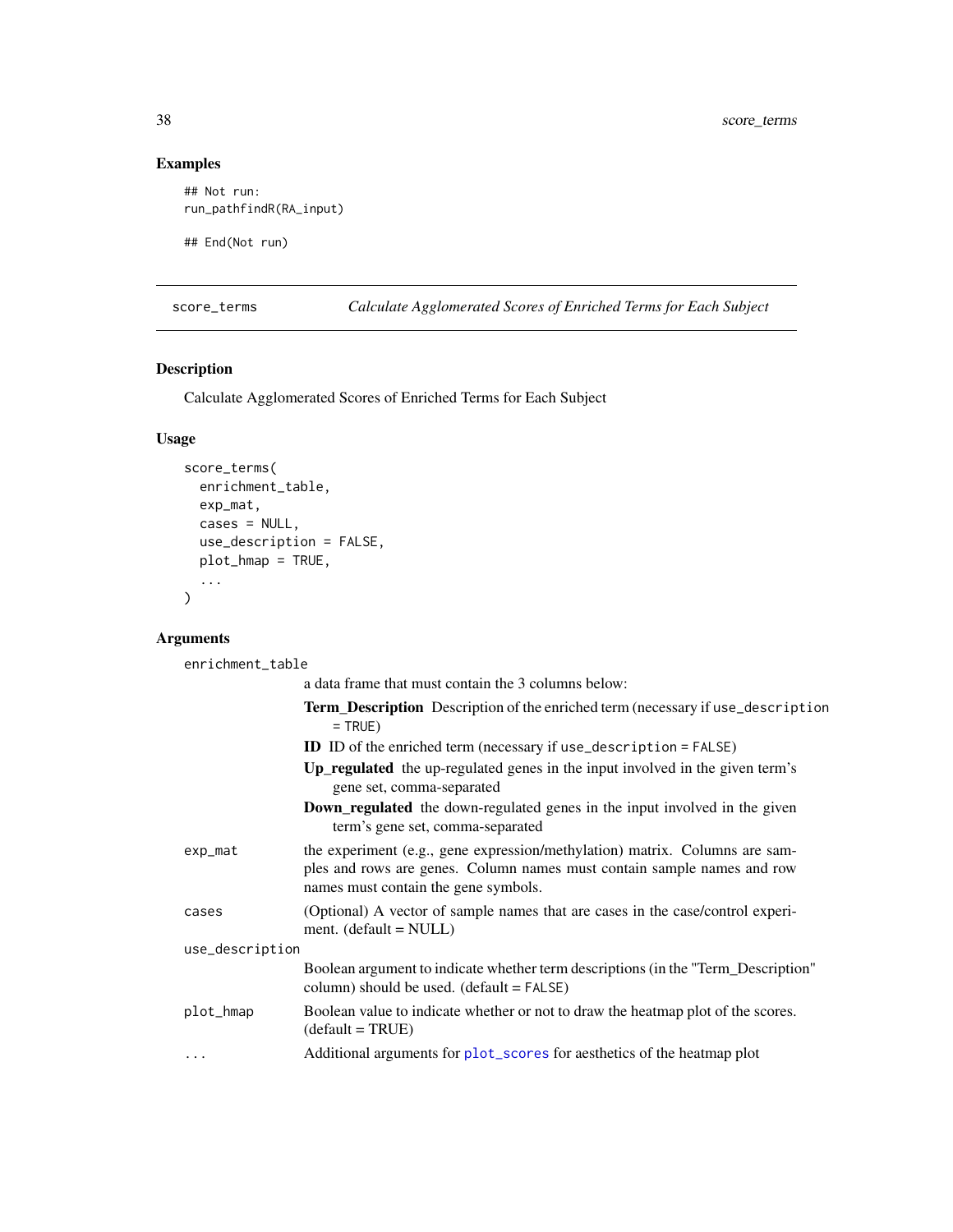## Examples

```
## Not run:
run_pathfindR(RA_input)

## End(Not run)
```

---

## score_terms — *Calculate Agglomerated Scores of Enriched Terms for Each Subject*

### Description

Calculate Agglomerated Scores of Enriched Terms for Each Subject

### Usage

```
score_terms(
  enrichment_table,
  exp_mat,
  cases = NULL,
  use_description = FALSE,
  plot_hmap = TRUE,
  ...
)
```

### Arguments

`enrichment_table`
: a data frame that must contain the 3 columns below:

  - **Term_Description** Description of the enriched term (necessary if `use_description = TRUE`)
  - **ID** ID of the enriched term (necessary if `use_description = FALSE`)
  - **Up_regulated** the up-regulated genes in the input involved in the given term's gene set, comma-separated
  - **Down_regulated** the down-regulated genes in the input involved in the given term's gene set, comma-separated

`exp_mat`
: the experiment (e.g., gene expression/methylation) matrix. Columns are samples and rows are genes. Column names must contain sample names and row names must contain the gene symbols.

`cases`
: (Optional) A vector of sample names that are cases in the case/control experiment. (default = NULL)

`use_description`
: Boolean argument to indicate whether term descriptions (in the "Term_Description" column) should be used. (default = `FALSE`)

`plot_hmap`
: Boolean value to indicate whether or not to draw the heatmap plot of the scores. (default = TRUE)

`...`
: Additional arguments for `plot_scores` for aesthetics of the heatmap plot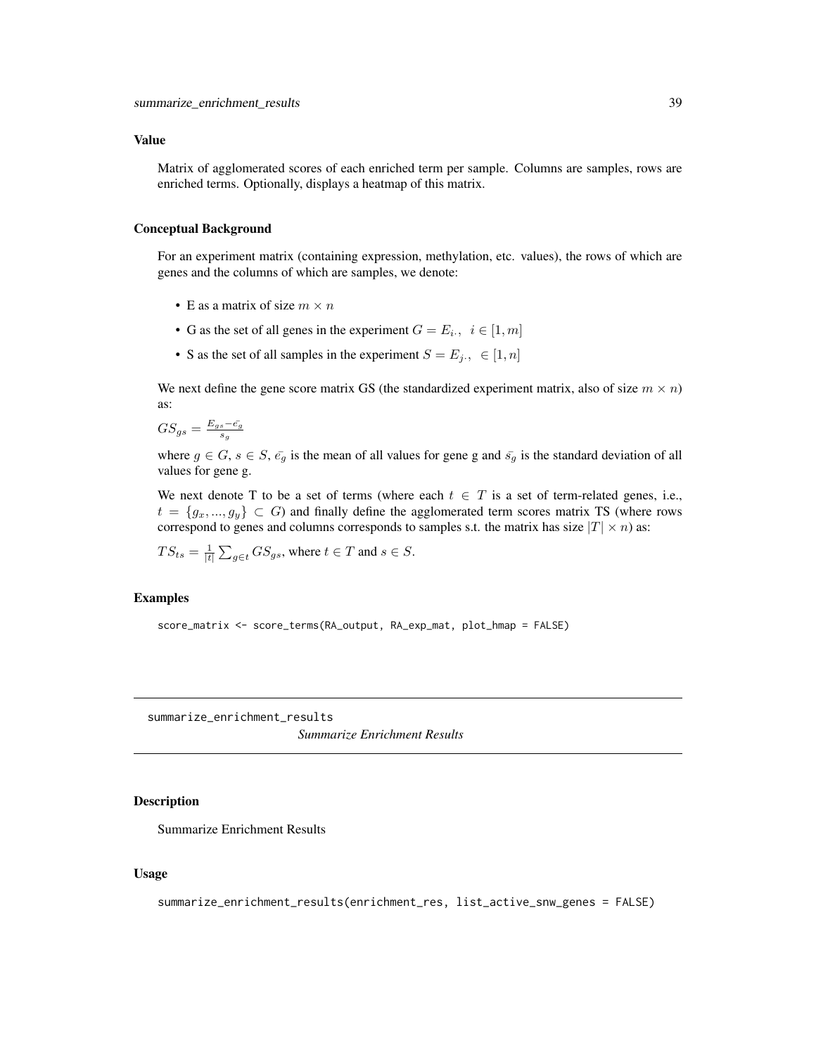### Value

Matrix of agglomerated scores of each enriched term per sample. Columns are samples, rows are enriched terms. Optionally, displays a heatmap of this matrix.

### Conceptual Background

For an experiment matrix (containing expression, methylation, etc. values), the rows of which are genes and the columns of which are samples, we denote:

- E as a matrix of size $m \times n$
- G as the set of all genes in the experiment $G = E_{i\cdot},\ \ i \in [1, m]$
- S as the set of all samples in the experiment $S = E_{\cdot j},\ \ \in [1, n]$

We next define the gene score matrix GS (the standardized experiment matrix, also of size $m \times n$) as:

$GS_{gs} = \frac{E_{gs} - \bar{e_g}}{s_g}$

where $g \in G$, $s \in S$, $\bar{e_g}$ is the mean of all values for gene g and $\bar{s_g}$ is the standard deviation of all values for gene g.

We next denote T to be a set of terms (where each $t \in T$ is a set of term-related genes, i.e., $t = \{g_x, ..., g_y\} \subset G$) and finally define the agglomerated term scores matrix TS (where rows correspond to genes and columns corresponds to samples s.t. the matrix has size $|T| \times n$) as:

$TS_{ts} = \frac{1}{|t|} \sum_{g \in t} GS_{gs}$, where $t \in T$ and $s \in S$.

### Examples

```
score_matrix <- score_terms(RA_output, RA_exp_mat, plot_hmap = FALSE)
```

---

## summarize_enrichment_results — *Summarize Enrichment Results*

### Description

Summarize Enrichment Results

### Usage

```
summarize_enrichment_results(enrichment_res, list_active_snw_genes = FALSE)
```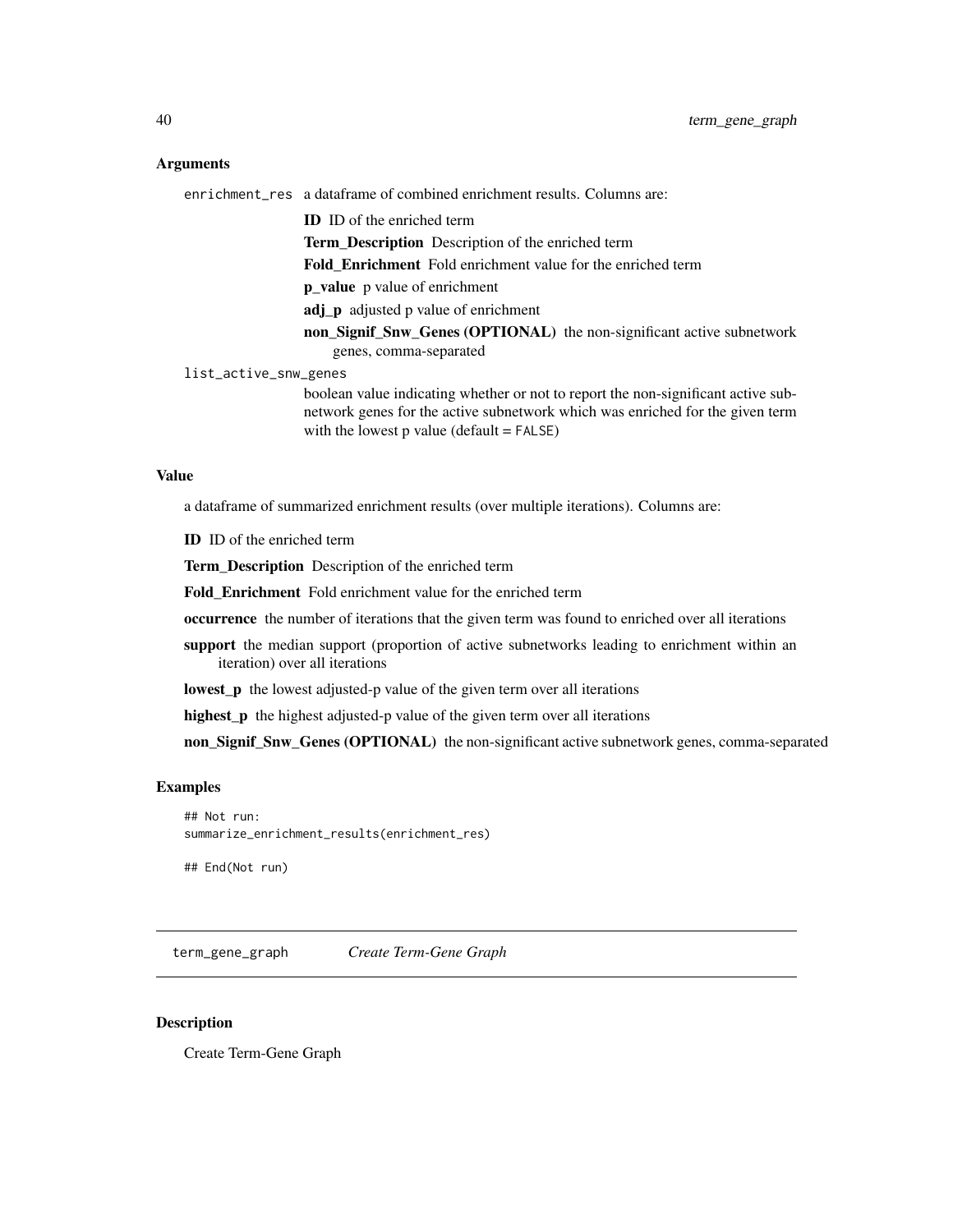### Arguments

`enrichment_res` a dataframe of combined enrichment results. Columns are:

- **ID** ID of the enriched term
- **Term_Description** Description of the enriched term
- **Fold_Enrichment** Fold enrichment value for the enriched term
- **p_value** p value of enrichment
- **adj_p** adjusted p value of enrichment
- **non_Signif_Snw_Genes (OPTIONAL)** the non-significant active subnetwork genes, comma-separated

`list_active_snw_genes`
boolean value indicating whether or not to report the non-significant active subnetwork genes for the active subnetwork which was enriched for the given term with the lowest p value (default = `FALSE`)

### Value

a dataframe of summarized enrichment results (over multiple iterations). Columns are:

- **ID** ID of the enriched term
- **Term_Description** Description of the enriched term
- **Fold_Enrichment** Fold enrichment value for the enriched term
- **occurrence** the number of iterations that the given term was found to enriched over all iterations
- **support** the median support (proportion of active subnetworks leading to enrichment within an iteration) over all iterations
- **lowest_p** the lowest adjusted-p value of the given term over all iterations
- **highest_p** the highest adjusted-p value of the given term over all iterations
- **non_Signif_Snw_Genes (OPTIONAL)** the non-significant active subnetwork genes, comma-separated

### Examples

```
## Not run:
summarize_enrichment_results(enrichment_res)

## End(Not run)
```

---

## term_gene_graph *Create Term-Gene Graph*

---

### Description

Create Term-Gene Graph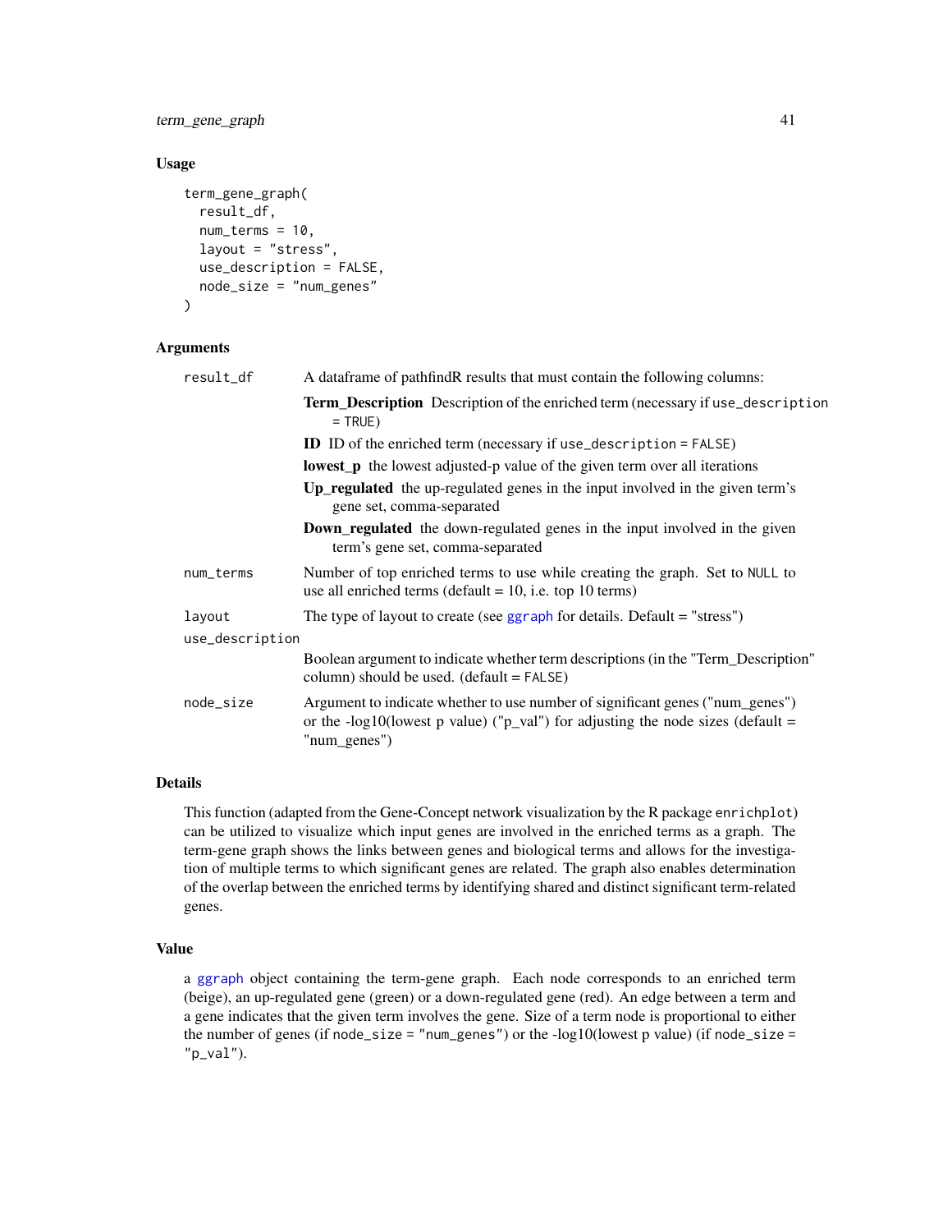### Usage

```
term_gene_graph(
  result_df,
  num_terms = 10,
  layout = "stress",
  use_description = FALSE,
  node_size = "num_genes"
)
```

### Arguments

`result_df` A dataframe of pathfindR results that must contain the following columns:

- **Term_Description** Description of the enriched term (necessary if `use_description = TRUE`)
- **ID** ID of the enriched term (necessary if `use_description = FALSE`)
- **lowest_p** the lowest adjusted-p value of the given term over all iterations
- **Up_regulated** the up-regulated genes in the input involved in the given term's gene set, comma-separated
- **Down_regulated** the down-regulated genes in the input involved in the given term's gene set, comma-separated

`num_terms` Number of top enriched terms to use while creating the graph. Set to `NULL` to use all enriched terms (default = 10, i.e. top 10 terms)

`layout` The type of layout to create (see ggraph for details. Default = "stress")

`use_description` Boolean argument to indicate whether term descriptions (in the "Term_Description" column) should be used. (default = `FALSE`)

`node_size` Argument to indicate whether to use number of significant genes ("num_genes") or the -log10(lowest p value) ("p_val") for adjusting the node sizes (default = "num_genes")

### Details

This function (adapted from the Gene-Concept network visualization by the R package `enrichplot`) can be utilized to visualize which input genes are involved in the enriched terms as a graph. The term-gene graph shows the links between genes and biological terms and allows for the investigation of multiple terms to which significant genes are related. The graph also enables determination of the overlap between the enriched terms by identifying shared and distinct significant term-related genes.

### Value

a ggraph object containing the term-gene graph. Each node corresponds to an enriched term (beige), an up-regulated gene (green) or a down-regulated gene (red). An edge between a term and a gene indicates that the given term involves the gene. Size of a term node is proportional to either the number of genes (if `node_size = "num_genes"`) or the -log10(lowest p value) (if `node_size = "p_val"`).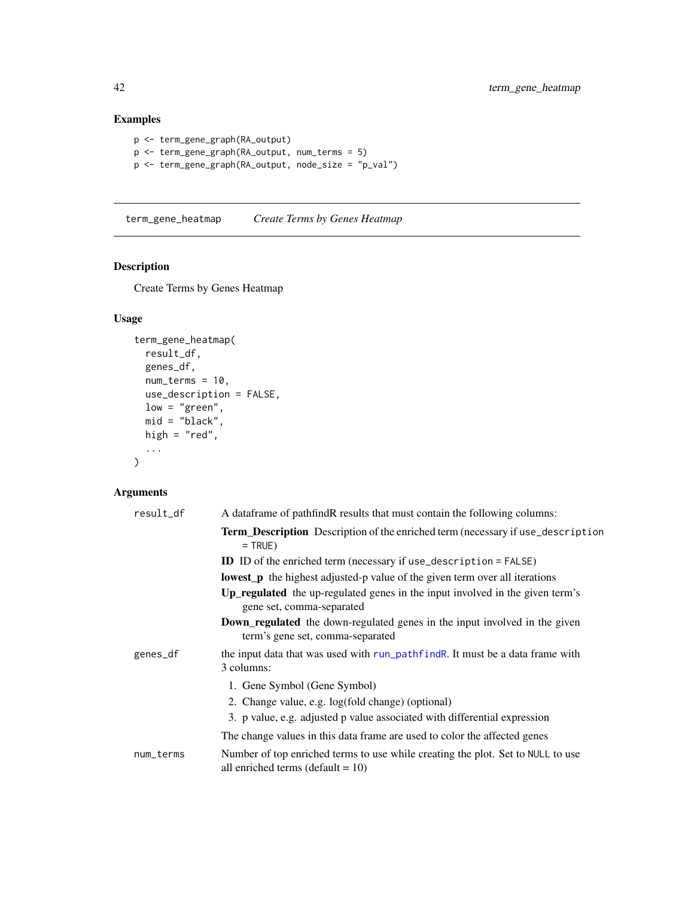## Examples

```
p <- term_gene_graph(RA_output)
p <- term_gene_graph(RA_output, num_terms = 5)
p <- term_gene_graph(RA_output, node_size = "p_val")
```

---

# term_gene_heatmap — *Create Terms by Genes Heatmap*

## Description

Create Terms by Genes Heatmap

## Usage

```
term_gene_heatmap(
  result_df,
  genes_df,
  num_terms = 10,
  use_description = FALSE,
  low = "green",
  mid = "black",
  high = "red",
  ...
)
```

## Arguments

`result_df` — A dataframe of pathfindR results that must contain the following columns:

- **Term_Description** Description of the enriched term (necessary if `use_description = TRUE`)
- **ID** ID of the enriched term (necessary if `use_description = FALSE`)
- **lowest_p** the highest adjusted-p value of the given term over all iterations
- **Up_regulated** the up-regulated genes in the input involved in the given term's gene set, comma-separated
- **Down_regulated** the down-regulated genes in the input involved in the given term's gene set, comma-separated

`genes_df` — the input data that was used with run_pathfindR. It must be a data frame with 3 columns:

1. Gene Symbol (Gene Symbol)
2. Change value, e.g. log(fold change) (optional)
3. p value, e.g. adjusted p value associated with differential expression

The change values in this data frame are used to color the affected genes

`num_terms` — Number of top enriched terms to use while creating the plot. Set to `NULL` to use all enriched terms (default = 10)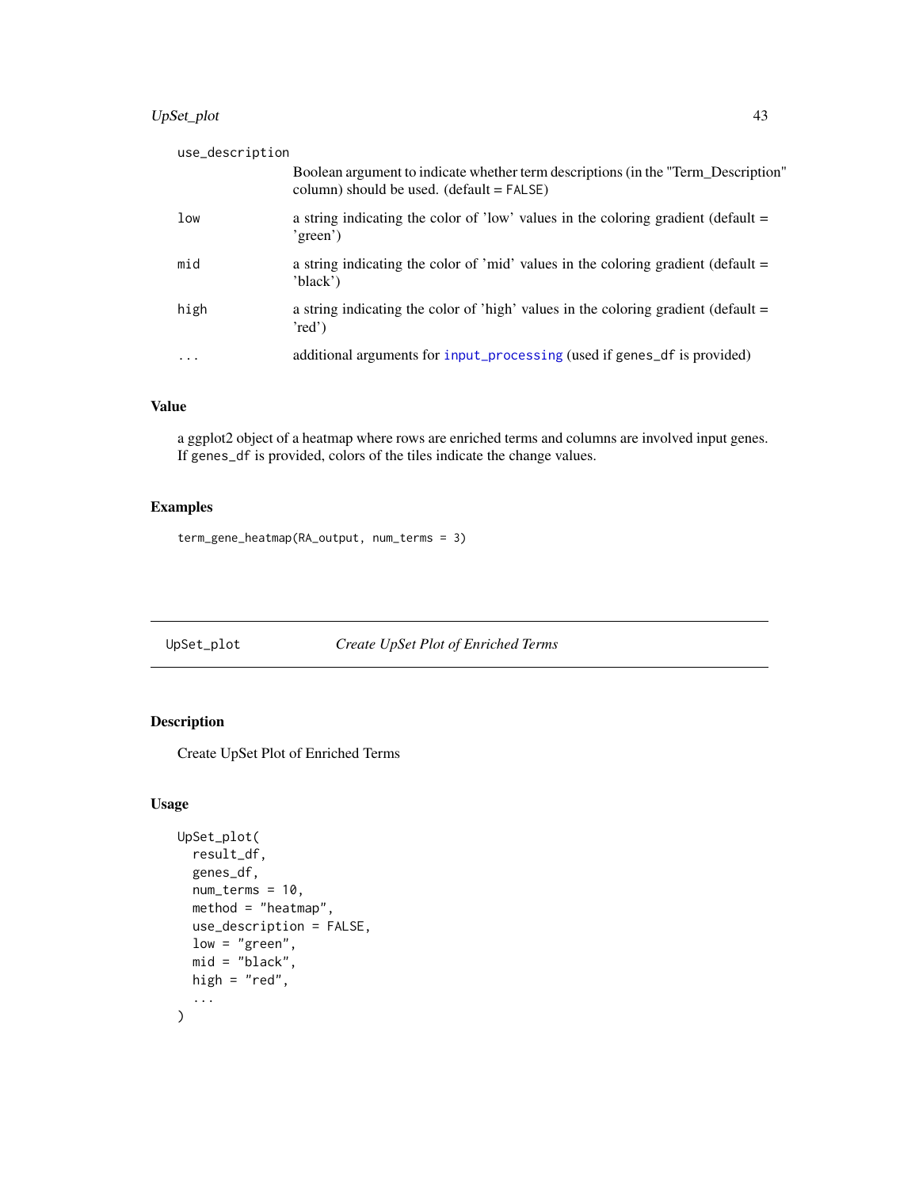use_description
: Boolean argument to indicate whether term descriptions (in the "Term_Description" column) should be used. (default = FALSE)

low
: a string indicating the color of 'low' values in the coloring gradient (default = 'green')

mid
: a string indicating the color of 'mid' values in the coloring gradient (default = 'black')

high
: a string indicating the color of 'high' values in the coloring gradient (default = 'red')

...
: additional arguments for input_processing (used if genes_df is provided)

### Value

a ggplot2 object of a heatmap where rows are enriched terms and columns are involved input genes. If genes_df is provided, colors of the tiles indicate the change values.

### Examples

```
term_gene_heatmap(RA_output, num_terms = 3)
```

## UpSet_plot — *Create UpSet Plot of Enriched Terms*

### Description

Create UpSet Plot of Enriched Terms

### Usage

```
UpSet_plot(
  result_df,
  genes_df,
  num_terms = 10,
  method = "heatmap",
  use_description = FALSE,
  low = "green",
  mid = "black",
  high = "red",
  ...
)
```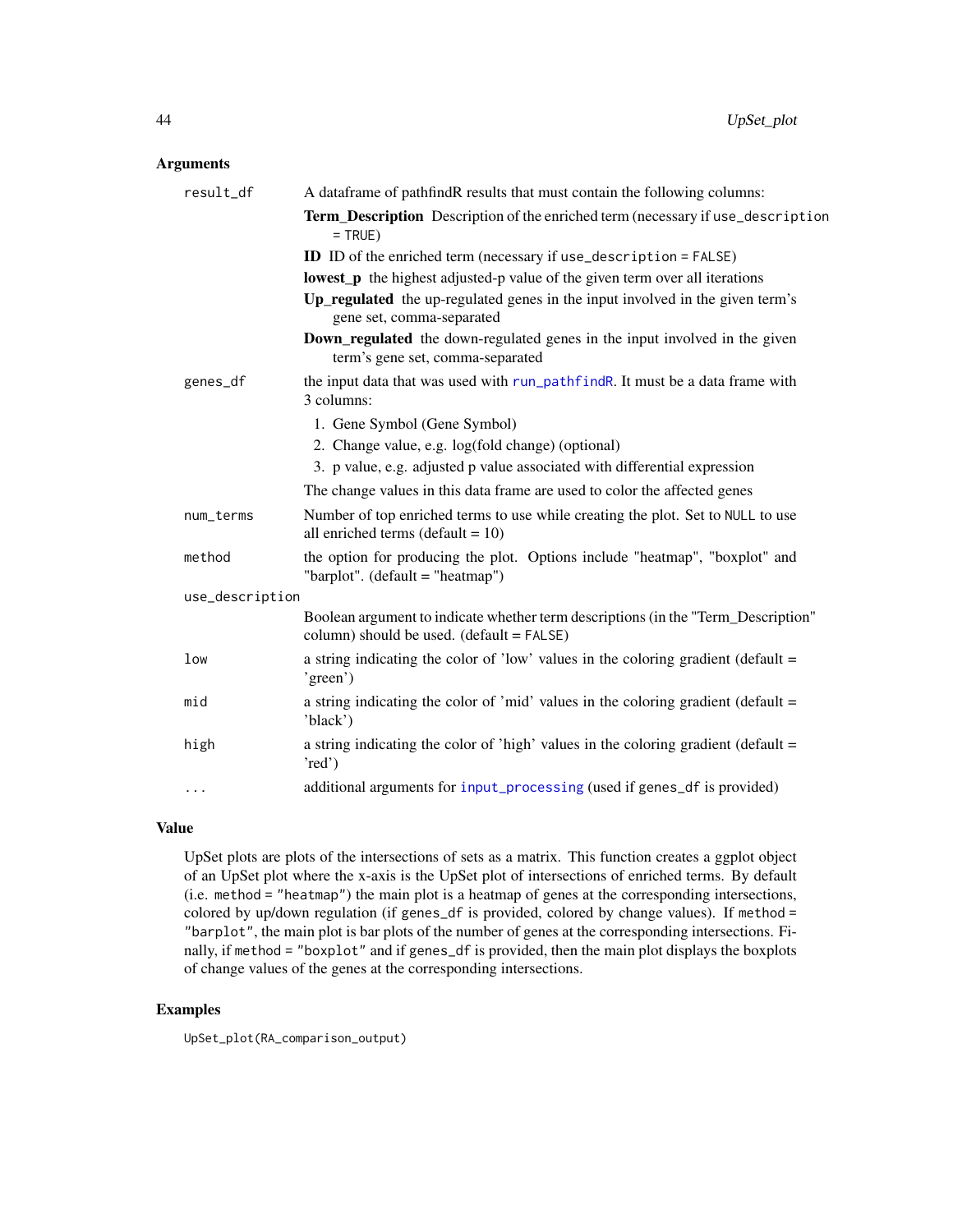### Arguments

**result_df** A dataframe of pathfindR results that must contain the following columns:

- **Term_Description** Description of the enriched term (necessary if `use_description = TRUE`)
- **ID** ID of the enriched term (necessary if `use_description = FALSE`)
- **lowest_p** the highest adjusted-p value of the given term over all iterations
- **Up_regulated** the up-regulated genes in the input involved in the given term's gene set, comma-separated
- **Down_regulated** the down-regulated genes in the input involved in the given term's gene set, comma-separated

**genes_df** the input data that was used with `run_pathfindR`. It must be a data frame with 3 columns:

1. Gene Symbol (Gene Symbol)
2. Change value, e.g. log(fold change) (optional)
3. p value, e.g. adjusted p value associated with differential expression

The change values in this data frame are used to color the affected genes

**num_terms** Number of top enriched terms to use while creating the plot. Set to `NULL` to use all enriched terms (default = 10)

**method** the option for producing the plot. Options include "heatmap", "boxplot" and "barplot". (default = "heatmap")

**use_description** Boolean argument to indicate whether term descriptions (in the "Term_Description" column) should be used. (default = `FALSE`)

**low** a string indicating the color of 'low' values in the coloring gradient (default = 'green')

**mid** a string indicating the color of 'mid' values in the coloring gradient (default = 'black')

**high** a string indicating the color of 'high' values in the coloring gradient (default = 'red')

**...** additional arguments for `input_processing` (used if `genes_df` is provided)

### Value

UpSet plots are plots of the intersections of sets as a matrix. This function creates a ggplot object of an UpSet plot where the x-axis is the UpSet plot of intersections of enriched terms. By default (i.e. `method = "heatmap"`) the main plot is a heatmap of genes at the corresponding intersections, colored by up/down regulation (if `genes_df` is provided, colored by change values). If `method = "barplot"`, the main plot is bar plots of the number of genes at the corresponding intersections. Finally, if `method = "boxplot"` and if `genes_df` is provided, then the main plot displays the boxplots of change values of the genes at the corresponding intersections.

### Examples

```
UpSet_plot(RA_comparison_output)
```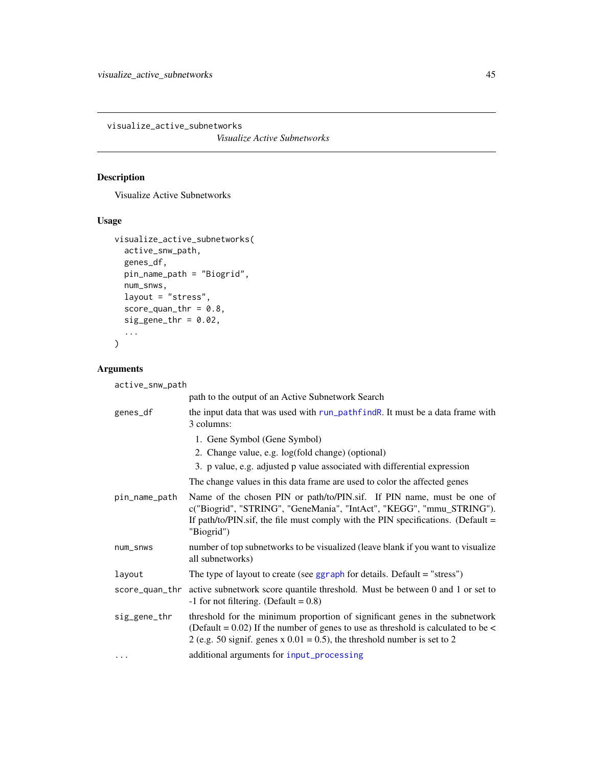visualize_active_subnetworks

*Visualize Active Subnetworks*

## Description

Visualize Active Subnetworks

## Usage

```
visualize_active_subnetworks(
  active_snw_path,
  genes_df,
  pin_name_path = "Biogrid",
  num_snws,
  layout = "stress",
  score_quan_thr = 0.8,
  sig_gene_thr = 0.02,
  ...
)
```

## Arguments

`active_snw_path`
: path to the output of an Active Subnetwork Search

`genes_df`
: the input data that was used with run_pathfindR. It must be a data frame with 3 columns:

  1. Gene Symbol (Gene Symbol)
  2. Change value, e.g. log(fold change) (optional)
  3. p value, e.g. adjusted p value associated with differential expression

  The change values in this data frame are used to color the affected genes

`pin_name_path`
: Name of the chosen PIN or path/to/PIN.sif. If PIN name, must be one of c("Biogrid", "STRING", "GeneMania", "IntAct", "KEGG", "mmu_STRING"). If path/to/PIN.sif, the file must comply with the PIN specifications. (Default = "Biogrid")

`num_snws`
: number of top subnetworks to be visualized (leave blank if you want to visualize all subnetworks)

`layout`
: The type of layout to create (see ggraph for details. Default = "stress")

`score_quan_thr`
: active subnetwork score quantile threshold. Must be between 0 and 1 or set to -1 for not filtering. (Default = 0.8)

`sig_gene_thr`
: threshold for the minimum proportion of significant genes in the subnetwork (Default = 0.02) If the number of genes to use as threshold is calculated to be < 2 (e.g. 50 signif. genes x 0.01 = 0.5), the threshold number is set to 2

`...`
: additional arguments for input_processing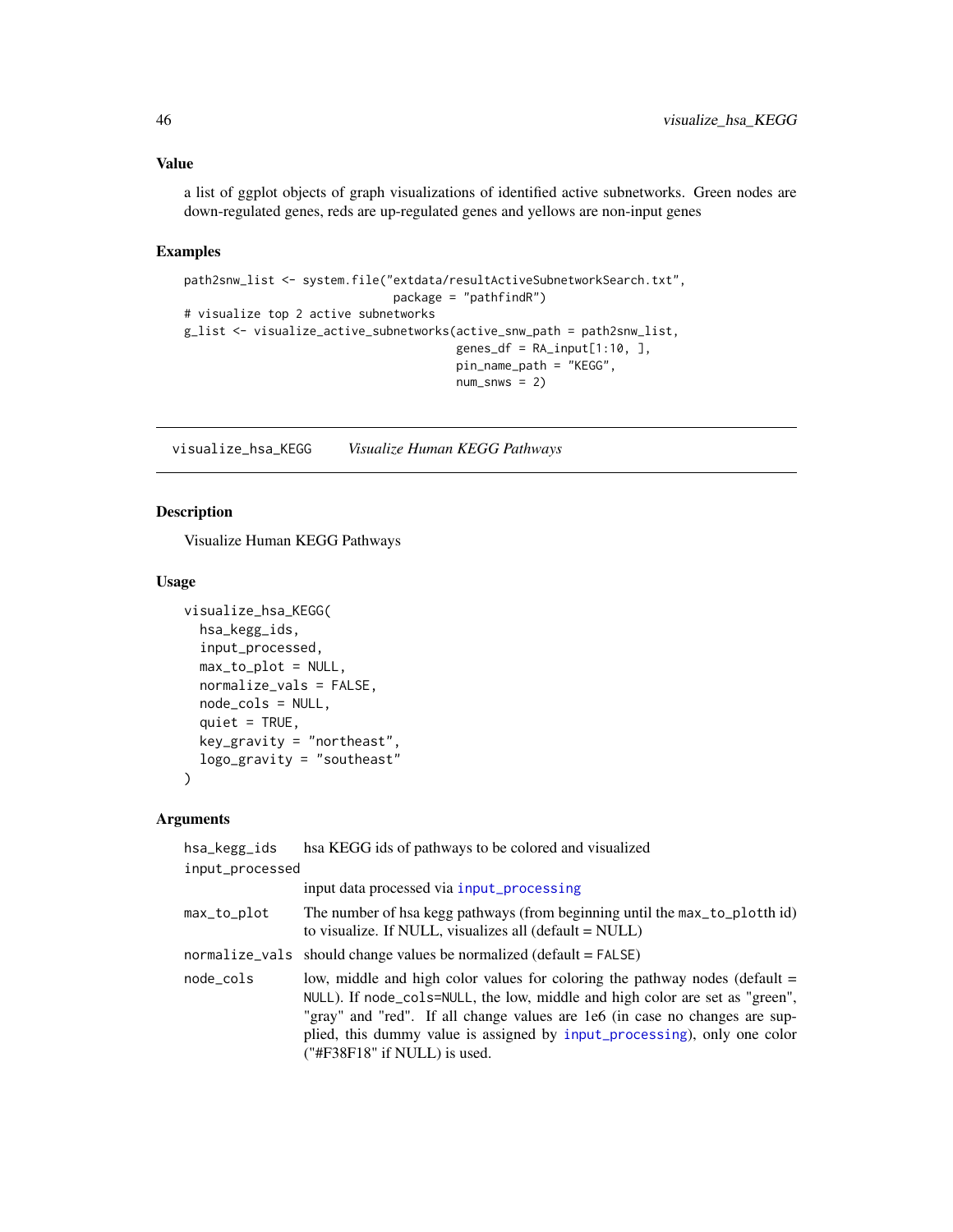### Value

a list of ggplot objects of graph visualizations of identified active subnetworks. Green nodes are down-regulated genes, reds are up-regulated genes and yellows are non-input genes

### Examples

```
path2snw_list <- system.file("extdata/resultActiveSubnetworkSearch.txt",
                             package = "pathfindR")
# visualize top 2 active subnetworks
g_list <- visualize_active_subnetworks(active_snw_path = path2snw_list,
                                       genes_df = RA_input[1:10, ],
                                       pin_name_path = "KEGG",
                                       num_snws = 2)
```

---

## visualize_hsa_KEGG — *Visualize Human KEGG Pathways*

### Description

Visualize Human KEGG Pathways

### Usage

```
visualize_hsa_KEGG(
  hsa_kegg_ids,
  input_processed,
  max_to_plot = NULL,
  normalize_vals = FALSE,
  node_cols = NULL,
  quiet = TRUE,
  key_gravity = "northeast",
  logo_gravity = "southeast"
)
```

### Arguments

| Argument | Description |
|---|---|
| `hsa_kegg_ids` | hsa KEGG ids of pathways to be colored and visualized |
| `input_processed` | input data processed via `input_processing` |
| `max_to_plot` | The number of hsa kegg pathways (from beginning until the `max_to_plot`th id) to visualize. If NULL, visualizes all (default = NULL) |
| `normalize_vals` | should change values be normalized (default = `FALSE`) |
| `node_cols` | low, middle and high color values for coloring the pathway nodes (default = `NULL`). If `node_cols=NULL`, the low, middle and high color are set as "green", "gray" and "red". If all change values are 1e6 (in case no changes are supplied, this dummy value is assigned by `input_processing`), only one color ("#F38F18" if NULL) is used. |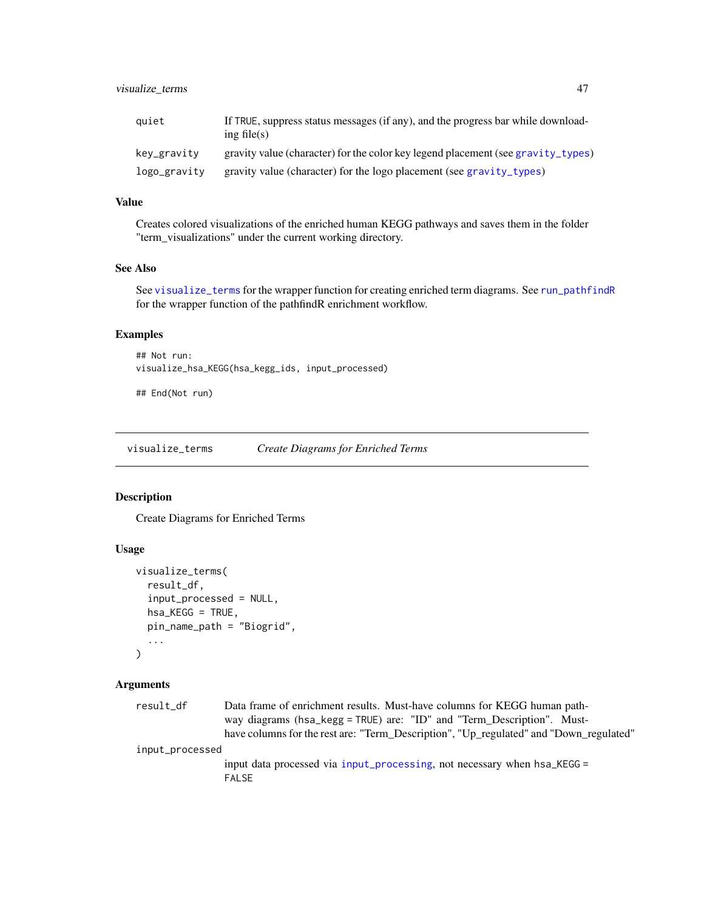| | |
|---|---|
| `quiet` | If `TRUE`, suppress status messages (if any), and the progress bar while downloading file(s) |
| `key_gravity` | gravity value (character) for the color key legend placement (see `gravity_types`) |
| `logo_gravity` | gravity value (character) for the logo placement (see `gravity_types`) |

### Value

Creates colored visualizations of the enriched human KEGG pathways and saves them in the folder "term_visualizations" under the current working directory.

### See Also

See `visualize_terms` for the wrapper function for creating enriched term diagrams. See `run_pathfindR` for the wrapper function of the pathfindR enrichment workflow.

### Examples

```
## Not run:
visualize_hsa_KEGG(hsa_kegg_ids, input_processed)

## End(Not run)
```

---

## `visualize_terms` *Create Diagrams for Enriched Terms*

### Description

Create Diagrams for Enriched Terms

### Usage

```
visualize_terms(
  result_df,
  input_processed = NULL,
  hsa_KEGG = TRUE,
  pin_name_path = "Biogrid",
  ...
)
```

### Arguments

| | |
|---|---|
| `result_df` | Data frame of enrichment results. Must-have columns for KEGG human pathway diagrams (`hsa_kegg = TRUE`) are: "ID" and "Term_Description". Must-have columns for the rest are: "Term_Description", "Up_regulated" and "Down_regulated" |
| `input_processed` | input data processed via `input_processing`, not necessary when `hsa_KEGG = FALSE` |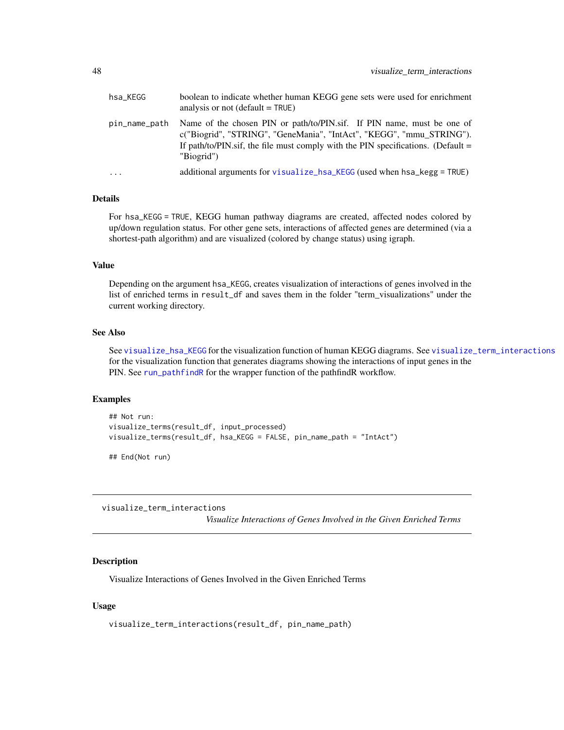| | |
|---|---|
| hsa_KEGG | boolean to indicate whether human KEGG gene sets were used for enrichment analysis or not (default = TRUE) |
| pin_name_path | Name of the chosen PIN or path/to/PIN.sif. If PIN name, must be one of c("Biogrid", "STRING", "GeneMania", "IntAct", "KEGG", "mmu_STRING"). If path/to/PIN.sif, the file must comply with the PIN specifications. (Default = "Biogrid") |
| ... | additional arguments for visualize_hsa_KEGG (used when hsa_kegg = TRUE) |

### Details

For hsa_KEGG = TRUE, KEGG human pathway diagrams are created, affected nodes colored by up/down regulation status. For other gene sets, interactions of affected genes are determined (via a shortest-path algorithm) and are visualized (colored by change status) using igraph.

### Value

Depending on the argument hsa_KEGG, creates visualization of interactions of genes involved in the list of enriched terms in result_df and saves them in the folder "term_visualizations" under the current working directory.

### See Also

See visualize_hsa_KEGG for the visualization function of human KEGG diagrams. See visualize_term_interactions for the visualization function that generates diagrams showing the interactions of input genes in the PIN. See run_pathfindR for the wrapper function of the pathfindR workflow.

### Examples

```
## Not run:
visualize_terms(result_df, input_processed)
visualize_terms(result_df, hsa_KEGG = FALSE, pin_name_path = "IntAct")

## End(Not run)
```

---

## visualize_term_interactions

*Visualize Interactions of Genes Involved in the Given Enriched Terms*

---

### Description

Visualize Interactions of Genes Involved in the Given Enriched Terms

### Usage

```
visualize_term_interactions(result_df, pin_name_path)
```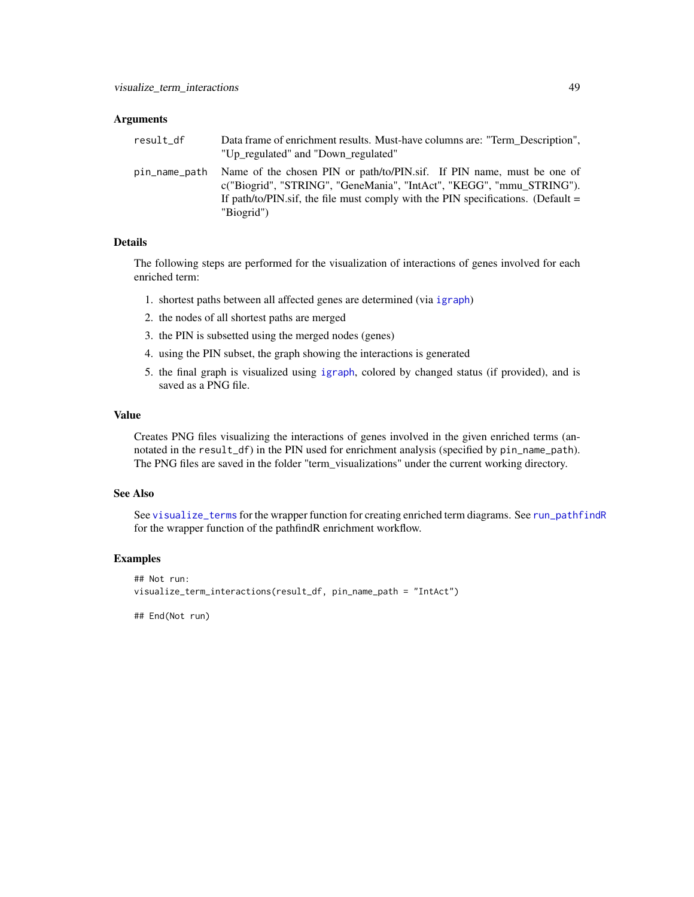### Arguments

- `result_df` — Data frame of enrichment results. Must-have columns are: "Term_Description", "Up_regulated" and "Down_regulated"
- `pin_name_path` — Name of the chosen PIN or path/to/PIN.sif. If PIN name, must be one of c("Biogrid", "STRING", "GeneMania", "IntAct", "KEGG", "mmu_STRING"). If path/to/PIN.sif, the file must comply with the PIN specifications. (Default = "Biogrid")

### Details

The following steps are performed for the visualization of interactions of genes involved for each enriched term:

1. shortest paths between all affected genes are determined (via igraph)
2. the nodes of all shortest paths are merged
3. the PIN is subsetted using the merged nodes (genes)
4. using the PIN subset, the graph showing the interactions is generated
5. the final graph is visualized using igraph, colored by changed status (if provided), and is saved as a PNG file.

### Value

Creates PNG files visualizing the interactions of genes involved in the given enriched terms (annotated in the `result_df`) in the PIN used for enrichment analysis (specified by `pin_name_path`). The PNG files are saved in the folder "term_visualizations" under the current working directory.

### See Also

See `visualize_terms` for the wrapper function for creating enriched term diagrams. See `run_pathfindR` for the wrapper function of the pathfindR enrichment workflow.

### Examples

```
## Not run:
visualize_term_interactions(result_df, pin_name_path = "IntAct")

## End(Not run)
```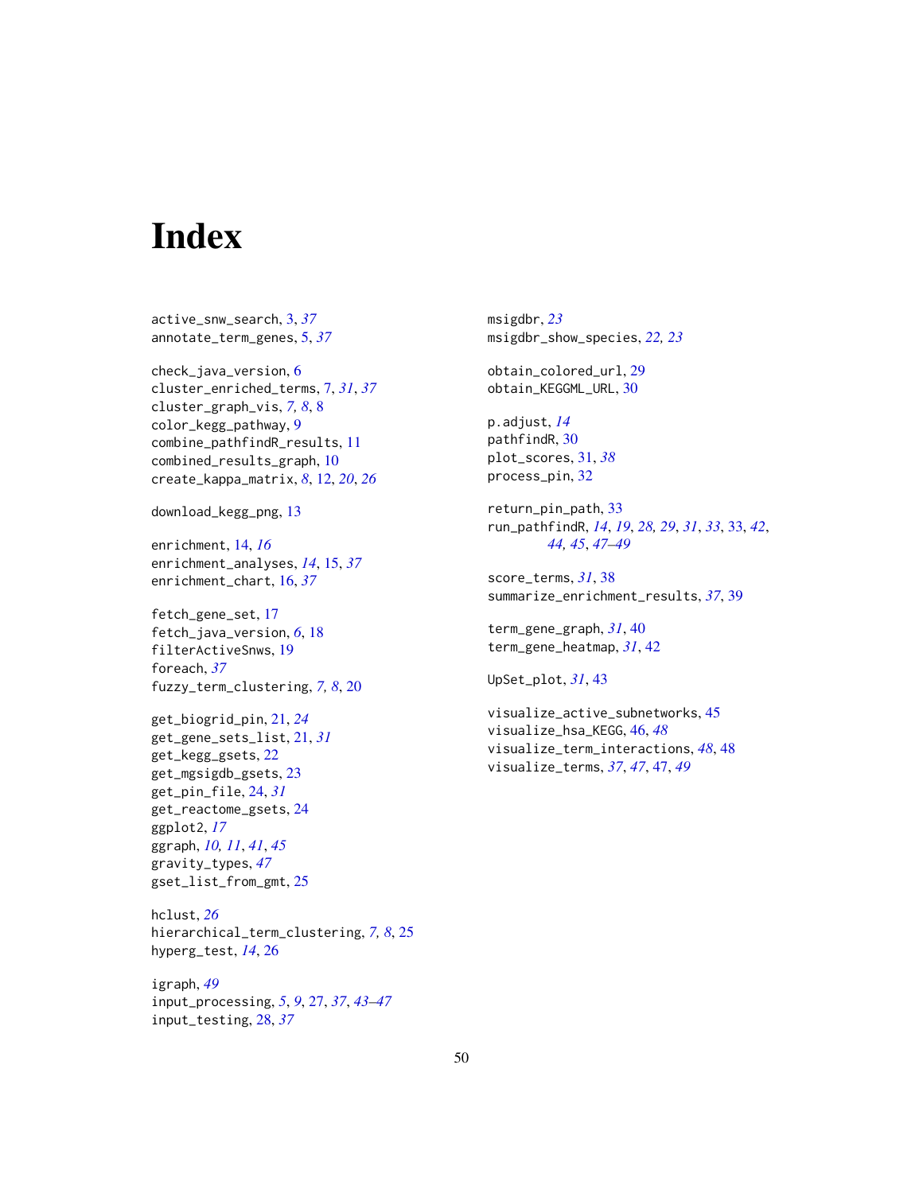# Index

active_snw_search, 3, *37*
annotate_term_genes, 5, *37*

check_java_version, 6
cluster_enriched_terms, 7, *31*, *37*
cluster_graph_vis, *7, 8*, 8
color_kegg_pathway, 9
combine_pathfindR_results, 11
combined_results_graph, 10
create_kappa_matrix, *8*, 12, *20*, *26*

download_kegg_png, 13

enrichment, 14, *16*
enrichment_analyses, *14*, 15, *37*
enrichment_chart, 16, *37*

fetch_gene_set, 17
fetch_java_version, *6*, 18
filterActiveSnws, 19
foreach, *37*
fuzzy_term_clustering, *7, 8*, 20

get_biogrid_pin, 21, *24*
get_gene_sets_list, 21, *31*
get_kegg_gsets, 22
get_mgsigdb_gsets, 23
get_pin_file, 24, *31*
get_reactome_gsets, 24
ggplot2, *17*
ggraph, *10, 11*, *41*, *45*
gravity_types, *47*
gset_list_from_gmt, 25

hclust, *26*
hierarchical_term_clustering, *7, 8*, 25
hyperg_test, *14*, 26

igraph, *49*
input_processing, *5*, *9*, 27, *37*, *43–47*
input_testing, 28, *37*

msigdbr, *23*
msigdbr_show_species, *22, 23*

obtain_colored_url, 29
obtain_KEGGML_URL, 30

p.adjust, *14*
pathfindR, 30
plot_scores, 31, *38*
process_pin, 32

return_pin_path, 33
run_pathfindR, *14*, *19*, *28, 29*, *31*, *33*, 33, *42*, *44, 45*, *47–49*

score_terms, *31*, 38
summarize_enrichment_results, *37*, 39

term_gene_graph, *31*, 40
term_gene_heatmap, *31*, 42

UpSet_plot, *31*, 43

visualize_active_subnetworks, 45
visualize_hsa_KEGG, 46, *48*
visualize_term_interactions, *48*, 48
visualize_terms, *37*, *47*, 47, *49*